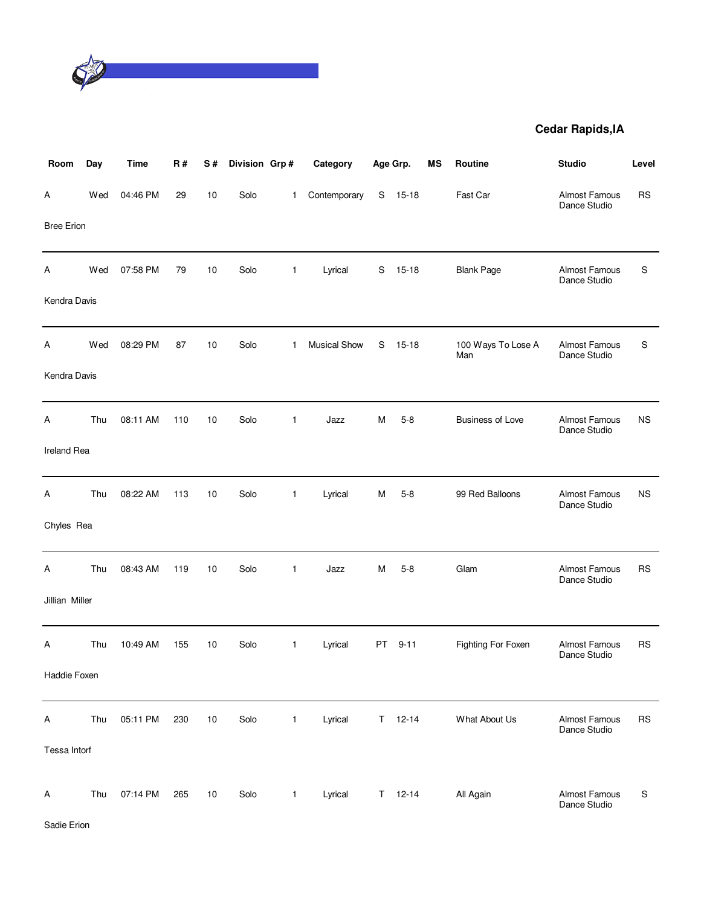**Cedar Rapids,IA**

| Room | Day | Time | R # | S # | Division | Grp # | Category | Age Grp. | | MS | Routine | Studio | Level |
|---|---|---|---|---|---|---|---|---|---|---|---|---|---|
| A | Wed | 04:46 PM | 29 | 10 | Solo | 1 | Contemporary | S | 15-18 | | Fast Car | Almost Famous Dance Studio | RS |
| Bree Erion | | | | | | | | | | | | | |
| A | Wed | 07:58 PM | 79 | 10 | Solo | 1 | Lyrical | S | 15-18 | | Blank Page | Almost Famous Dance Studio | S |
| Kendra Davis | | | | | | | | | | | | | |
| A | Wed | 08:29 PM | 87 | 10 | Solo | 1 | Musical Show | S | 15-18 | | 100 Ways To Lose A Man | Almost Famous Dance Studio | S |
| Kendra Davis | | | | | | | | | | | | | |
| A | Thu | 08:11 AM | 110 | 10 | Solo | 1 | Jazz | M | 5-8 | | Business of Love | Almost Famous Dance Studio | NS |
| Ireland Rea | | | | | | | | | | | | | |
| A | Thu | 08:22 AM | 113 | 10 | Solo | 1 | Lyrical | M | 5-8 | | 99 Red Balloons | Almost Famous Dance Studio | NS |
| Chyles Rea | | | | | | | | | | | | | |
| A | Thu | 08:43 AM | 119 | 10 | Solo | 1 | Jazz | M | 5-8 | | Glam | Almost Famous Dance Studio | RS |
| Jillian Miller | | | | | | | | | | | | | |
| A | Thu | 10:49 AM | 155 | 10 | Solo | 1 | Lyrical | PT | 9-11 | | Fighting For Foxen | Almost Famous Dance Studio | RS |
| Haddie Foxen | | | | | | | | | | | | | |
| A | Thu | 05:11 PM | 230 | 10 | Solo | 1 | Lyrical | T | 12-14 | | What About Us | Almost Famous Dance Studio | RS |
| Tessa Intorf | | | | | | | | | | | | | |
| A | Thu | 07:14 PM | 265 | 10 | Solo | 1 | Lyrical | T | 12-14 | | All Again | Almost Famous Dance Studio | S |
| Sadie Erion | | | | | | | | | | | | | |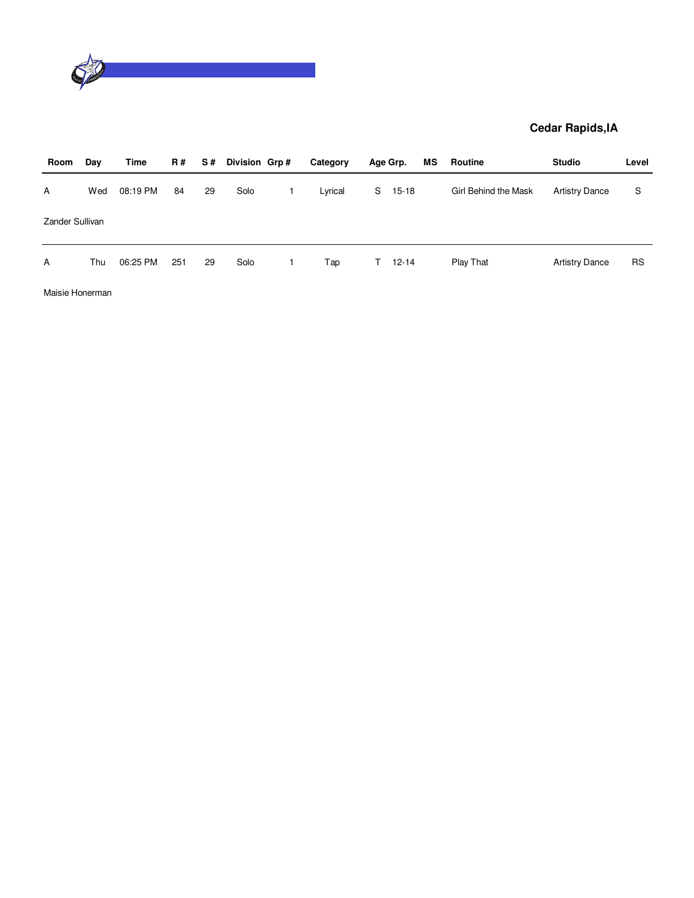**Cedar Rapids,IA**

| Room | Day | Time | R # | S # | Division | Grp # | Category | Age Grp. | | MS | Routine | Studio | Level |
|---|---|---|---|---|---|---|---|---|---|---|---|---|---|
| A | Wed | 08:19 PM | 84 | 29 | Solo | 1 | Lyrical | S | 15-18 | | Girl Behind the Mask | Artistry Dance | S |
| Zander Sullivan | | | | | | | | | | | | | |
| A | Thu | 06:25 PM | 251 | 29 | Solo | 1 | Tap | T | 12-14 | | Play That | Artistry Dance | RS |
| Maisie Honerman | | | | | | | | | | | | | |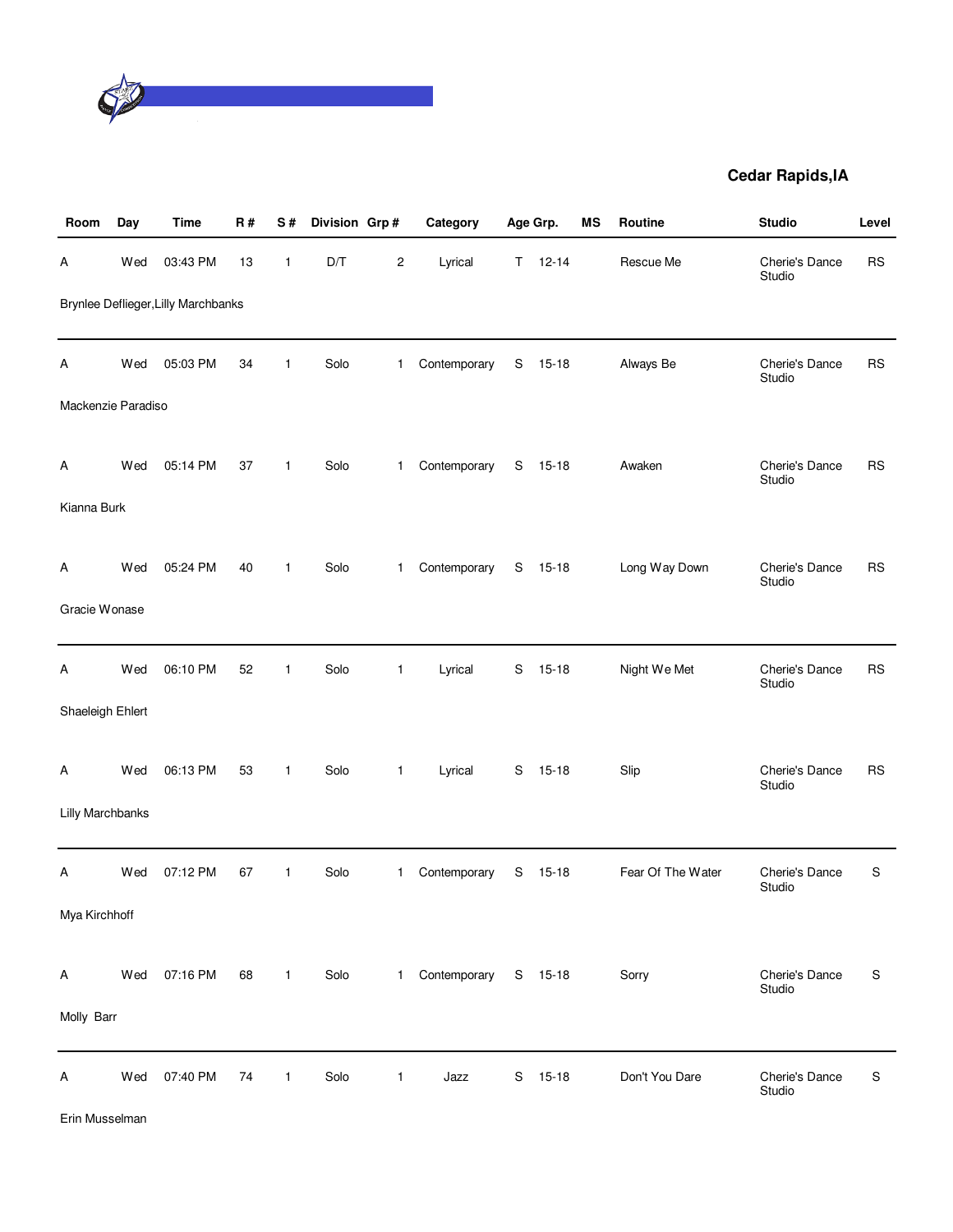**Cedar Rapids,IA**

| Room | Day | Time | R # | S # | Division | Grp # | Category | Age Grp. | | MS | Routine | Studio | Level |
|---|---|---|---|---|---|---|---|---|---|---|---|---|---|
| A | Wed | 03:43 PM | 13 | 1 | D/T | 2 | Lyrical | T | 12-14 | | Rescue Me | Cherie's Dance Studio | RS |
| Brynlee Deflieger,Lilly Marchbanks | | | | | | | | | | | | | |
| A | Wed | 05:03 PM | 34 | 1 | Solo | 1 | Contemporary | S | 15-18 | | Always Be | Cherie's Dance Studio | RS |
| Mackenzie Paradiso | | | | | | | | | | | | | |
| A | Wed | 05:14 PM | 37 | 1 | Solo | 1 | Contemporary | S | 15-18 | | Awaken | Cherie's Dance Studio | RS |
| Kianna Burk | | | | | | | | | | | | | |
| A | Wed | 05:24 PM | 40 | 1 | Solo | 1 | Contemporary | S | 15-18 | | Long Way Down | Cherie's Dance Studio | RS |
| Gracie Wonase | | | | | | | | | | | | | |
| A | Wed | 06:10 PM | 52 | 1 | Solo | 1 | Lyrical | S | 15-18 | | Night We Met | Cherie's Dance Studio | RS |
| Shaeleigh Ehlert | | | | | | | | | | | | | |
| A | Wed | 06:13 PM | 53 | 1 | Solo | 1 | Lyrical | S | 15-18 | | Slip | Cherie's Dance Studio | RS |
| Lilly Marchbanks | | | | | | | | | | | | | |
| A | Wed | 07:12 PM | 67 | 1 | Solo | 1 | Contemporary | S | 15-18 | | Fear Of The Water | Cherie's Dance Studio | S |
| Mya Kirchhoff | | | | | | | | | | | | | |
| A | Wed | 07:16 PM | 68 | 1 | Solo | 1 | Contemporary | S | 15-18 | | Sorry | Cherie's Dance Studio | S |
| Molly Barr | | | | | | | | | | | | | |
| A | Wed | 07:40 PM | 74 | 1 | Solo | 1 | Jazz | S | 15-18 | | Don't You Dare | Cherie's Dance Studio | S |
| Erin Musselman | | | | | | | | | | | | | |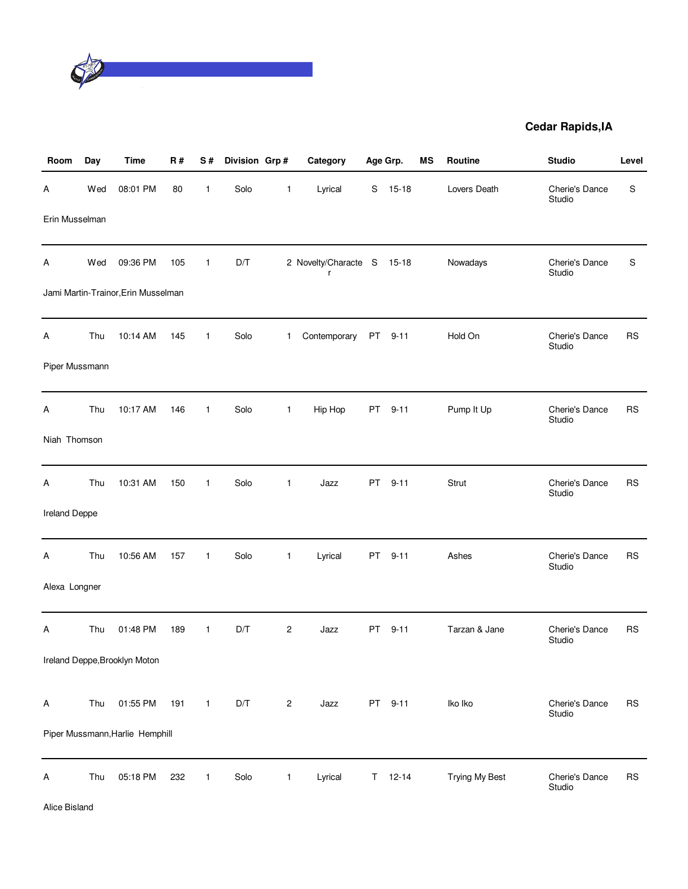## Cedar Rapids,IA

| Room | Day | Time | R # | S # | Division | Grp # | Category | Age Grp. | | MS | Routine | Studio | Level |
|---|---|---|---|---|---|---|---|---|---|---|---|---|---|
| A | Wed | 08:01 PM | 80 | 1 | Solo | 1 | Lyrical | S | 15-18 | | Lovers Death | Cherie's Dance Studio | S |
| Erin Musselman | | | | | | | | | | | | | |
| A | Wed | 09:36 PM | 105 | 1 | D/T | 2 | Novelty/Character | S | 15-18 | | Nowadays | Cherie's Dance Studio | S |
| Jami Martin-Trainor,Erin Musselman | | | | | | | | | | | | | |
| A | Thu | 10:14 AM | 145 | 1 | Solo | 1 | Contemporary | PT | 9-11 | | Hold On | Cherie's Dance Studio | RS |
| Piper Mussmann | | | | | | | | | | | | | |
| A | Thu | 10:17 AM | 146 | 1 | Solo | 1 | Hip Hop | PT | 9-11 | | Pump It Up | Cherie's Dance Studio | RS |
| Niah Thomson | | | | | | | | | | | | | |
| A | Thu | 10:31 AM | 150 | 1 | Solo | 1 | Jazz | PT | 9-11 | | Strut | Cherie's Dance Studio | RS |
| Ireland Deppe | | | | | | | | | | | | | |
| A | Thu | 10:56 AM | 157 | 1 | Solo | 1 | Lyrical | PT | 9-11 | | Ashes | Cherie's Dance Studio | RS |
| Alexa Longner | | | | | | | | | | | | | |
| A | Thu | 01:48 PM | 189 | 1 | D/T | 2 | Jazz | PT | 9-11 | | Tarzan & Jane | Cherie's Dance Studio | RS |
| Ireland Deppe,Brooklyn Moton | | | | | | | | | | | | | |
| A | Thu | 01:55 PM | 191 | 1 | D/T | 2 | Jazz | PT | 9-11 | | Iko Iko | Cherie's Dance Studio | RS |
| Piper Mussmann,Harlie Hemphill | | | | | | | | | | | | | |
| A | Thu | 05:18 PM | 232 | 1 | Solo | 1 | Lyrical | T | 12-14 | | Trying My Best | Cherie's Dance Studio | RS |
| Alice Bisland | | | | | | | | | | | | | |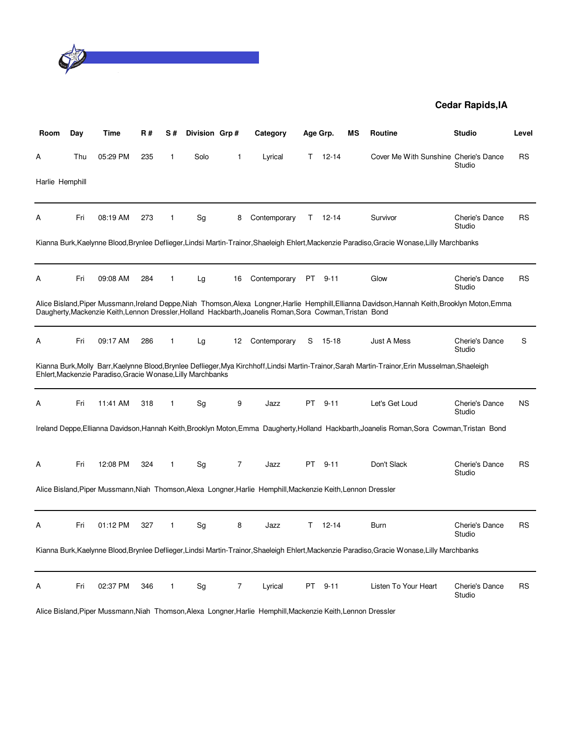**Cedar Rapids,IA**

| Room | Day | Time | R # | S # | Division | Grp # | Category | Age Grp. | | MS | Routine | Studio | Level |
|---|---|---|---|---|---|---|---|---|---|---|---|---|---|
| A | Thu | 05:29 PM | 235 | 1 | Solo | 1 | Lyrical | T | 12-14 | | Cover Me With Sunshine | Cherie's Dance Studio | RS |
| Harlie Hemphill | | | | | | | | | | | | | |
| A | Fri | 08:19 AM | 273 | 1 | Sg | 8 | Contemporary | T | 12-14 | | Survivor | Cherie's Dance Studio | RS |
| Kianna Burk,Kaelynne Blood,Brynlee Deflieger,Lindsi Martin-Trainor,Shaeleigh Ehlert,Mackenzie Paradiso,Gracie Wonase,Lilly Marchbanks | | | | | | | | | | | | | |
| A | Fri | 09:08 AM | 284 | 1 | Lg | 16 | Contemporary | PT | 9-11 | | Glow | Cherie's Dance Studio | RS |
| Alice Bisland,Piper Mussmann,Ireland Deppe,Niah Thomson,Alexa Longner,Harlie Hemphill,Ellianna Davidson,Hannah Keith,Brooklyn Moton,Emma Daugherty,Mackenzie Keith,Lennon Dressler,Holland Hackbarth,Joanelis Roman,Sora Cowman,Tristan Bond | | | | | | | | | | | | | |
| A | Fri | 09:17 AM | 286 | 1 | Lg | 12 | Contemporary | S | 15-18 | | Just A Mess | Cherie's Dance Studio | S |
| Kianna Burk,Molly Barr,Kaelynne Blood,Brynlee Deflieger,Mya Kirchhoff,Lindsi Martin-Trainor,Sarah Martin-Trainor,Erin Musselman,Shaeleigh Ehlert,Mackenzie Paradiso,Gracie Wonase,Lilly Marchbanks | | | | | | | | | | | | | |
| A | Fri | 11:41 AM | 318 | 1 | Sg | 9 | Jazz | PT | 9-11 | | Let's Get Loud | Cherie's Dance Studio | NS |
| Ireland Deppe,Ellianna Davidson,Hannah Keith,Brooklyn Moton,Emma Daugherty,Holland Hackbarth,Joanelis Roman,Sora Cowman,Tristan Bond | | | | | | | | | | | | | |
| A | Fri | 12:08 PM | 324 | 1 | Sg | 7 | Jazz | PT | 9-11 | | Don't Slack | Cherie's Dance Studio | RS |
| Alice Bisland,Piper Mussmann,Niah Thomson,Alexa Longner,Harlie Hemphill,Mackenzie Keith,Lennon Dressler | | | | | | | | | | | | | |
| A | Fri | 01:12 PM | 327 | 1 | Sg | 8 | Jazz | T | 12-14 | | Burn | Cherie's Dance Studio | RS |
| Kianna Burk,Kaelynne Blood,Brynlee Deflieger,Lindsi Martin-Trainor,Shaeleigh Ehlert,Mackenzie Paradiso,Gracie Wonase,Lilly Marchbanks | | | | | | | | | | | | | |
| A | Fri | 02:37 PM | 346 | 1 | Sg | 7 | Lyrical | PT | 9-11 | | Listen To Your Heart | Cherie's Dance Studio | RS |
| Alice Bisland,Piper Mussmann,Niah Thomson,Alexa Longner,Harlie Hemphill,Mackenzie Keith,Lennon Dressler | | | | | | | | | | | | | |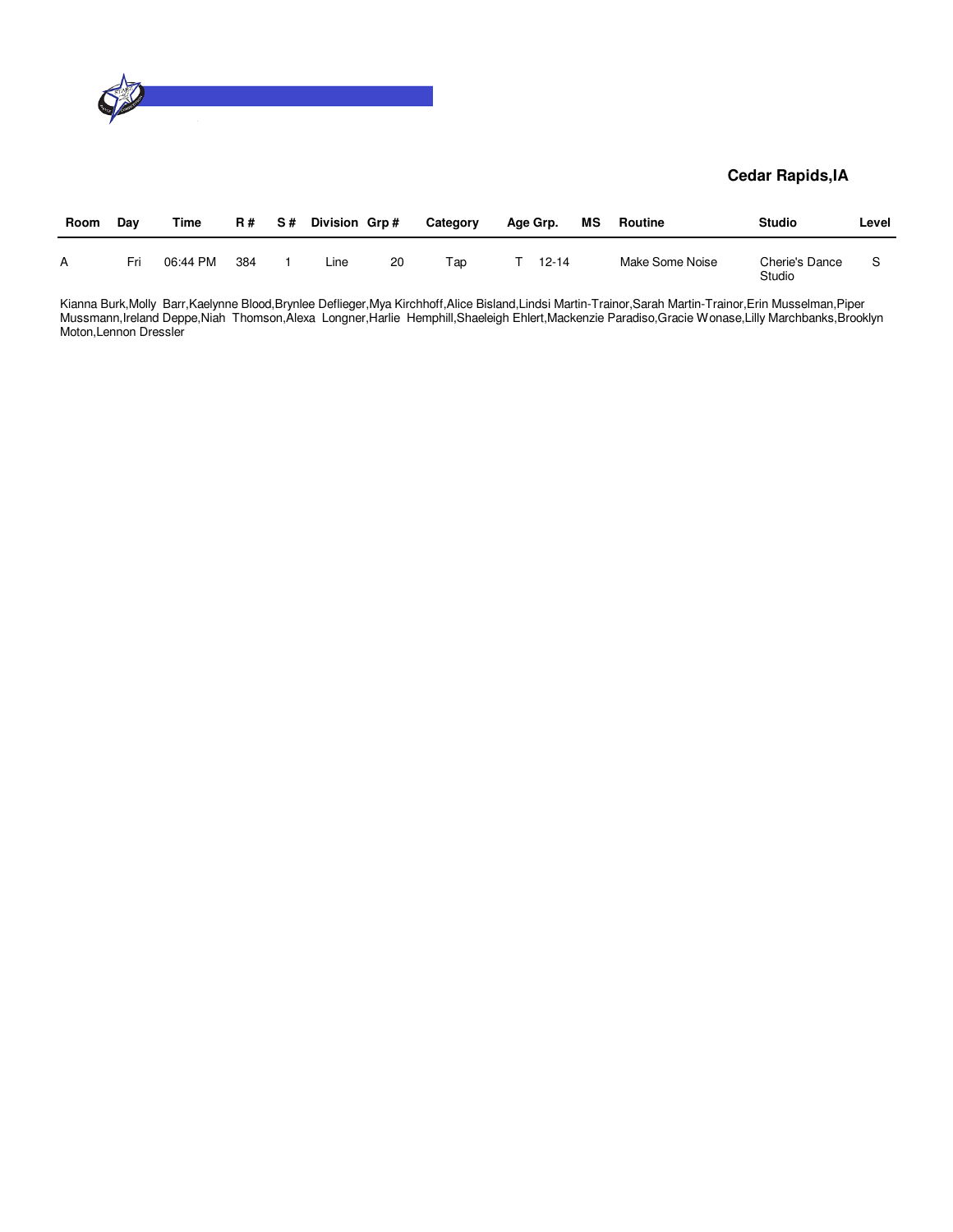**Cedar Rapids,IA**

| Room | Day | Time | R # | S # | Division | Grp # | Category | Age Grp. | MS | Routine | Studio | Level |
|---|---|---|---|---|---|---|---|---|---|---|---|---|
| A | Fri | 06:44 PM | 384 | 1 | Line | 20 | Tap | T 12-14 | | Make Some Noise | Cherie's Dance Studio | S |

Kianna Burk,Molly Barr,Kaelynne Blood,Brynlee Deflieger,Mya Kirchhoff,Alice Bisland,Lindsi Martin-Trainor,Sarah Martin-Trainor,Erin Musselman,Piper Mussmann,Ireland Deppe,Niah Thomson,Alexa Longner,Harlie Hemphill,Shaeleigh Ehlert,Mackenzie Paradiso,Gracie Wonase,Lilly Marchbanks,Brooklyn Moton,Lennon Dressler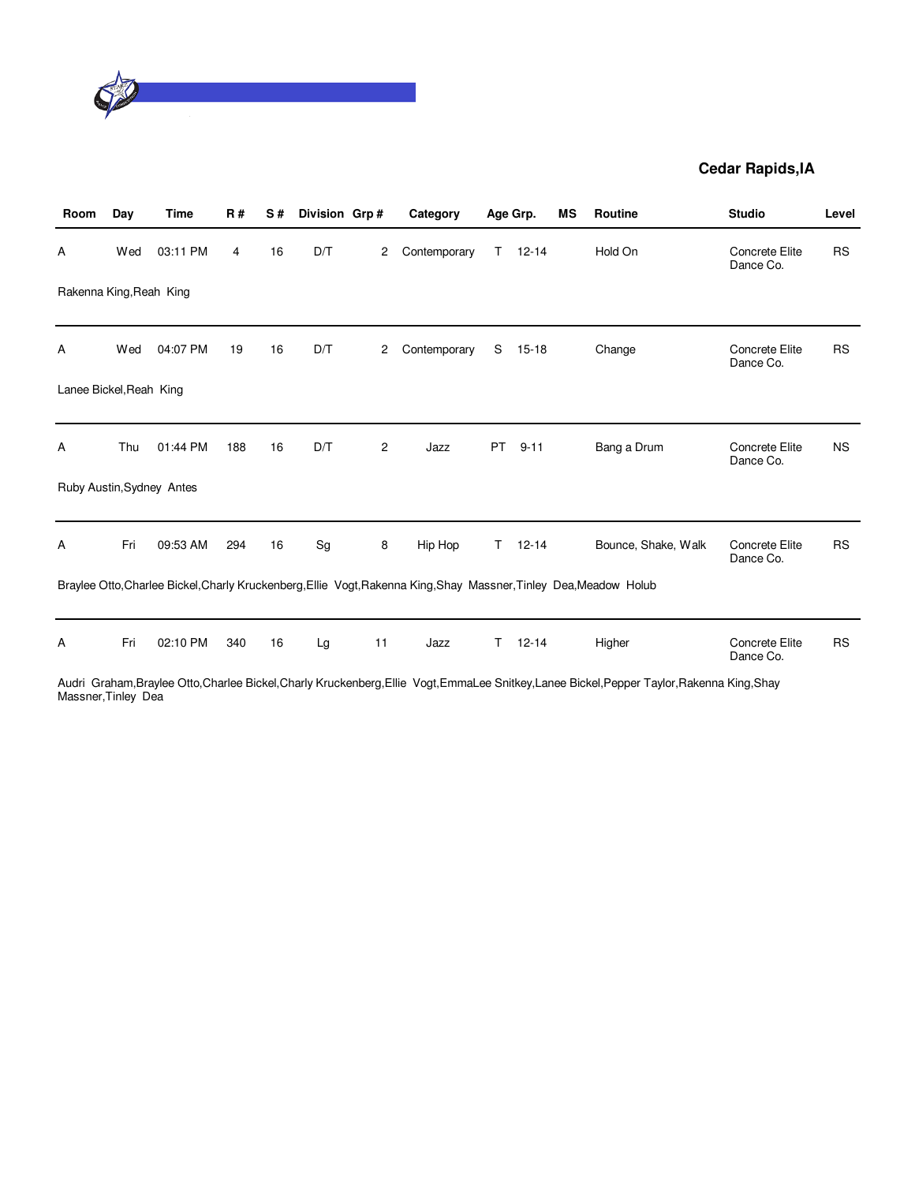**Cedar Rapids,IA**

| Room | Day | Time | R # | S # | Division | Grp # | Category | Age Grp. | | MS | Routine | Studio | Level |
|---|---|---|---|---|---|---|---|---|---|---|---|---|---|
| A | Wed | 03:11 PM | 4 | 16 | D/T | 2 | Contemporary | T | 12-14 | | Hold On | Concrete Elite Dance Co. | RS |
| Rakenna King,Reah King | | | | | | | | | | | | | |
| A | Wed | 04:07 PM | 19 | 16 | D/T | 2 | Contemporary | S | 15-18 | | Change | Concrete Elite Dance Co. | RS |
| Lanee Bickel,Reah King | | | | | | | | | | | | | |
| A | Thu | 01:44 PM | 188 | 16 | D/T | 2 | Jazz | PT | 9-11 | | Bang a Drum | Concrete Elite Dance Co. | NS |
| Ruby Austin,Sydney Antes | | | | | | | | | | | | | |
| A | Fri | 09:53 AM | 294 | 16 | Sg | 8 | Hip Hop | T | 12-14 | | Bounce, Shake, Walk | Concrete Elite Dance Co. | RS |
| Braylee Otto,Charlee Bickel,Charly Kruckenberg,Ellie Vogt,Rakenna King,Shay Massner,Tinley Dea,Meadow Holub | | | | | | | | | | | | | |
| A | Fri | 02:10 PM | 340 | 16 | Lg | 11 | Jazz | T | 12-14 | | Higher | Concrete Elite Dance Co. | RS |
| Audri Graham,Braylee Otto,Charlee Bickel,Charly Kruckenberg,Ellie Vogt,EmmaLee Snitkey,Lanee Bickel,Pepper Taylor,Rakenna King,Shay Massner,Tinley Dea | | | | | | | | | | | | | |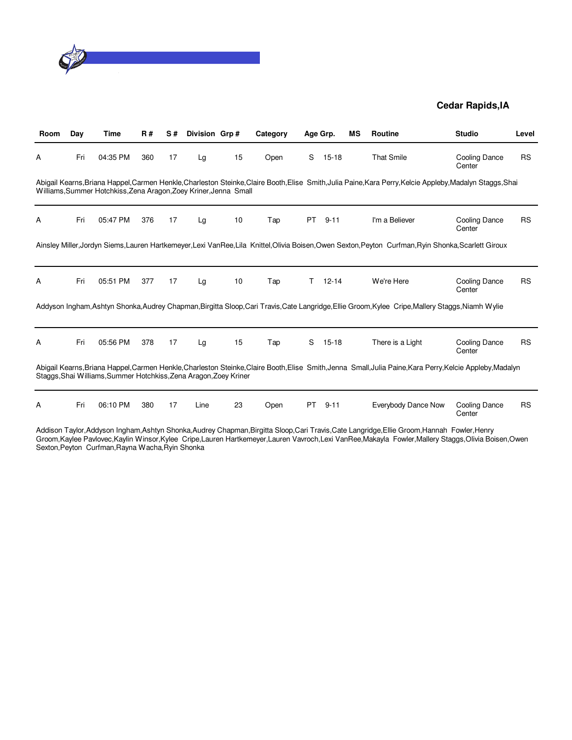**Cedar Rapids,IA**

| Room | Day | Time | R # | S # | Division | Grp # | Category | Age Grp. | | MS | Routine | Studio | Level |
|---|---|---|---|---|---|---|---|---|---|---|---|---|---|
| A | Fri | 04:35 PM | 360 | 17 | Lg | 15 | Open | S | 15-18 | | That Smile | Cooling Dance Center | RS |
| Abigail Kearns,Briana Happel,Carmen Henkle,Charleston Steinke,Claire Booth,Elise Smith,Julia Paine,Kara Perry,Kelcie Appleby,Madalyn Staggs,Shai Williams,Summer Hotchkiss,Zena Aragon,Zoey Kriner,Jenna Small | | | | | | | | | | | | | |
| A | Fri | 05:47 PM | 376 | 17 | Lg | 10 | Tap | PT | 9-11 | | I'm a Believer | Cooling Dance Center | RS |
| Ainsley Miller,Jordyn Siems,Lauren Hartkemeyer,Lexi VanRee,Lila Knittel,Olivia Boisen,Owen Sexton,Peyton Curfman,Ryin Shonka,Scarlett Giroux | | | | | | | | | | | | | |
| A | Fri | 05:51 PM | 377 | 17 | Lg | 10 | Tap | T | 12-14 | | We're Here | Cooling Dance Center | RS |
| Addyson Ingham,Ashtyn Shonka,Audrey Chapman,Birgitta Sloop,Cari Travis,Cate Langridge,Ellie Groom,Kylee Cripe,Mallery Staggs,Niamh Wylie | | | | | | | | | | | | | |
| A | Fri | 05:56 PM | 378 | 17 | Lg | 15 | Tap | S | 15-18 | | There is a Light | Cooling Dance Center | RS |
| Abigail Kearns,Briana Happel,Carmen Henkle,Charleston Steinke,Claire Booth,Elise Smith,Jenna Small,Julia Paine,Kara Perry,Kelcie Appleby,Madalyn Staggs,Shai Williams,Summer Hotchkiss,Zena Aragon,Zoey Kriner | | | | | | | | | | | | | |
| A | Fri | 06:10 PM | 380 | 17 | Line | 23 | Open | PT | 9-11 | | Everybody Dance Now | Cooling Dance Center | RS |
| Addison Taylor,Addyson Ingham,Ashtyn Shonka,Audrey Chapman,Birgitta Sloop,Cari Travis,Cate Langridge,Ellie Groom,Hannah Fowler,Henry Groom,Kaylee Pavlovec,Kaylin Winsor,Kylee Cripe,Lauren Hartkemeyer,Lauren Vavroch,Lexi VanRee,Makayla Fowler,Mallery Staggs,Olivia Boisen,Owen Sexton,Peyton Curfman,Rayna Wacha,Ryin Shonka | | | | | | | | | | | | | |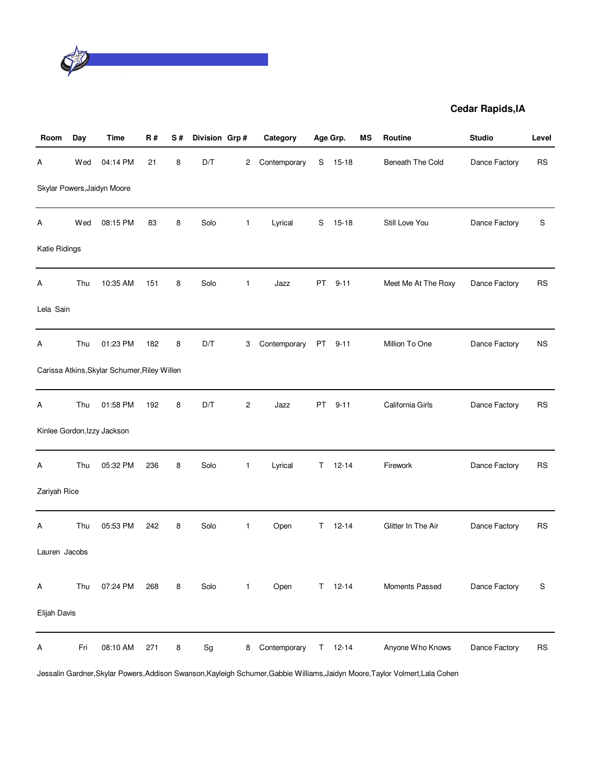**Cedar Rapids,IA**

| Room | Day | Time | R # | S # | Division | Grp # | Category | Age Grp. | | MS | Routine | Studio | Level |
|---|---|---|---|---|---|---|---|---|---|---|---|---|---|
| A | Wed | 04:14 PM | 21 | 8 | D/T | 2 | Contemporary | S | 15-18 | | Beneath The Cold | Dance Factory | RS |
| Skylar Powers,Jaidyn Moore | | | | | | | | | | | | | |
| A | Wed | 08:15 PM | 83 | 8 | Solo | 1 | Lyrical | S | 15-18 | | Still Love You | Dance Factory | S |
| Katie Ridings | | | | | | | | | | | | | |
| A | Thu | 10:35 AM | 151 | 8 | Solo | 1 | Jazz | PT | 9-11 | | Meet Me At The Roxy | Dance Factory | RS |
| Lela Sain | | | | | | | | | | | | | |
| A | Thu | 01:23 PM | 182 | 8 | D/T | 3 | Contemporary | PT | 9-11 | | Million To One | Dance Factory | NS |
| Carissa Atkins,Skylar Schumer,Riley Willen | | | | | | | | | | | | | |
| A | Thu | 01:58 PM | 192 | 8 | D/T | 2 | Jazz | PT | 9-11 | | California Girls | Dance Factory | RS |
| Kinlee Gordon,Izzy Jackson | | | | | | | | | | | | | |
| A | Thu | 05:32 PM | 236 | 8 | Solo | 1 | Lyrical | T | 12-14 | | Firework | Dance Factory | RS |
| Zariyah Rice | | | | | | | | | | | | | |
| A | Thu | 05:53 PM | 242 | 8 | Solo | 1 | Open | T | 12-14 | | Glitter In The Air | Dance Factory | RS |
| Lauren Jacobs | | | | | | | | | | | | | |
| A | Thu | 07:24 PM | 268 | 8 | Solo | 1 | Open | T | 12-14 | | Moments Passed | Dance Factory | S |
| Elijah Davis | | | | | | | | | | | | | |
| A | Fri | 08:10 AM | 271 | 8 | Sg | 8 | Contemporary | T | 12-14 | | Anyone Who Knows | Dance Factory | RS |
| Jessalin Gardner,Skylar Powers,Addison Swanson,Kayleigh Schumer,Gabbie Williams,Jaidyn Moore,Taylor Volmert,Lala Cohen | | | | | | | | | | | | | |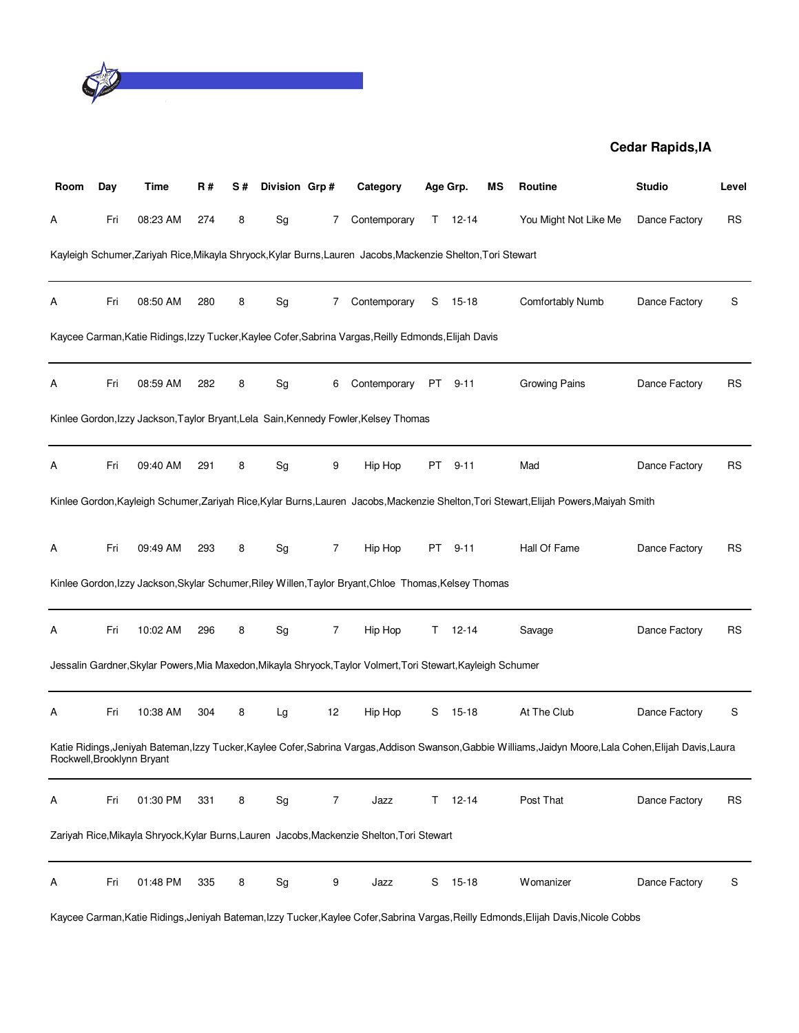**Cedar Rapids,IA**

| Room | Day | Time | R # | S # | Division | Grp # | Category | Age Grp. | | MS | Routine | Studio | Level |
|---|---|---|---|---|---|---|---|---|---|---|---|---|---|
| A | Fri | 08:23 AM | 274 | 8 | Sg | 7 | Contemporary | T | 12-14 | | You Might Not Like Me | Dance Factory | RS |
| Kayleigh Schumer,Zariyah Rice,Mikayla Shryock,Kylar Burns,Lauren Jacobs,Mackenzie Shelton,Tori Stewart | | | | | | | | | | | | | |
| A | Fri | 08:50 AM | 280 | 8 | Sg | 7 | Contemporary | S | 15-18 | | Comfortably Numb | Dance Factory | S |
| Kaycee Carman,Katie Ridings,Izzy Tucker,Kaylee Cofer,Sabrina Vargas,Reilly Edmonds,Elijah Davis | | | | | | | | | | | | | |
| A | Fri | 08:59 AM | 282 | 8 | Sg | 6 | Contemporary | PT | 9-11 | | Growing Pains | Dance Factory | RS |
| Kinlee Gordon,Izzy Jackson,Taylor Bryant,Lela Sain,Kennedy Fowler,Kelsey Thomas | | | | | | | | | | | | | |
| A | Fri | 09:40 AM | 291 | 8 | Sg | 9 | Hip Hop | PT | 9-11 | | Mad | Dance Factory | RS |
| Kinlee Gordon,Kayleigh Schumer,Zariyah Rice,Kylar Burns,Lauren Jacobs,Mackenzie Shelton,Tori Stewart,Elijah Powers,Maiyah Smith | | | | | | | | | | | | | |
| A | Fri | 09:49 AM | 293 | 8 | Sg | 7 | Hip Hop | PT | 9-11 | | Hall Of Fame | Dance Factory | RS |
| Kinlee Gordon,Izzy Jackson,Skylar Schumer,Riley Willen,Taylor Bryant,Chloe Thomas,Kelsey Thomas | | | | | | | | | | | | | |
| A | Fri | 10:02 AM | 296 | 8 | Sg | 7 | Hip Hop | T | 12-14 | | Savage | Dance Factory | RS |
| Jessalin Gardner,Skylar Powers,Mia Maxedon,Mikayla Shryock,Taylor Volmert,Tori Stewart,Kayleigh Schumer | | | | | | | | | | | | | |
| A | Fri | 10:38 AM | 304 | 8 | Lg | 12 | Hip Hop | S | 15-18 | | At The Club | Dance Factory | S |
| Katie Ridings,Jeniyah Bateman,Izzy Tucker,Kaylee Cofer,Sabrina Vargas,Addison Swanson,Gabbie Williams,Jaidyn Moore,Lala Cohen,Elijah Davis,Laura Rockwell,Brooklynn Bryant | | | | | | | | | | | | | |
| A | Fri | 01:30 PM | 331 | 8 | Sg | 7 | Jazz | T | 12-14 | | Post That | Dance Factory | RS |
| Zariyah Rice,Mikayla Shryock,Kylar Burns,Lauren Jacobs,Mackenzie Shelton,Tori Stewart | | | | | | | | | | | | | |
| A | Fri | 01:48 PM | 335 | 8 | Sg | 9 | Jazz | S | 15-18 | | Womanizer | Dance Factory | S |
| Kaycee Carman,Katie Ridings,Jeniyah Bateman,Izzy Tucker,Kaylee Cofer,Sabrina Vargas,Reilly Edmonds,Elijah Davis,Nicole Cobbs | | | | | | | | | | | | | |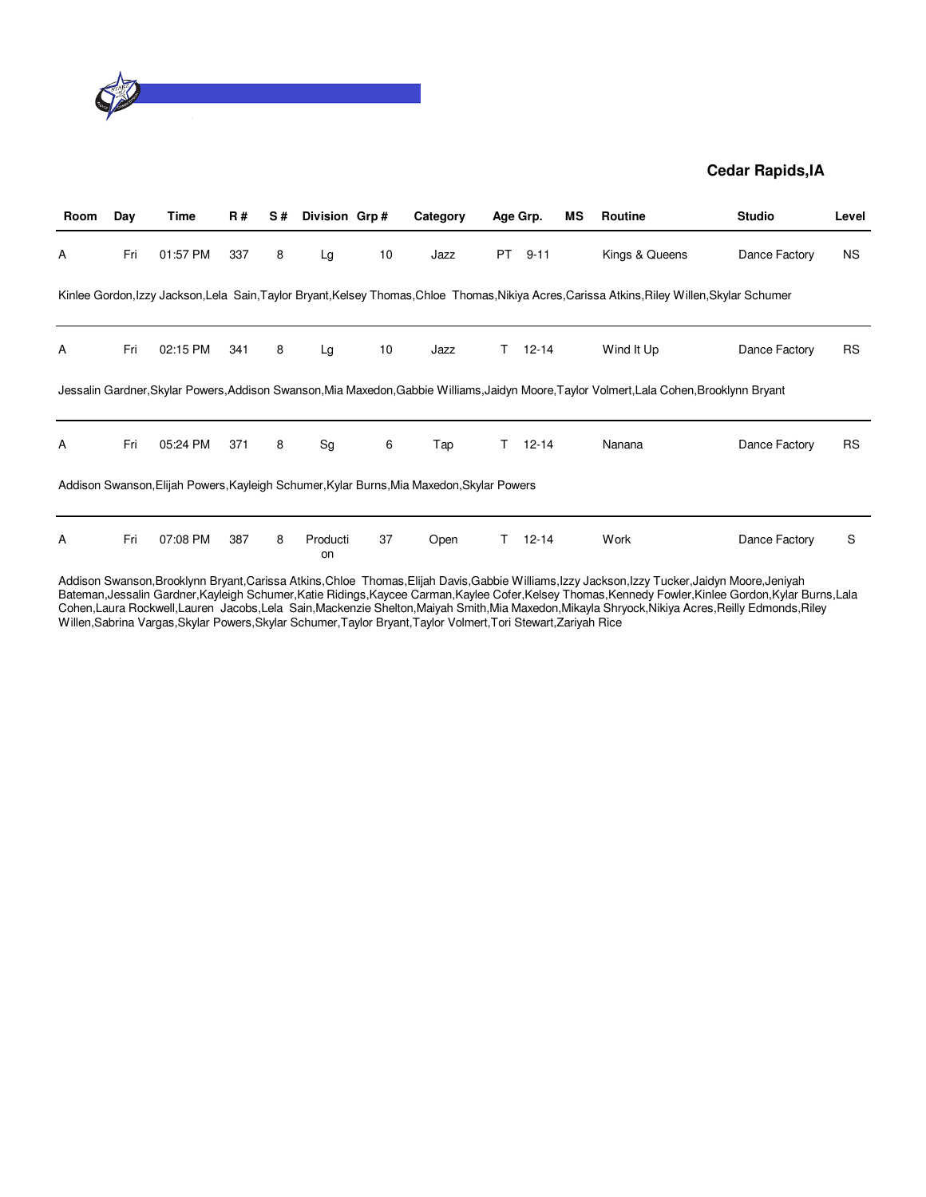**Cedar Rapids,IA**

| Room | Day | Time | R # | S # | Division | Grp # | Category | Age Grp. | MS | Routine | Studio | Level |
|---|---|---|---|---|---|---|---|---|---|---|---|---|
| A | Fri | 01:57 PM | 337 | 8 | Lg | 10 | Jazz | PT 9-11 | | Kings & Queens | Dance Factory | NS |

Kinlee Gordon,Izzy Jackson,Lela Sain,Taylor Bryant,Kelsey Thomas,Chloe Thomas,Nikiya Acres,Carissa Atkins,Riley Willen,Skylar Schumer

| Room | Day | Time | R # | S # | Division | Grp # | Category | Age Grp. | MS | Routine | Studio | Level |
|---|---|---|---|---|---|---|---|---|---|---|---|---|
| A | Fri | 02:15 PM | 341 | 8 | Lg | 10 | Jazz | T 12-14 | | Wind It Up | Dance Factory | RS |

Jessalin Gardner,Skylar Powers,Addison Swanson,Mia Maxedon,Gabbie Williams,Jaidyn Moore,Taylor Volmert,Lala Cohen,Brooklynn Bryant

| Room | Day | Time | R # | S # | Division | Grp # | Category | Age Grp. | MS | Routine | Studio | Level |
|---|---|---|---|---|---|---|---|---|---|---|---|---|
| A | Fri | 05:24 PM | 371 | 8 | Sg | 6 | Tap | T 12-14 | | Nanana | Dance Factory | RS |

Addison Swanson,Elijah Powers,Kayleigh Schumer,Kylar Burns,Mia Maxedon,Skylar Powers

| Room | Day | Time | R # | S # | Division | Grp # | Category | Age Grp. | MS | Routine | Studio | Level |
|---|---|---|---|---|---|---|---|---|---|---|---|---|
| A | Fri | 07:08 PM | 387 | 8 | Production | 37 | Open | T 12-14 | | Work | Dance Factory | S |

Addison Swanson,Brooklynn Bryant,Carissa Atkins,Chloe Thomas,Elijah Davis,Gabbie Williams,Izzy Jackson,Izzy Tucker,Jaidyn Moore,Jeniyah Bateman,Jessalin Gardner,Kayleigh Schumer,Katie Ridings,Kaycee Carman,Kaylee Cofer,Kelsey Thomas,Kennedy Fowler,Kinlee Gordon,Kylar Burns,Lala Cohen,Laura Rockwell,Lauren Jacobs,Lela Sain,Mackenzie Shelton,Maiyah Smith,Mia Maxedon,Mikayla Shryock,Nikiya Acres,Reilly Edmonds,Riley Willen,Sabrina Vargas,Skylar Powers,Skylar Schumer,Taylor Bryant,Taylor Volmert,Tori Stewart,Zariyah Rice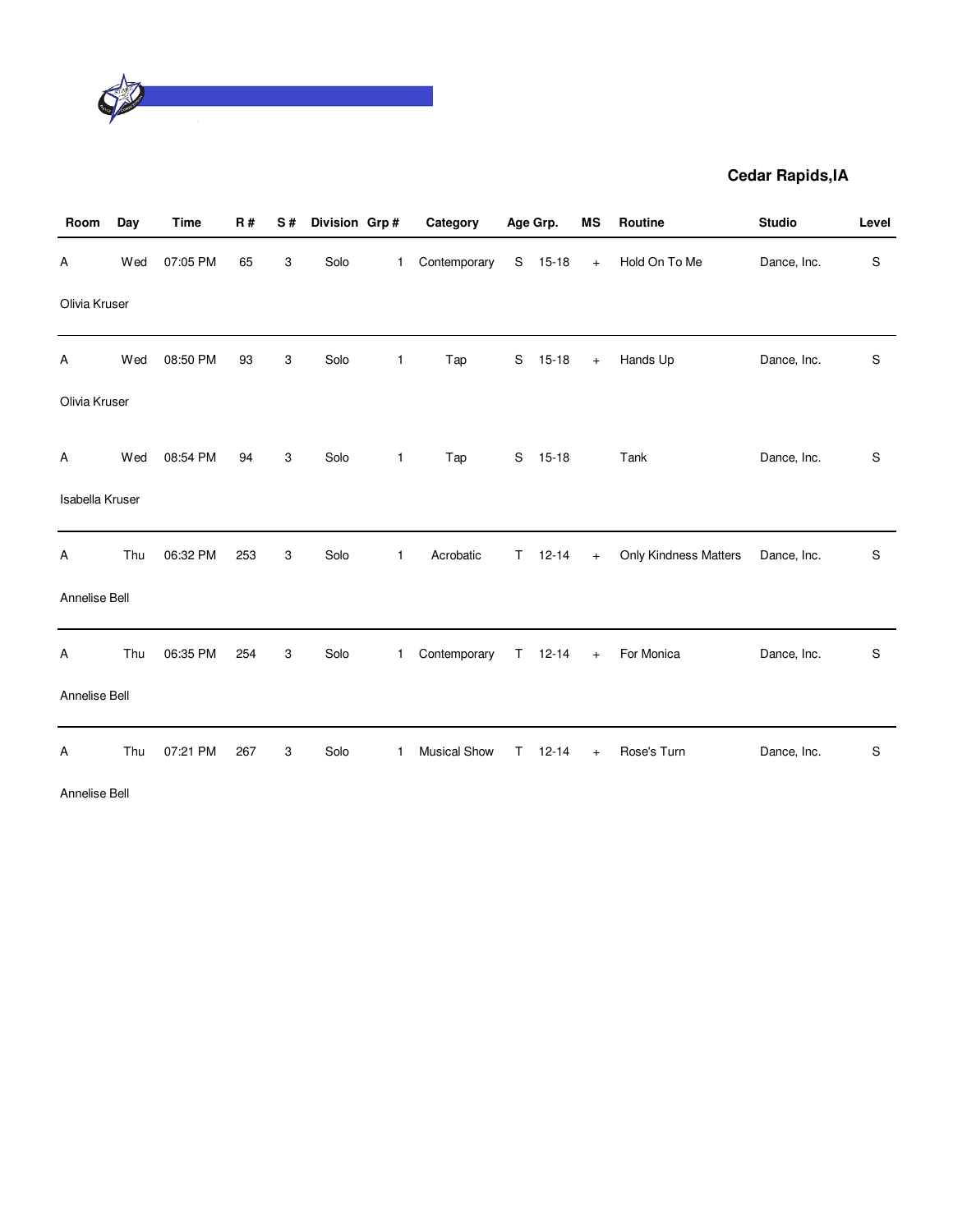**Cedar Rapids,IA**

| Room | Day | Time | R # | S # | Division | Grp # | Category | Age Grp. | | MS | Routine | Studio | Level |
|---|---|---|---|---|---|---|---|---|---|---|---|---|---|
| A | Wed | 07:05 PM | 65 | 3 | Solo | 1 | Contemporary | S | 15-18 | + | Hold On To Me | Dance, Inc. | S |
| Olivia Kruser | | | | | | | | | | | | | |
| A | Wed | 08:50 PM | 93 | 3 | Solo | 1 | Tap | S | 15-18 | + | Hands Up | Dance, Inc. | S |
| Olivia Kruser | | | | | | | | | | | | | |
| A | Wed | 08:54 PM | 94 | 3 | Solo | 1 | Tap | S | 15-18 | | Tank | Dance, Inc. | S |
| Isabella Kruser | | | | | | | | | | | | | |
| A | Thu | 06:32 PM | 253 | 3 | Solo | 1 | Acrobatic | T | 12-14 | + | Only Kindness Matters | Dance, Inc. | S |
| Annelise Bell | | | | | | | | | | | | | |
| A | Thu | 06:35 PM | 254 | 3 | Solo | 1 | Contemporary | T | 12-14 | + | For Monica | Dance, Inc. | S |
| Annelise Bell | | | | | | | | | | | | | |
| A | Thu | 07:21 PM | 267 | 3 | Solo | 1 | Musical Show | T | 12-14 | + | Rose's Turn | Dance, Inc. | S |
| Annelise Bell | | | | | | | | | | | | | |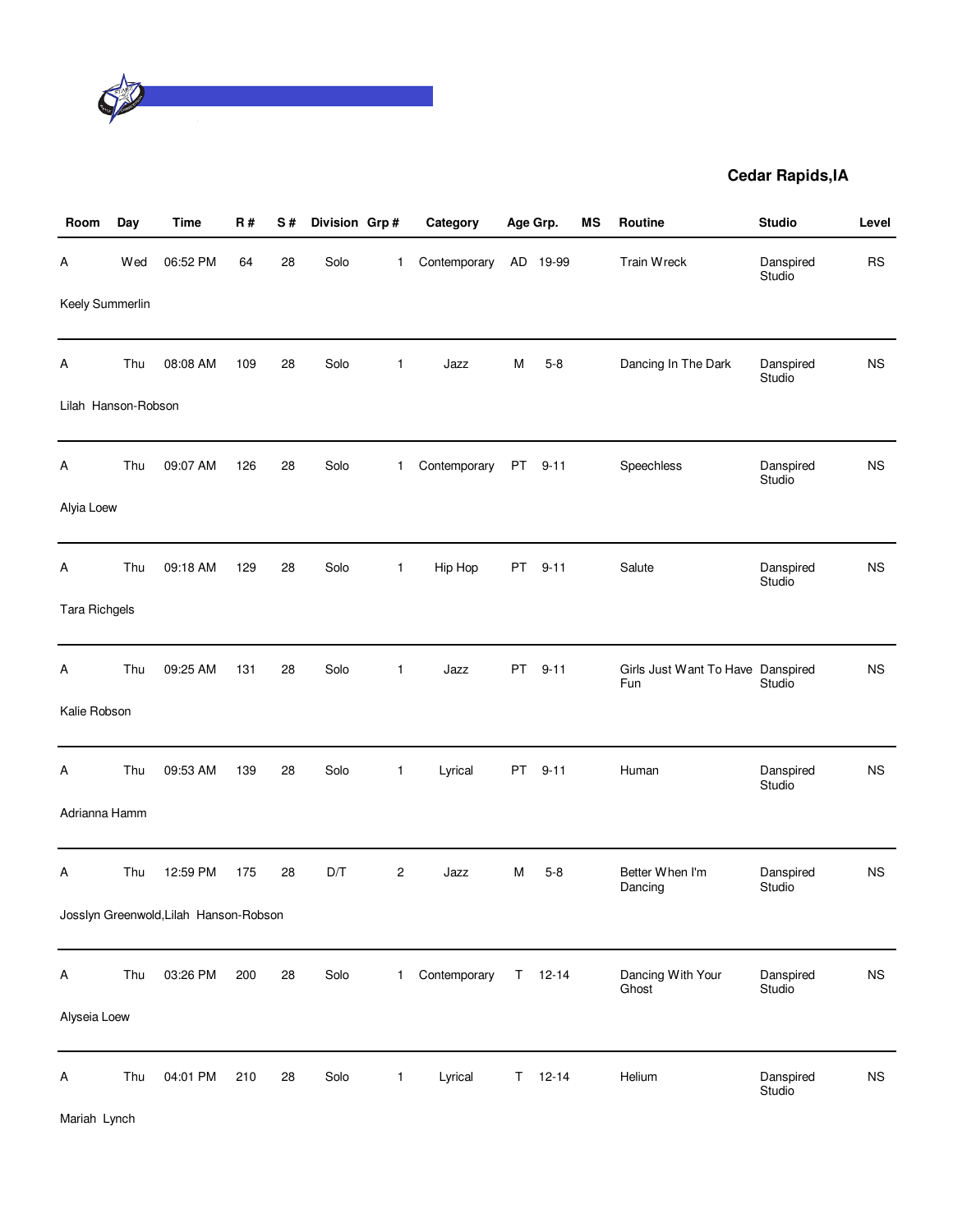**Cedar Rapids,IA**

| Room | Day | Time | R # | S # | Division | Grp # | Category | Age Grp. | | MS | Routine | Studio | Level |
|---|---|---|---|---|---|---|---|---|---|---|---|---|---|
| A | Wed | 06:52 PM | 64 | 28 | Solo | 1 | Contemporary | AD | 19-99 | | Train Wreck | Danspired Studio | RS |
| Keely Summerlin | | | | | | | | | | | | | |
| A | Thu | 08:08 AM | 109 | 28 | Solo | 1 | Jazz | M | 5-8 | | Dancing In The Dark | Danspired Studio | NS |
| Lilah Hanson-Robson | | | | | | | | | | | | | |
| A | Thu | 09:07 AM | 126 | 28 | Solo | 1 | Contemporary | PT | 9-11 | | Speechless | Danspired Studio | NS |
| Alyia Loew | | | | | | | | | | | | | |
| A | Thu | 09:18 AM | 129 | 28 | Solo | 1 | Hip Hop | PT | 9-11 | | Salute | Danspired Studio | NS |
| Tara Richgels | | | | | | | | | | | | | |
| A | Thu | 09:25 AM | 131 | 28 | Solo | 1 | Jazz | PT | 9-11 | | Girls Just Want To Have Fun | Danspired Studio | NS |
| Kalie Robson | | | | | | | | | | | | | |
| A | Thu | 09:53 AM | 139 | 28 | Solo | 1 | Lyrical | PT | 9-11 | | Human | Danspired Studio | NS |
| Adrianna Hamm | | | | | | | | | | | | | |
| A | Thu | 12:59 PM | 175 | 28 | D/T | 2 | Jazz | M | 5-8 | | Better When I'm Dancing | Danspired Studio | NS |
| Josslyn Greenwold,Lilah Hanson-Robson | | | | | | | | | | | | | |
| A | Thu | 03:26 PM | 200 | 28 | Solo | 1 | Contemporary | T | 12-14 | | Dancing With Your Ghost | Danspired Studio | NS |
| Alyseia Loew | | | | | | | | | | | | | |
| A | Thu | 04:01 PM | 210 | 28 | Solo | 1 | Lyrical | T | 12-14 | | Helium | Danspired Studio | NS |
| Mariah Lynch | | | | | | | | | | | | | |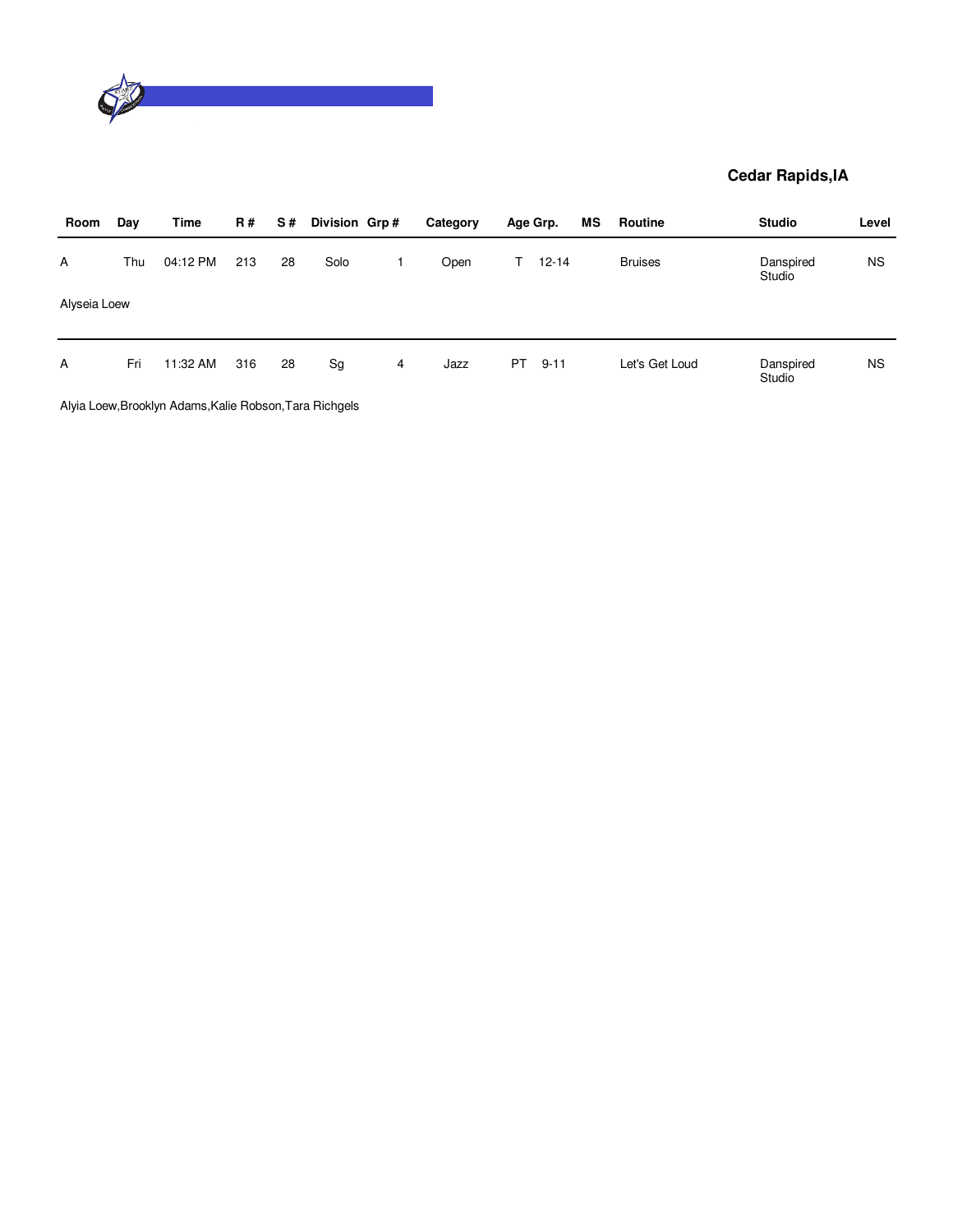**Cedar Rapids,IA**

| Room | Day | Time | R # | S # | Division | Grp # | Category | Age Grp. | | MS | Routine | Studio | Level |
|---|---|---|---|---|---|---|---|---|---|---|---|---|---|
| A | Thu | 04:12 PM | 213 | 28 | Solo | 1 | Open | T | 12-14 | | Bruises | Danspired Studio | NS |
| Alyseia Loew | | | | | | | | | | | | | |
| A | Fri | 11:32 AM | 316 | 28 | Sg | 4 | Jazz | PT | 9-11 | | Let's Get Loud | Danspired Studio | NS |
| Alyia Loew,Brooklyn Adams,Kalie Robson,Tara Richgels | | | | | | | | | | | | | |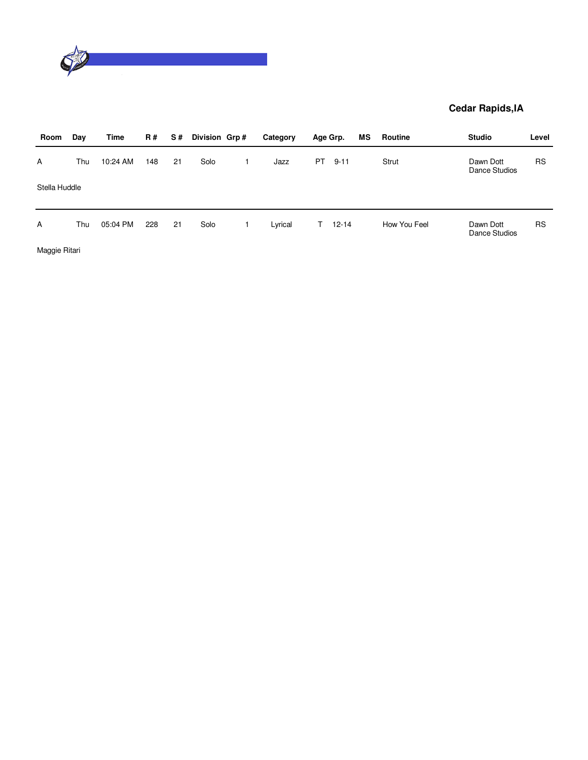**Cedar Rapids,IA**

| Room | Day | Time | R # | S # | Division | Grp # | Category | Age Grp. | | MS | Routine | Studio | Level |
|---|---|---|---|---|---|---|---|---|---|---|---|---|---|
| A | Thu | 10:24 AM | 148 | 21 | Solo | 1 | Jazz | PT | 9-11 | | Strut | Dawn Dott Dance Studios | RS |
| Stella Huddle | | | | | | | | | | | | | |
| A | Thu | 05:04 PM | 228 | 21 | Solo | 1 | Lyrical | T | 12-14 | | How You Feel | Dawn Dott Dance Studios | RS |
| Maggie Ritari | | | | | | | | | | | | | |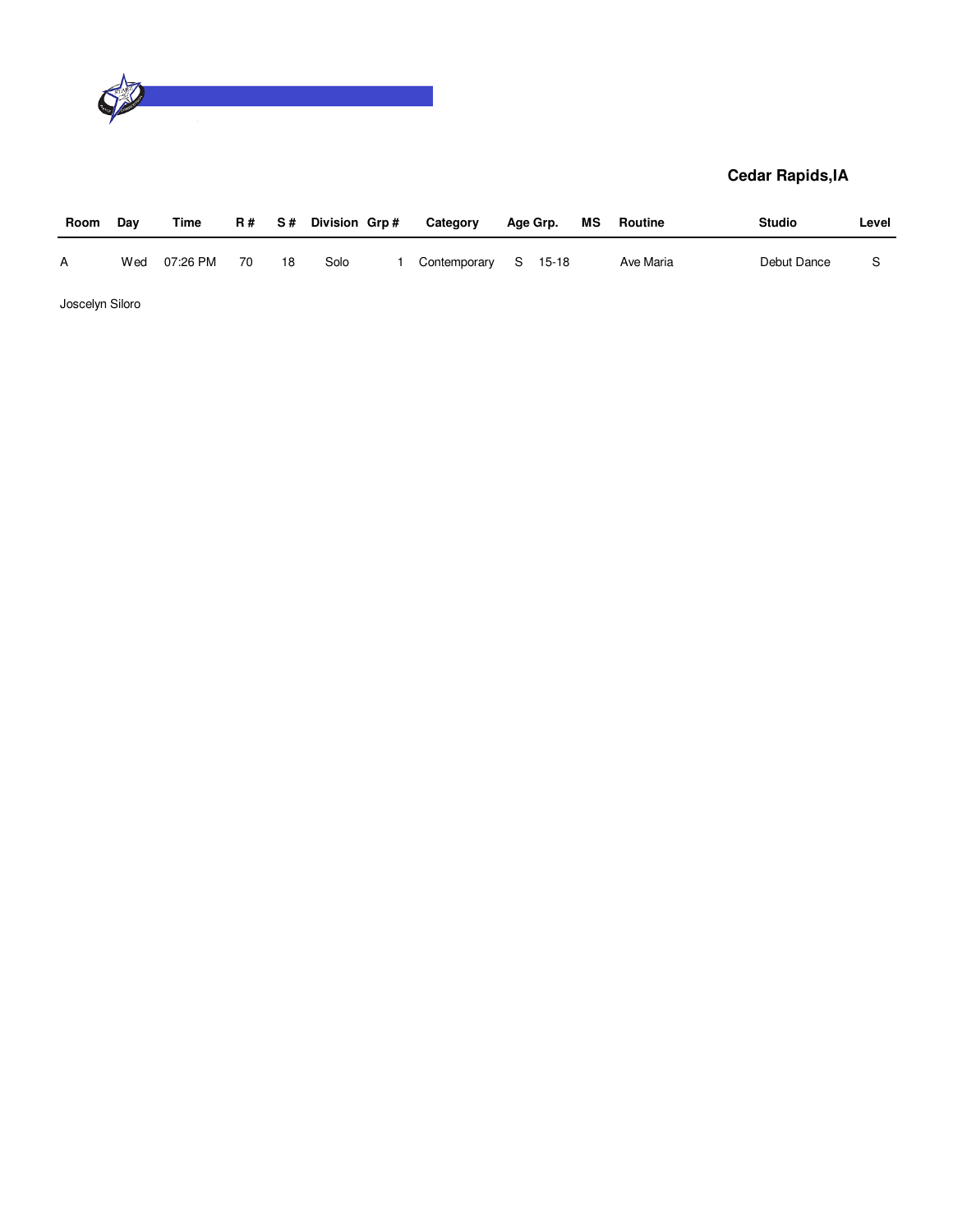**Cedar Rapids,IA**

| Room | Day | Time | R # | S # | Division | Grp # | Category | Age Grp. | | MS | Routine | Studio | Level |
|---|---|---|---|---|---|---|---|---|---|---|---|---|---|
| A | Wed | 07:26 PM | 70 | 18 | Solo | 1 | Contemporary | S | 15-18 | | Ave Maria | Debut Dance | S |

Joscelyn Siloro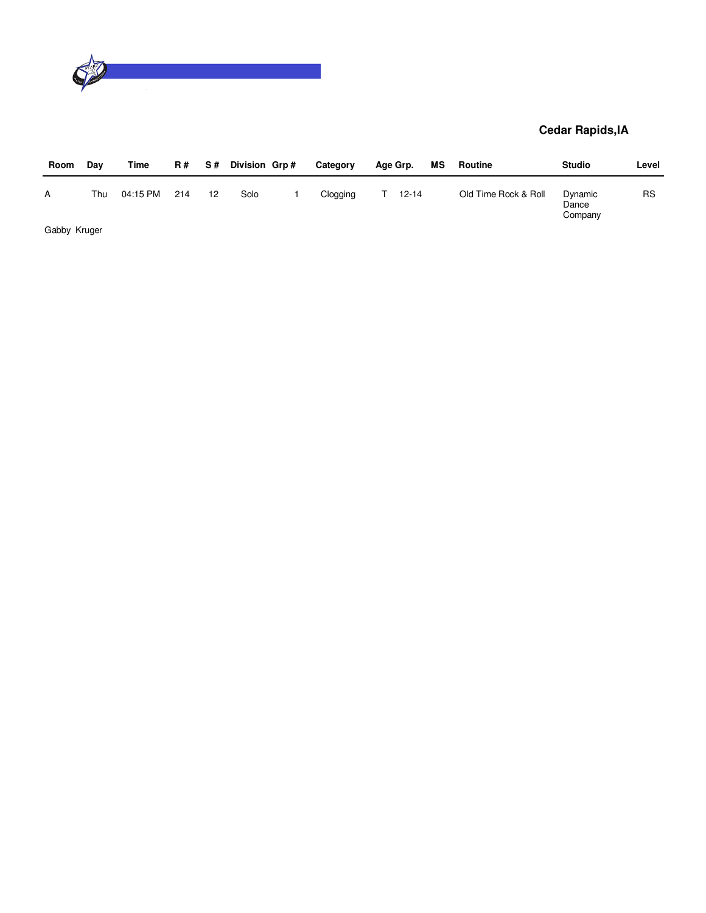**Cedar Rapids,IA**

| Room | Day | Time | R # | S # | Division | Grp # | Category | Age Grp. | MS | Routine | Studio | Level |
|---|---|---|---|---|---|---|---|---|---|---|---|---|
| A | Thu | 04:15 PM | 214 | 12 | Solo | 1 | Clogging | T 12-14 | | Old Time Rock & Roll | Dynamic Dance Company | RS |

Gabby Kruger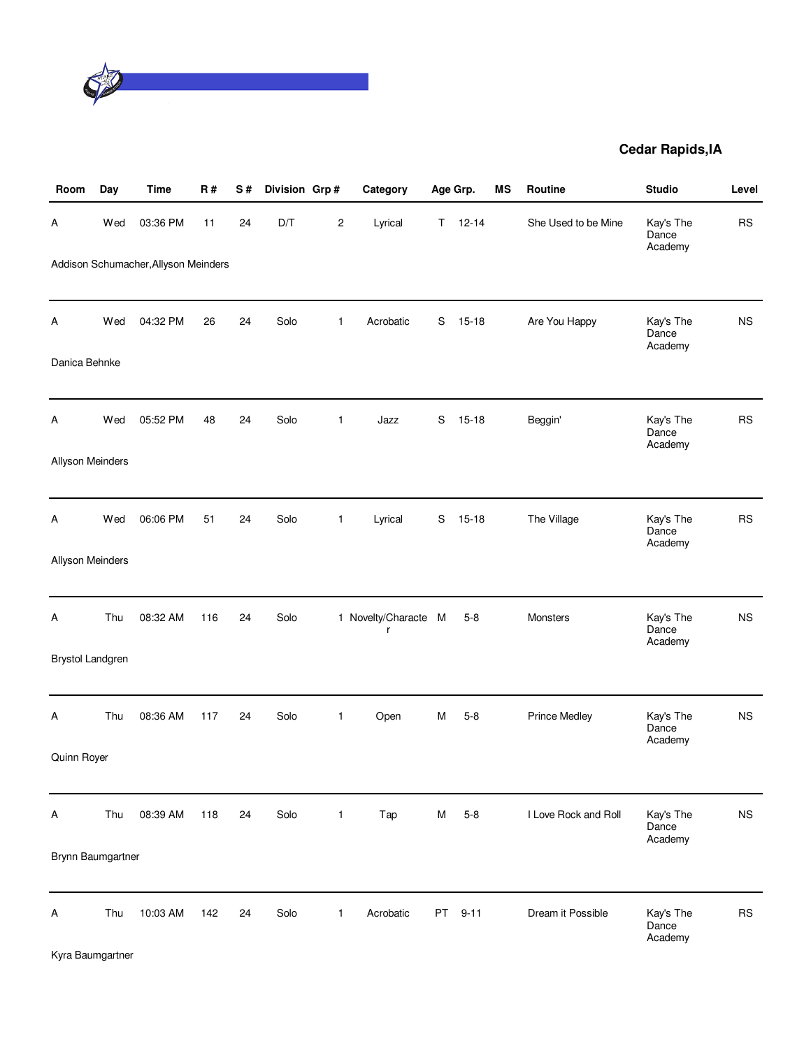**Cedar Rapids,IA**

| Room | Day | Time | R # | S # | Division | Grp # | Category | Age Grp. | | MS | Routine | Studio | Level |
|---|---|---|---|---|---|---|---|---|---|---|---|---|---|
| A | Wed | 03:36 PM | 11 | 24 | D/T | 2 | Lyrical | T | 12-14 | | She Used to be Mine | Kay's The Dance Academy | RS |
| Addison Schumacher,Allyson Meinders | | | | | | | | | | | | | |
| A | Wed | 04:32 PM | 26 | 24 | Solo | 1 | Acrobatic | S | 15-18 | | Are You Happy | Kay's The Dance Academy | NS |
| Danica Behnke | | | | | | | | | | | | | |
| A | Wed | 05:52 PM | 48 | 24 | Solo | 1 | Jazz | S | 15-18 | | Beggin' | Kay's The Dance Academy | RS |
| Allyson Meinders | | | | | | | | | | | | | |
| A | Wed | 06:06 PM | 51 | 24 | Solo | 1 | Lyrical | S | 15-18 | | The Village | Kay's The Dance Academy | RS |
| Allyson Meinders | | | | | | | | | | | | | |
| A | Thu | 08:32 AM | 116 | 24 | Solo | 1 | Novelty/Character | M | 5-8 | | Monsters | Kay's The Dance Academy | NS |
| Brystol Landgren | | | | | | | | | | | | | |
| A | Thu | 08:36 AM | 117 | 24 | Solo | 1 | Open | M | 5-8 | | Prince Medley | Kay's The Dance Academy | NS |
| Quinn Royer | | | | | | | | | | | | | |
| A | Thu | 08:39 AM | 118 | 24 | Solo | 1 | Tap | M | 5-8 | | I Love Rock and Roll | Kay's The Dance Academy | NS |
| Brynn Baumgartner | | | | | | | | | | | | | |
| A | Thu | 10:03 AM | 142 | 24 | Solo | 1 | Acrobatic | PT | 9-11 | | Dream it Possible | Kay's The Dance Academy | RS |
| Kyra Baumgartner | | | | | | | | | | | | | |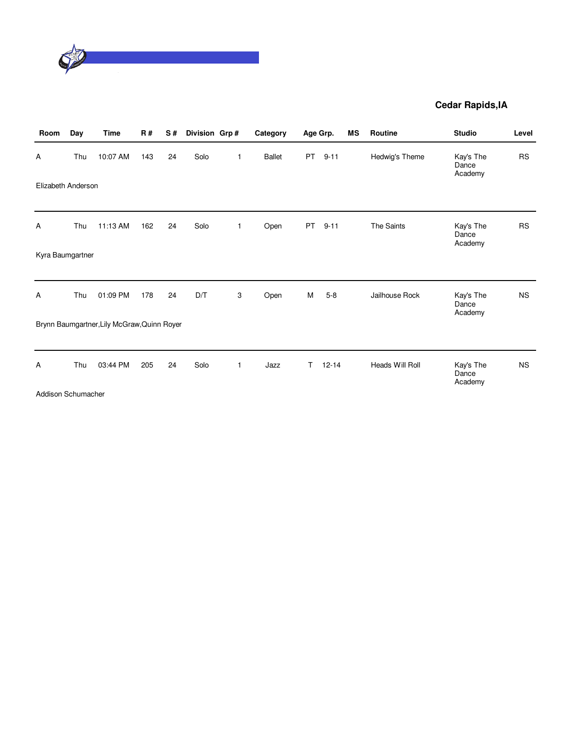**Cedar Rapids,IA**

| Room | Day | Time | R # | S # | Division | Grp # | Category | Age Grp. | | MS | Routine | Studio | Level |
|---|---|---|---|---|---|---|---|---|---|---|---|---|---|
| A | Thu | 10:07 AM | 143 | 24 | Solo | 1 | Ballet | PT | 9-11 | | Hedwig's Theme | Kay's The Dance Academy | RS |
| Elizabeth Anderson | | | | | | | | | | | | | |
| A | Thu | 11:13 AM | 162 | 24 | Solo | 1 | Open | PT | 9-11 | | The Saints | Kay's The Dance Academy | RS |
| Kyra Baumgartner | | | | | | | | | | | | | |
| A | Thu | 01:09 PM | 178 | 24 | D/T | 3 | Open | M | 5-8 | | Jailhouse Rock | Kay's The Dance Academy | NS |
| Brynn Baumgartner,Lily McGraw,Quinn Royer | | | | | | | | | | | | | |
| A | Thu | 03:44 PM | 205 | 24 | Solo | 1 | Jazz | T | 12-14 | | Heads Will Roll | Kay's The Dance Academy | NS |
| Addison Schumacher | | | | | | | | | | | | | |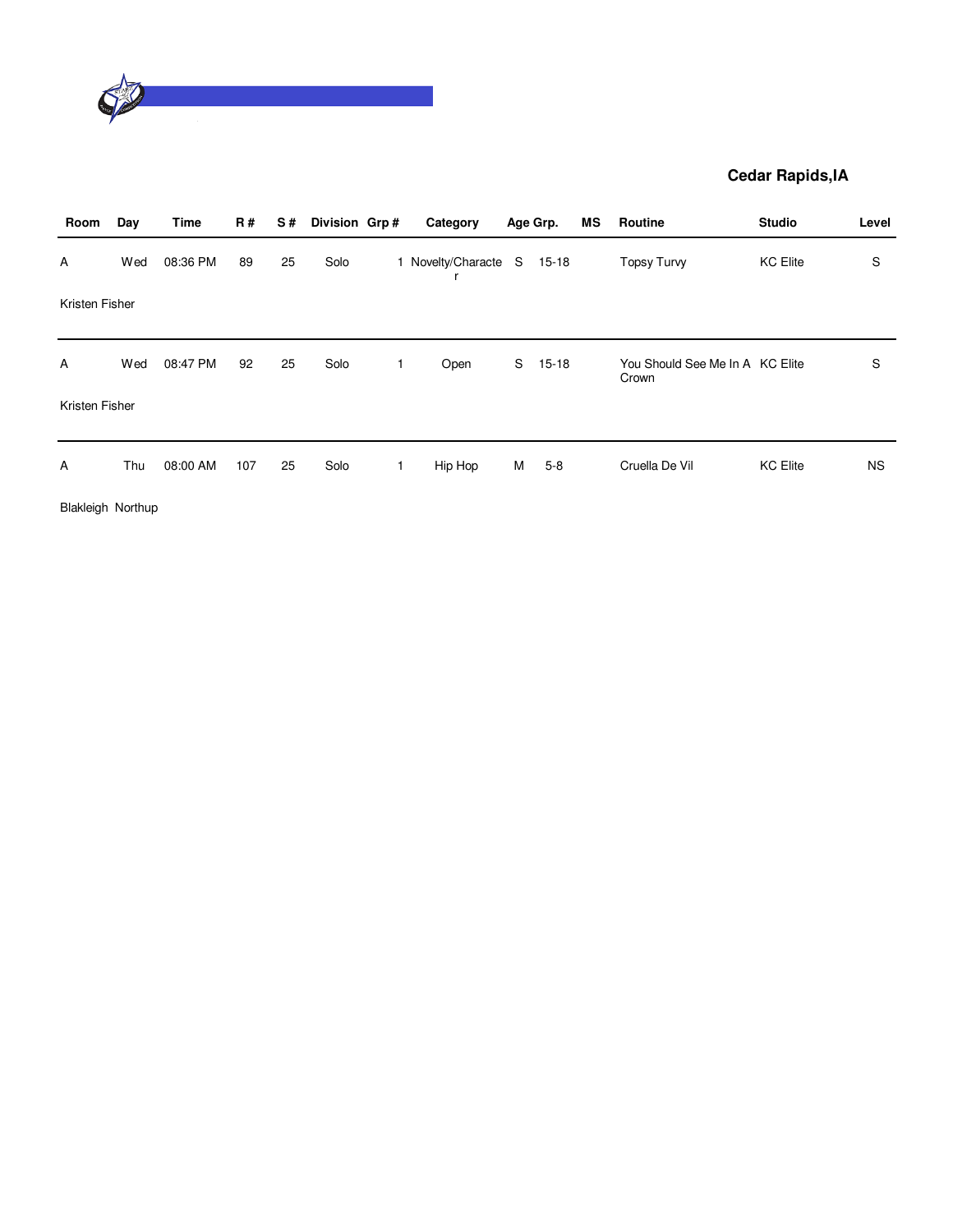**Cedar Rapids,IA**

| Room | Day | Time | R # | S # | Division | Grp # | Category | Age Grp. | | MS | Routine | Studio | Level |
|---|---|---|---|---|---|---|---|---|---|---|---|---|---|
| A | Wed | 08:36 PM | 89 | 25 | Solo | 1 | Novelty/Character | S | 15-18 | | Topsy Turvy | KC Elite | S |
| Kristen Fisher | | | | | | | | | | | | | |
| A | Wed | 08:47 PM | 92 | 25 | Solo | 1 | Open | S | 15-18 | | You Should See Me In A Crown | KC Elite | S |
| Kristen Fisher | | | | | | | | | | | | | |
| A | Thu | 08:00 AM | 107 | 25 | Solo | 1 | Hip Hop | M | 5-8 | | Cruella De Vil | KC Elite | NS |
| Blakleigh Northup | | | | | | | | | | | | | |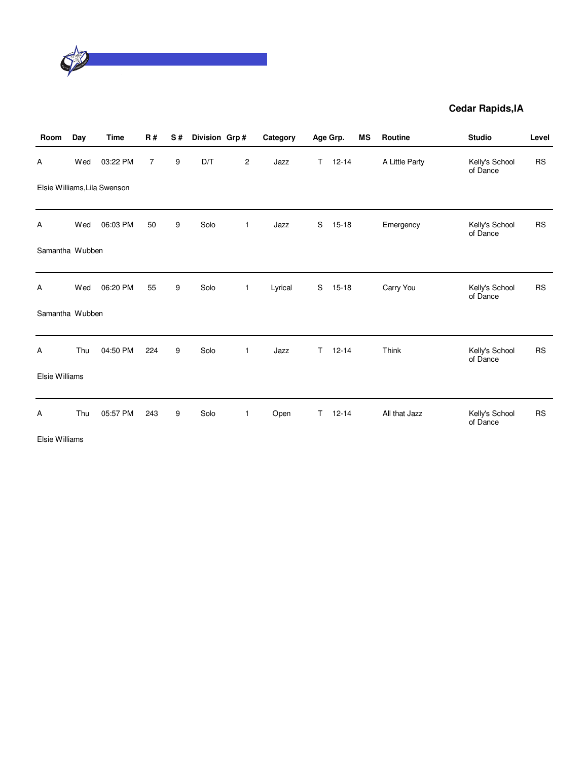**Cedar Rapids,IA**

| Room | Day | Time | R # | S # | Division | Grp # | Category | Age Grp. | | MS | Routine | Studio | Level |
|---|---|---|---|---|---|---|---|---|---|---|---|---|---|
| A | Wed | 03:22 PM | 7 | 9 | D/T | 2 | Jazz | T | 12-14 | | A Little Party | Kelly's School of Dance | RS |
| Elsie Williams,Lila Swenson | | | | | | | | | | | | | |
| A | Wed | 06:03 PM | 50 | 9 | Solo | 1 | Jazz | S | 15-18 | | Emergency | Kelly's School of Dance | RS |
| Samantha Wubben | | | | | | | | | | | | | |
| A | Wed | 06:20 PM | 55 | 9 | Solo | 1 | Lyrical | S | 15-18 | | Carry You | Kelly's School of Dance | RS |
| Samantha Wubben | | | | | | | | | | | | | |
| A | Thu | 04:50 PM | 224 | 9 | Solo | 1 | Jazz | T | 12-14 | | Think | Kelly's School of Dance | RS |
| Elsie Williams | | | | | | | | | | | | | |
| A | Thu | 05:57 PM | 243 | 9 | Solo | 1 | Open | T | 12-14 | | All that Jazz | Kelly's School of Dance | RS |
| Elsie Williams | | | | | | | | | | | | | |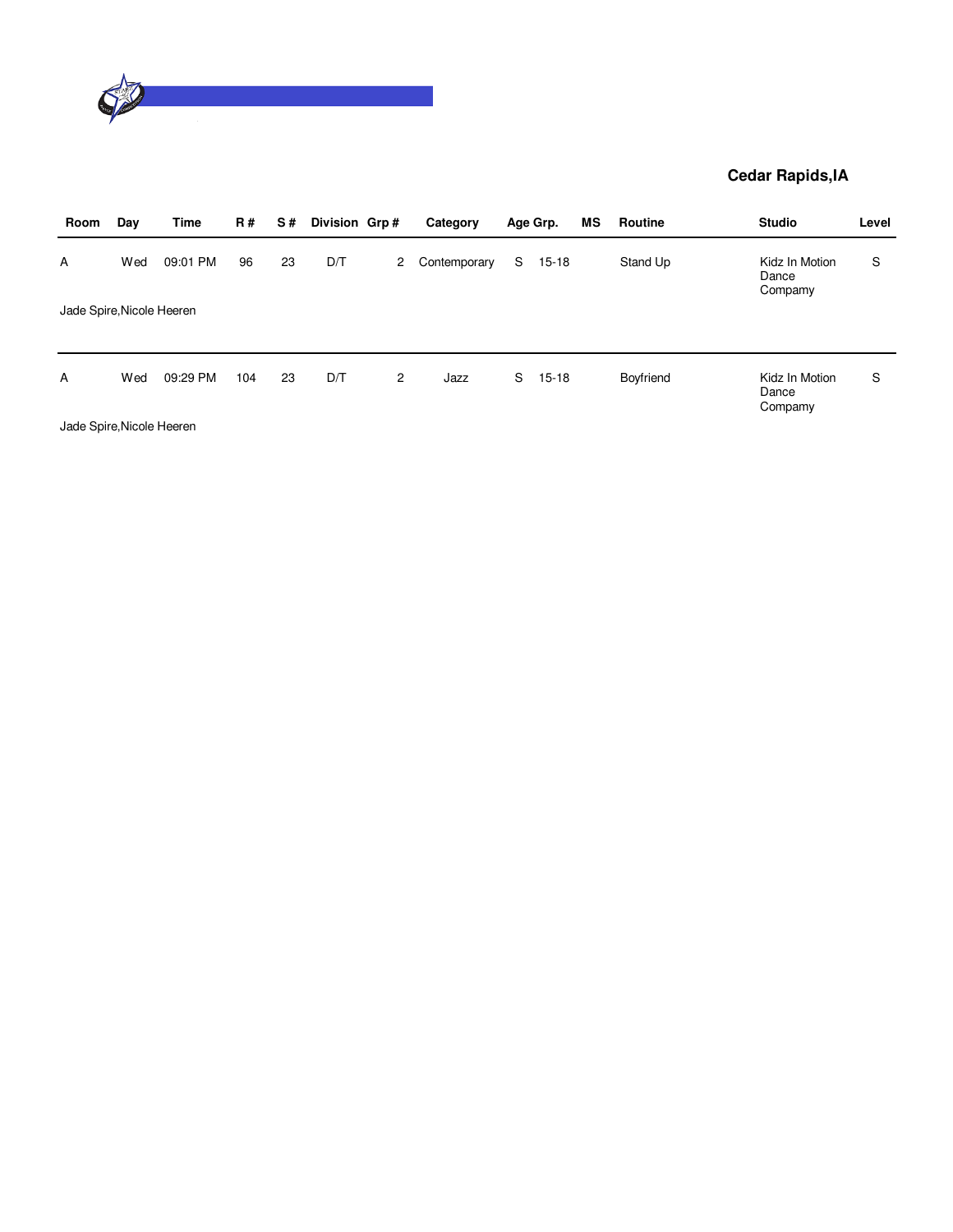**Cedar Rapids,IA**

| Room | Day | Time | R # | S # | Division | Grp # | Category | Age Grp. | | MS | Routine | Studio | Level |
|---|---|---|---|---|---|---|---|---|---|---|---|---|---|
| A | Wed | 09:01 PM | 96 | 23 | D/T | 2 | Contemporary | S | 15-18 | | Stand Up | Kidz In Motion Dance Compamy | S |
| Jade Spire,Nicole Heeren | | | | | | | | | | | | | |
| A | Wed | 09:29 PM | 104 | 23 | D/T | 2 | Jazz | S | 15-18 | | Boyfriend | Kidz In Motion Dance Compamy | S |
| Jade Spire,Nicole Heeren | | | | | | | | | | | | | |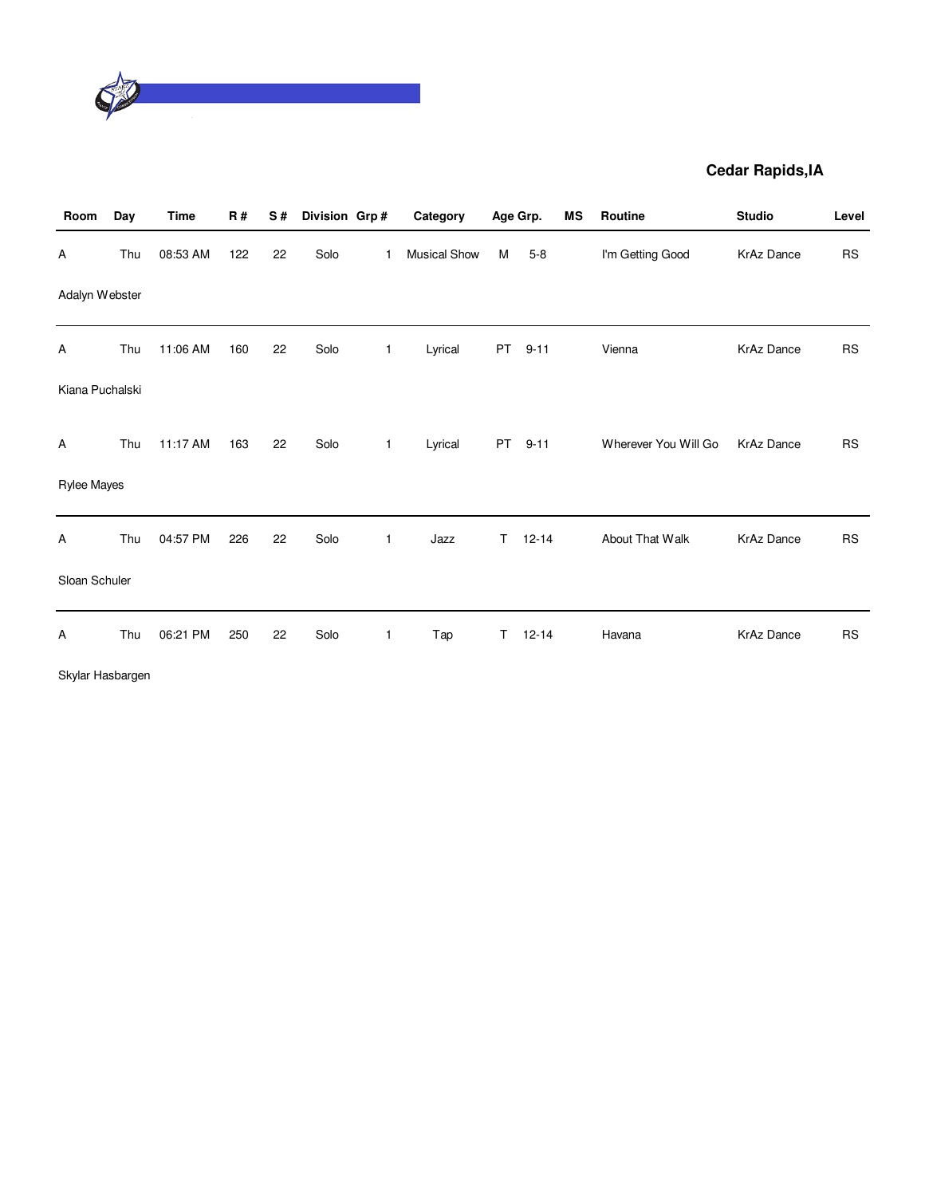**Cedar Rapids,IA**

| Room | Day | Time | R # | S # | Division | Grp # | Category | Age Grp. | | MS | Routine | Studio | Level |
|---|---|---|---|---|---|---|---|---|---|---|---|---|---|
| A | Thu | 08:53 AM | 122 | 22 | Solo | 1 | Musical Show | M | 5-8 | | I'm Getting Good | KrAz Dance | RS |
| Adalyn Webster | | | | | | | | | | | | | |
| A | Thu | 11:06 AM | 160 | 22 | Solo | 1 | Lyrical | PT | 9-11 | | Vienna | KrAz Dance | RS |
| Kiana Puchalski | | | | | | | | | | | | | |
| A | Thu | 11:17 AM | 163 | 22 | Solo | 1 | Lyrical | PT | 9-11 | | Wherever You Will Go | KrAz Dance | RS |
| Rylee Mayes | | | | | | | | | | | | | |
| A | Thu | 04:57 PM | 226 | 22 | Solo | 1 | Jazz | T | 12-14 | | About That Walk | KrAz Dance | RS |
| Sloan Schuler | | | | | | | | | | | | | |
| A | Thu | 06:21 PM | 250 | 22 | Solo | 1 | Tap | T | 12-14 | | Havana | KrAz Dance | RS |
| Skylar Hasbargen | | | | | | | | | | | | | |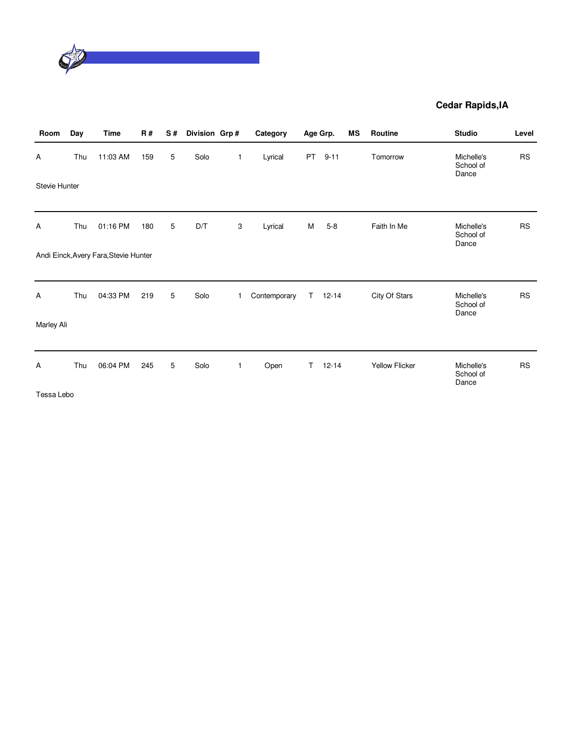## Cedar Rapids,IA

| Room | Day | Time | R # | S # | Division | Grp # | Category | Age Grp. | | MS | Routine | Studio | Level |
|---|---|---|---|---|---|---|---|---|---|---|---|---|---|
| A | Thu | 11:03 AM | 159 | 5 | Solo | 1 | Lyrical | PT | 9-11 | | Tomorrow | Michelle's School of Dance | RS |
| Stevie Hunter | | | | | | | | | | | | | |
| A | Thu | 01:16 PM | 180 | 5 | D/T | 3 | Lyrical | M | 5-8 | | Faith In Me | Michelle's School of Dance | RS |
| Andi Einck,Avery Fara,Stevie Hunter | | | | | | | | | | | | | |
| A | Thu | 04:33 PM | 219 | 5 | Solo | 1 | Contemporary | T | 12-14 | | City Of Stars | Michelle's School of Dance | RS |
| Marley Ali | | | | | | | | | | | | | |
| A | Thu | 06:04 PM | 245 | 5 | Solo | 1 | Open | T | 12-14 | | Yellow Flicker | Michelle's School of Dance | RS |
| Tessa Lebo | | | | | | | | | | | | | |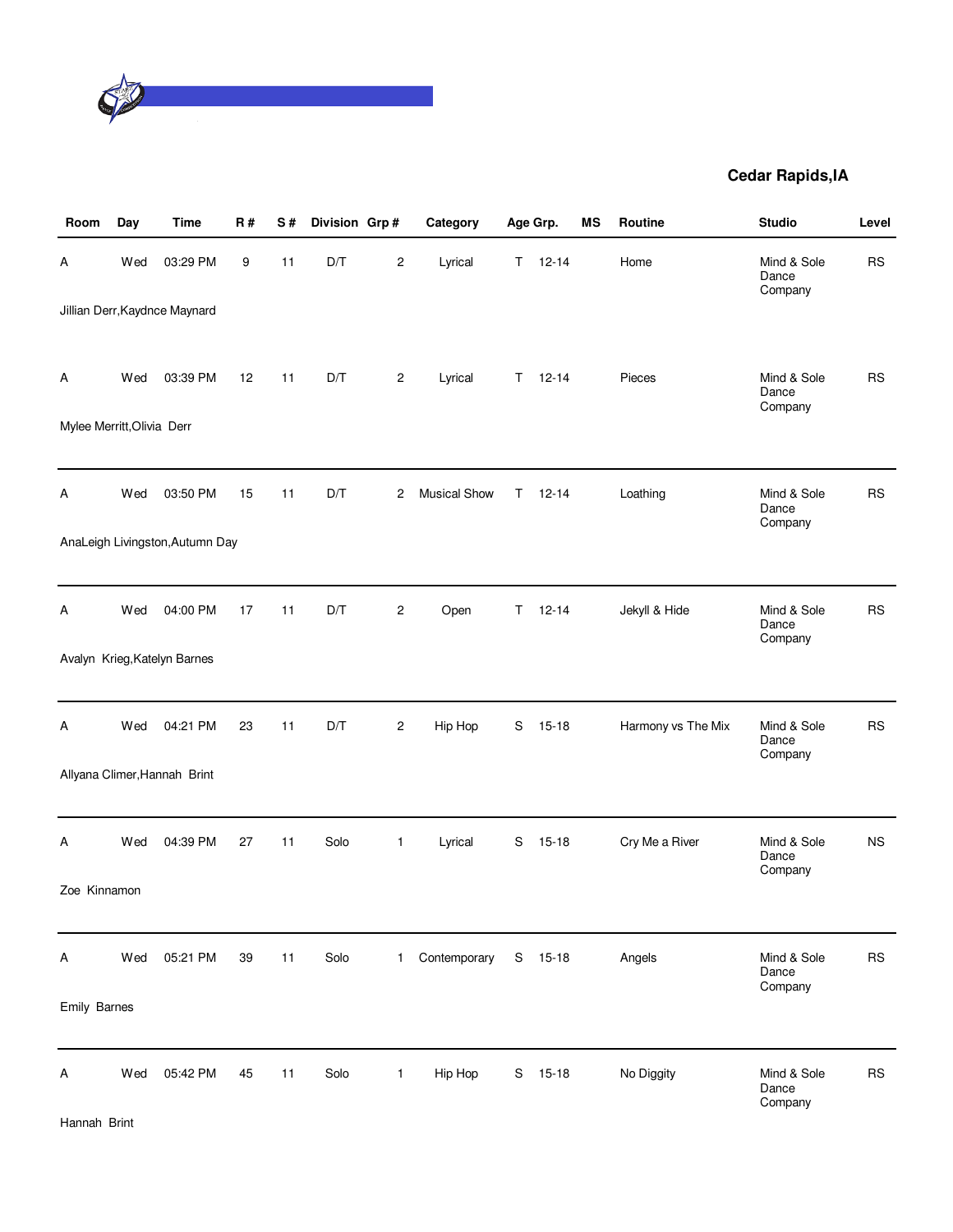**Cedar Rapids,IA**

| Room | Day | Time | R # | S # | Division | Grp # | Category | Age Grp. | | MS | Routine | Studio | Level |
|---|---|---|---|---|---|---|---|---|---|---|---|---|---|
| A | Wed | 03:29 PM | 9 | 11 | D/T | 2 | Lyrical | T | 12-14 | | Home | Mind & Sole Dance Company | RS |
| Jillian Derr,Kaydnce Maynard | | | | | | | | | | | | | |
| A | Wed | 03:39 PM | 12 | 11 | D/T | 2 | Lyrical | T | 12-14 | | Pieces | Mind & Sole Dance Company | RS |
| Mylee Merritt,Olivia Derr | | | | | | | | | | | | | |
| A | Wed | 03:50 PM | 15 | 11 | D/T | 2 | Musical Show | T | 12-14 | | Loathing | Mind & Sole Dance Company | RS |
| AnaLeigh Livingston,Autumn Day | | | | | | | | | | | | | |
| A | Wed | 04:00 PM | 17 | 11 | D/T | 2 | Open | T | 12-14 | | Jekyll & Hide | Mind & Sole Dance Company | RS |
| Avalyn Krieg,Katelyn Barnes | | | | | | | | | | | | | |
| A | Wed | 04:21 PM | 23 | 11 | D/T | 2 | Hip Hop | S | 15-18 | | Harmony vs The Mix | Mind & Sole Dance Company | RS |
| Allyana Climer,Hannah Brint | | | | | | | | | | | | | |
| A | Wed | 04:39 PM | 27 | 11 | Solo | 1 | Lyrical | S | 15-18 | | Cry Me a River | Mind & Sole Dance Company | NS |
| Zoe Kinnamon | | | | | | | | | | | | | |
| A | Wed | 05:21 PM | 39 | 11 | Solo | 1 | Contemporary | S | 15-18 | | Angels | Mind & Sole Dance Company | RS |
| Emily Barnes | | | | | | | | | | | | | |
| A | Wed | 05:42 PM | 45 | 11 | Solo | 1 | Hip Hop | S | 15-18 | | No Diggity | Mind & Sole Dance Company | RS |
| Hannah Brint | | | | | | | | | | | | | |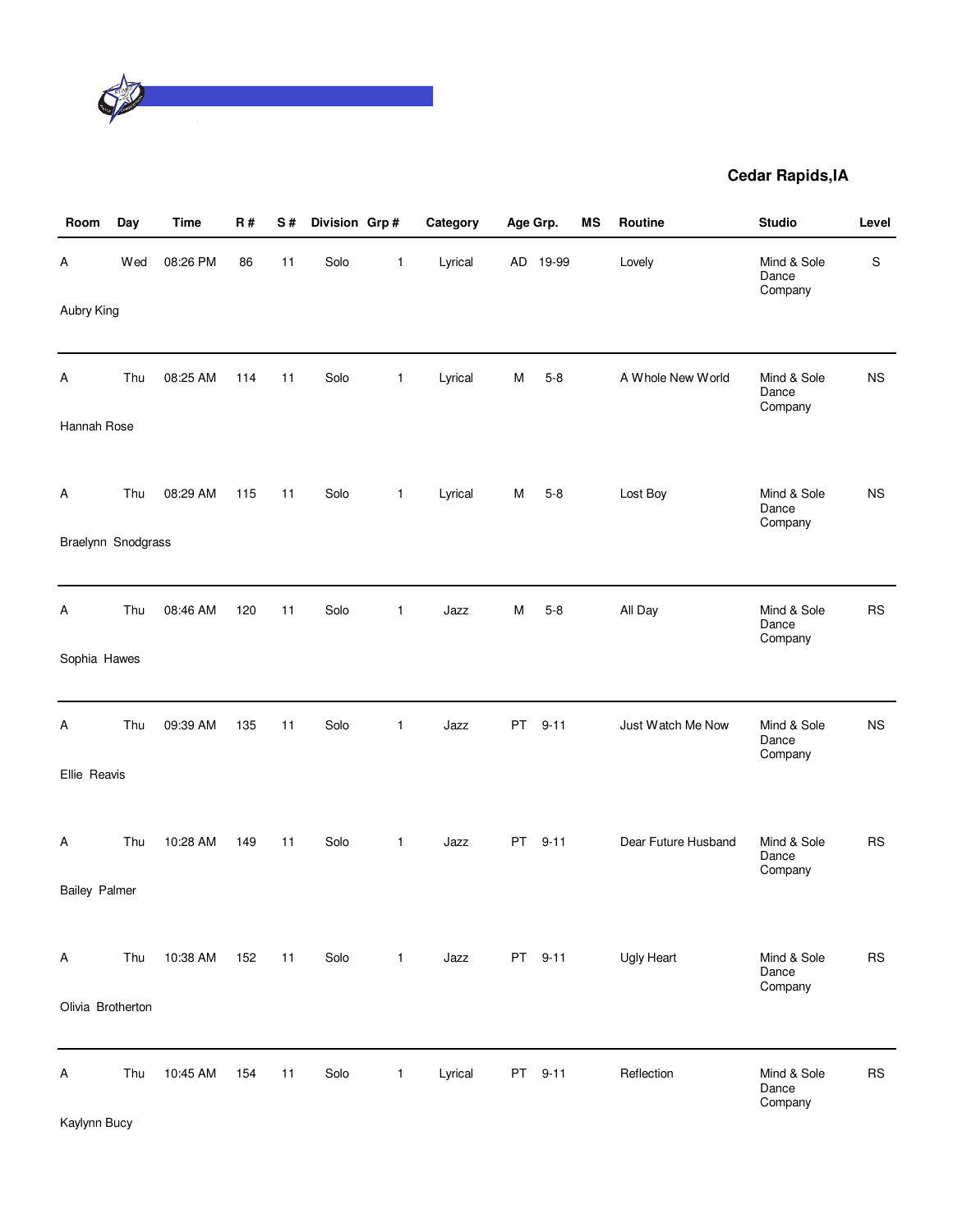**Cedar Rapids,IA**

| Room | Day | Time | R # | S # | Division | Grp # | Category | Age Grp. | MS | Routine | Studio | Level |
|---|---|---|---|---|---|---|---|---|---|---|---|---|
| A | Wed | 08:26 PM | 86 | 11 | Solo | 1 | Lyrical | AD 19-99 | | Lovely | Mind & Sole Dance Company | S |
| Aubry King | | | | | | | | | | | | |
| A | Thu | 08:25 AM | 114 | 11 | Solo | 1 | Lyrical | M 5-8 | | A Whole New World | Mind & Sole Dance Company | NS |
| Hannah Rose | | | | | | | | | | | | |
| A | Thu | 08:29 AM | 115 | 11 | Solo | 1 | Lyrical | M 5-8 | | Lost Boy | Mind & Sole Dance Company | NS |
| Braelynn Snodgrass | | | | | | | | | | | | |
| A | Thu | 08:46 AM | 120 | 11 | Solo | 1 | Jazz | M 5-8 | | All Day | Mind & Sole Dance Company | RS |
| Sophia Hawes | | | | | | | | | | | | |
| A | Thu | 09:39 AM | 135 | 11 | Solo | 1 | Jazz | PT 9-11 | | Just Watch Me Now | Mind & Sole Dance Company | NS |
| Ellie Reavis | | | | | | | | | | | | |
| A | Thu | 10:28 AM | 149 | 11 | Solo | 1 | Jazz | PT 9-11 | | Dear Future Husband | Mind & Sole Dance Company | RS |
| Bailey Palmer | | | | | | | | | | | | |
| A | Thu | 10:38 AM | 152 | 11 | Solo | 1 | Jazz | PT 9-11 | | Ugly Heart | Mind & Sole Dance Company | RS |
| Olivia Brotherton | | | | | | | | | | | | |
| A | Thu | 10:45 AM | 154 | 11 | Solo | 1 | Lyrical | PT 9-11 | | Reflection | Mind & Sole Dance Company | RS |
| Kaylynn Bucy | | | | | | | | | | | | |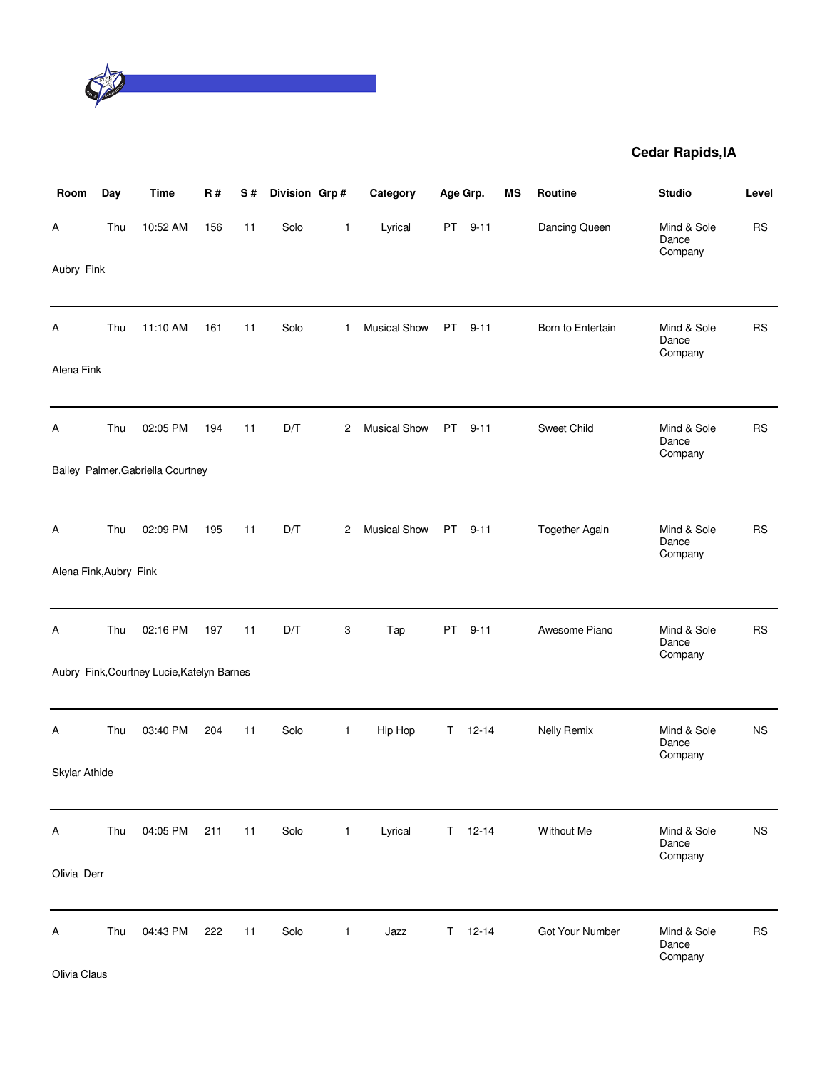**Cedar Rapids,IA**

| Room | Day | Time | R # | S # | Division | Grp # | Category | Age Grp. | | MS | Routine | Studio | Level |
|---|---|---|---|---|---|---|---|---|---|---|---|---|---|
| A | Thu | 10:52 AM | 156 | 11 | Solo | 1 | Lyrical | PT | 9-11 | | Dancing Queen | Mind & Sole Dance Company | RS |
| Aubry Fink | | | | | | | | | | | | | |
| A | Thu | 11:10 AM | 161 | 11 | Solo | 1 | Musical Show | PT | 9-11 | | Born to Entertain | Mind & Sole Dance Company | RS |
| Alena Fink | | | | | | | | | | | | | |
| A | Thu | 02:05 PM | 194 | 11 | D/T | 2 | Musical Show | PT | 9-11 | | Sweet Child | Mind & Sole Dance Company | RS |
| Bailey Palmer,Gabriella Courtney | | | | | | | | | | | | | |
| A | Thu | 02:09 PM | 195 | 11 | D/T | 2 | Musical Show | PT | 9-11 | | Together Again | Mind & Sole Dance Company | RS |
| Alena Fink,Aubry Fink | | | | | | | | | | | | | |
| A | Thu | 02:16 PM | 197 | 11 | D/T | 3 | Tap | PT | 9-11 | | Awesome Piano | Mind & Sole Dance Company | RS |
| Aubry Fink,Courtney Lucie,Katelyn Barnes | | | | | | | | | | | | | |
| A | Thu | 03:40 PM | 204 | 11 | Solo | 1 | Hip Hop | T | 12-14 | | Nelly Remix | Mind & Sole Dance Company | NS |
| Skylar Athide | | | | | | | | | | | | | |
| A | Thu | 04:05 PM | 211 | 11 | Solo | 1 | Lyrical | T | 12-14 | | Without Me | Mind & Sole Dance Company | NS |
| Olivia Derr | | | | | | | | | | | | | |
| A | Thu | 04:43 PM | 222 | 11 | Solo | 1 | Jazz | T | 12-14 | | Got Your Number | Mind & Sole Dance Company | RS |
| Olivia Claus | | | | | | | | | | | | | |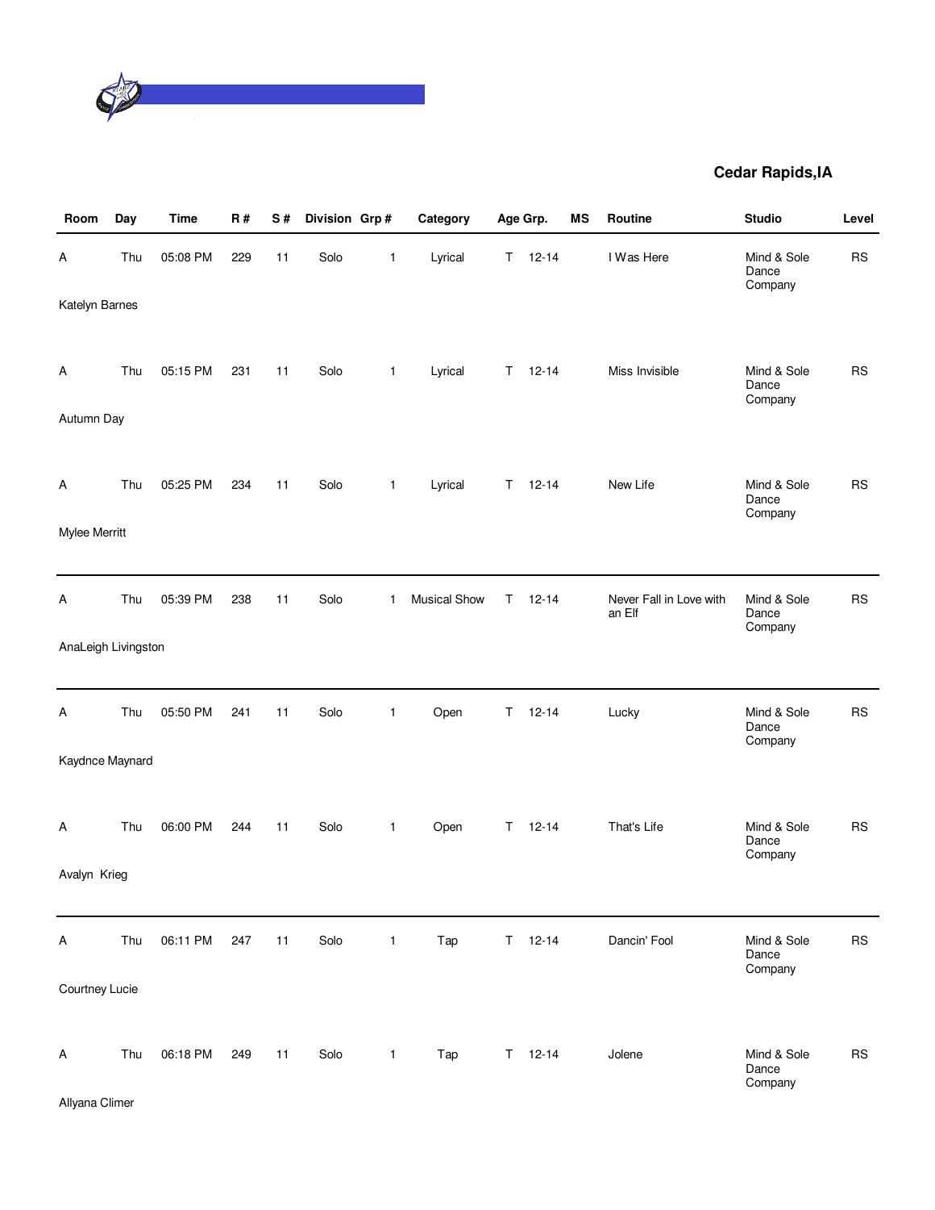**Cedar Rapids,IA**

| Room | Day | Time | R # | S # | Division | Grp # | Category | Age Grp. | | MS | Routine | Studio | Level |
|---|---|---|---|---|---|---|---|---|---|---|---|---|---|
| A | Thu | 05:08 PM | 229 | 11 | Solo | 1 | Lyrical | T | 12-14 | | I Was Here | Mind & Sole Dance Company | RS |
| Katelyn Barnes | | | | | | | | | | | | | |
| A | Thu | 05:15 PM | 231 | 11 | Solo | 1 | Lyrical | T | 12-14 | | Miss Invisible | Mind & Sole Dance Company | RS |
| Autumn Day | | | | | | | | | | | | | |
| A | Thu | 05:25 PM | 234 | 11 | Solo | 1 | Lyrical | T | 12-14 | | New Life | Mind & Sole Dance Company | RS |
| Mylee Merritt | | | | | | | | | | | | | |
| A | Thu | 05:39 PM | 238 | 11 | Solo | 1 | Musical Show | T | 12-14 | | Never Fall in Love with an Elf | Mind & Sole Dance Company | RS |
| AnaLeigh Livingston | | | | | | | | | | | | | |
| A | Thu | 05:50 PM | 241 | 11 | Solo | 1 | Open | T | 12-14 | | Lucky | Mind & Sole Dance Company | RS |
| Kaydnce Maynard | | | | | | | | | | | | | |
| A | Thu | 06:00 PM | 244 | 11 | Solo | 1 | Open | T | 12-14 | | That's Life | Mind & Sole Dance Company | RS |
| Avalyn Krieg | | | | | | | | | | | | | |
| A | Thu | 06:11 PM | 247 | 11 | Solo | 1 | Tap | T | 12-14 | | Dancin' Fool | Mind & Sole Dance Company | RS |
| Courtney Lucie | | | | | | | | | | | | | |
| A | Thu | 06:18 PM | 249 | 11 | Solo | 1 | Tap | T | 12-14 | | Jolene | Mind & Sole Dance Company | RS |
| Allyana Climer | | | | | | | | | | | | | |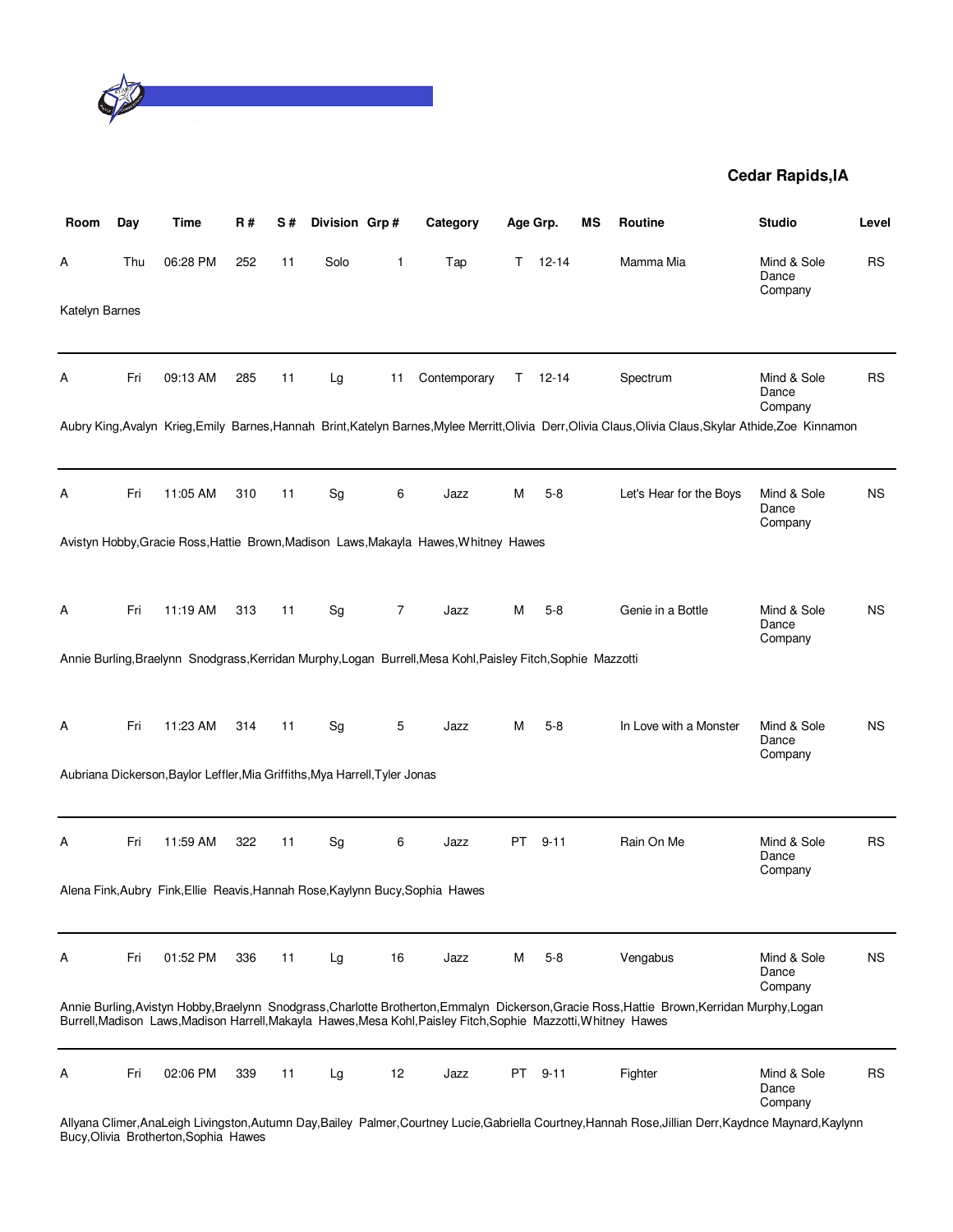**Cedar Rapids,IA**

| Room | Day | Time | R # | S # | Division | Grp # | Category | Age Grp. | | MS | Routine | Studio | Level |
|---|---|---|---|---|---|---|---|---|---|---|---|---|---|
| A | Thu | 06:28 PM | 252 | 11 | Solo | 1 | Tap | T | 12-14 | | Mamma Mia | Mind & Sole Dance Company | RS |
| Katelyn Barnes | | | | | | | | | | | | | |
| A | Fri | 09:13 AM | 285 | 11 | Lg | 11 | Contemporary | T | 12-14 | | Spectrum | Mind & Sole Dance Company | RS |
| Aubry King,Avalyn Krieg,Emily Barnes,Hannah Brint,Katelyn Barnes,Mylee Merritt,Olivia Derr,Olivia Claus,Olivia Claus,Skylar Athide,Zoe Kinnamon | | | | | | | | | | | | | |
| A | Fri | 11:05 AM | 310 | 11 | Sg | 6 | Jazz | M | 5-8 | | Let's Hear for the Boys | Mind & Sole Dance Company | NS |
| Avistyn Hobby,Gracie Ross,Hattie Brown,Madison Laws,Makayla Hawes,Whitney Hawes | | | | | | | | | | | | | |
| A | Fri | 11:19 AM | 313 | 11 | Sg | 7 | Jazz | M | 5-8 | | Genie in a Bottle | Mind & Sole Dance Company | NS |
| Annie Burling,Braelynn Snodgrass,Kerridan Murphy,Logan Burrell,Mesa Kohl,Paisley Fitch,Sophie Mazzotti | | | | | | | | | | | | | |
| A | Fri | 11:23 AM | 314 | 11 | Sg | 5 | Jazz | M | 5-8 | | In Love with a Monster | Mind & Sole Dance Company | NS |
| Aubriana Dickerson,Baylor Leffler,Mia Griffiths,Mya Harrell,Tyler Jonas | | | | | | | | | | | | | |
| A | Fri | 11:59 AM | 322 | 11 | Sg | 6 | Jazz | PT | 9-11 | | Rain On Me | Mind & Sole Dance Company | RS |
| Alena Fink,Aubry Fink,Ellie Reavis,Hannah Rose,Kaylynn Bucy,Sophia Hawes | | | | | | | | | | | | | |
| A | Fri | 01:52 PM | 336 | 11 | Lg | 16 | Jazz | M | 5-8 | | Vengabus | Mind & Sole Dance Company | NS |
| Annie Burling,Avistyn Hobby,Braelynn Snodgrass,Charlotte Brotherton,Emmalyn Dickerson,Gracie Ross,Hattie Brown,Kerridan Murphy,Logan Burrell,Madison Laws,Madison Harrell,Makayla Hawes,Mesa Kohl,Paisley Fitch,Sophie Mazzotti,Whitney Hawes | | | | | | | | | | | | | |
| A | Fri | 02:06 PM | 339 | 11 | Lg | 12 | Jazz | PT | 9-11 | | Fighter | Mind & Sole Dance Company | RS |
| Allyana Climer,AnaLeigh Livingston,Autumn Day,Bailey Palmer,Courtney Lucie,Gabriella Courtney,Hannah Rose,Jillian Derr,Kaydnce Maynard,Kaylynn Bucy,Olivia Brotherton,Sophia Hawes | | | | | | | | | | | | | |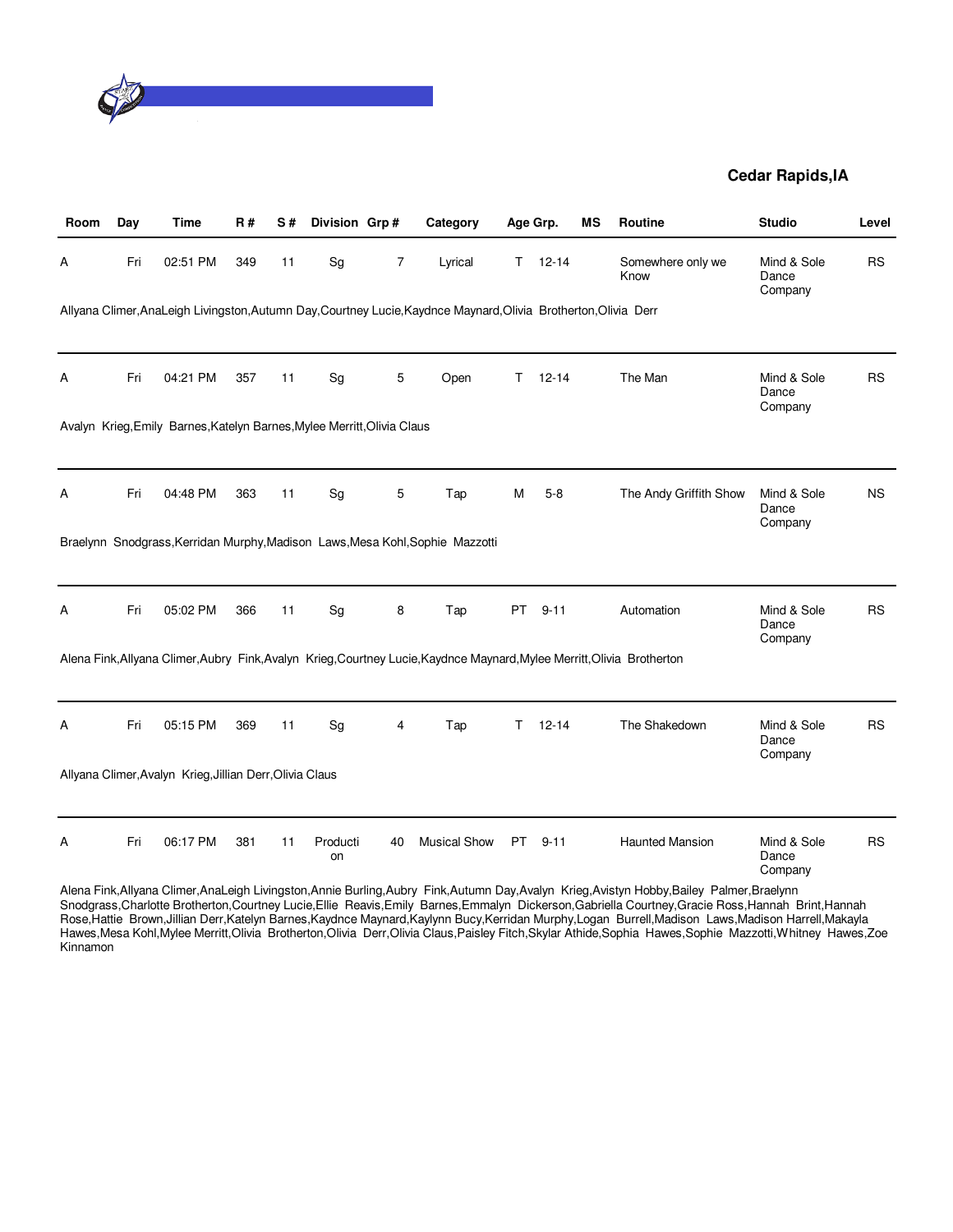**Cedar Rapids,IA**

| Room | Day | Time | R # | S # | Division | Grp # | Category | Age Grp. | | MS | Routine | Studio | Level |
|---|---|---|---|---|---|---|---|---|---|---|---|---|---|
| A | Fri | 02:51 PM | 349 | 11 | Sg | 7 | Lyrical | T | 12-14 | | Somewhere only we Know | Mind & Sole Dance Company | RS |

Allyana Climer,AnaLeigh Livingston,Autumn Day,Courtney Lucie,Kaydnce Maynard,Olivia Brotherton,Olivia Derr

| Room | Day | Time | R # | S # | Division | Grp # | Category | Age Grp. | | MS | Routine | Studio | Level |
|---|---|---|---|---|---|---|---|---|---|---|---|---|---|
| A | Fri | 04:21 PM | 357 | 11 | Sg | 5 | Open | T | 12-14 | | The Man | Mind & Sole Dance Company | RS |

Avalyn Krieg,Emily Barnes,Katelyn Barnes,Mylee Merritt,Olivia Claus

| Room | Day | Time | R # | S # | Division | Grp # | Category | Age Grp. | | MS | Routine | Studio | Level |
|---|---|---|---|---|---|---|---|---|---|---|---|---|---|
| A | Fri | 04:48 PM | 363 | 11 | Sg | 5 | Tap | M | 5-8 | | The Andy Griffith Show | Mind & Sole Dance Company | NS |

Braelynn Snodgrass,Kerridan Murphy,Madison Laws,Mesa Kohl,Sophie Mazzotti

| Room | Day | Time | R # | S # | Division | Grp # | Category | Age Grp. | | MS | Routine | Studio | Level |
|---|---|---|---|---|---|---|---|---|---|---|---|---|---|
| A | Fri | 05:02 PM | 366 | 11 | Sg | 8 | Tap | PT | 9-11 | | Automation | Mind & Sole Dance Company | RS |

Alena Fink,Allyana Climer,Aubry Fink,Avalyn Krieg,Courtney Lucie,Kaydnce Maynard,Mylee Merritt,Olivia Brotherton

| Room | Day | Time | R # | S # | Division | Grp # | Category | Age Grp. | | MS | Routine | Studio | Level |
|---|---|---|---|---|---|---|---|---|---|---|---|---|---|
| A | Fri | 05:15 PM | 369 | 11 | Sg | 4 | Tap | T | 12-14 | | The Shakedown | Mind & Sole Dance Company | RS |

Allyana Climer,Avalyn Krieg,Jillian Derr,Olivia Claus

| Room | Day | Time | R # | S # | Division | Grp # | Category | Age Grp. | | MS | Routine | Studio | Level |
|---|---|---|---|---|---|---|---|---|---|---|---|---|---|
| A | Fri | 06:17 PM | 381 | 11 | Production | 40 | Musical Show | PT | 9-11 | | Haunted Mansion | Mind & Sole Dance Company | RS |

Alena Fink,Allyana Climer,AnaLeigh Livingston,Annie Burling,Aubry Fink,Autumn Day,Avalyn Krieg,Avistyn Hobby,Bailey Palmer,Braelynn Snodgrass,Charlotte Brotherton,Courtney Lucie,Ellie Reavis,Emily Barnes,Emmalyn Dickerson,Gabriella Courtney,Gracie Ross,Hannah Brint,Hannah Rose,Hattie Brown,Jillian Derr,Katelyn Barnes,Kaydnce Maynard,Kaylynn Bucy,Kerridan Murphy,Logan Burrell,Madison Laws,Madison Harrell,Makayla Hawes,Mesa Kohl,Mylee Merritt,Olivia Brotherton,Olivia Derr,Olivia Claus,Paisley Fitch,Skylar Athide,Sophia Hawes,Sophie Mazzotti,Whitney Hawes,Zoe Kinnamon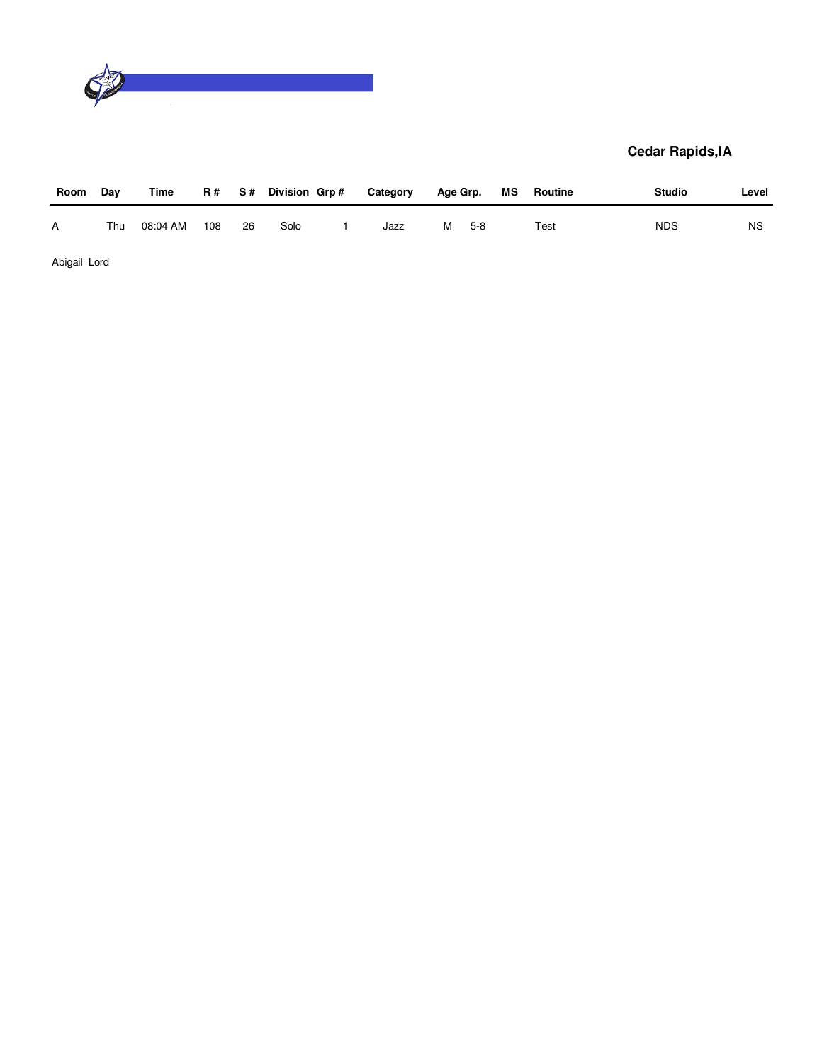**Cedar Rapids,IA**

| Room | Day | Time | R # | S # | Division | Grp # | Category | Age Grp. | | MS | Routine | Studio | Level |
|---|---|---|---|---|---|---|---|---|---|---|---|---|---|
| A | Thu | 08:04 AM | 108 | 26 | Solo | 1 | Jazz | M | 5-8 | | Test | NDS | NS |

Abigail Lord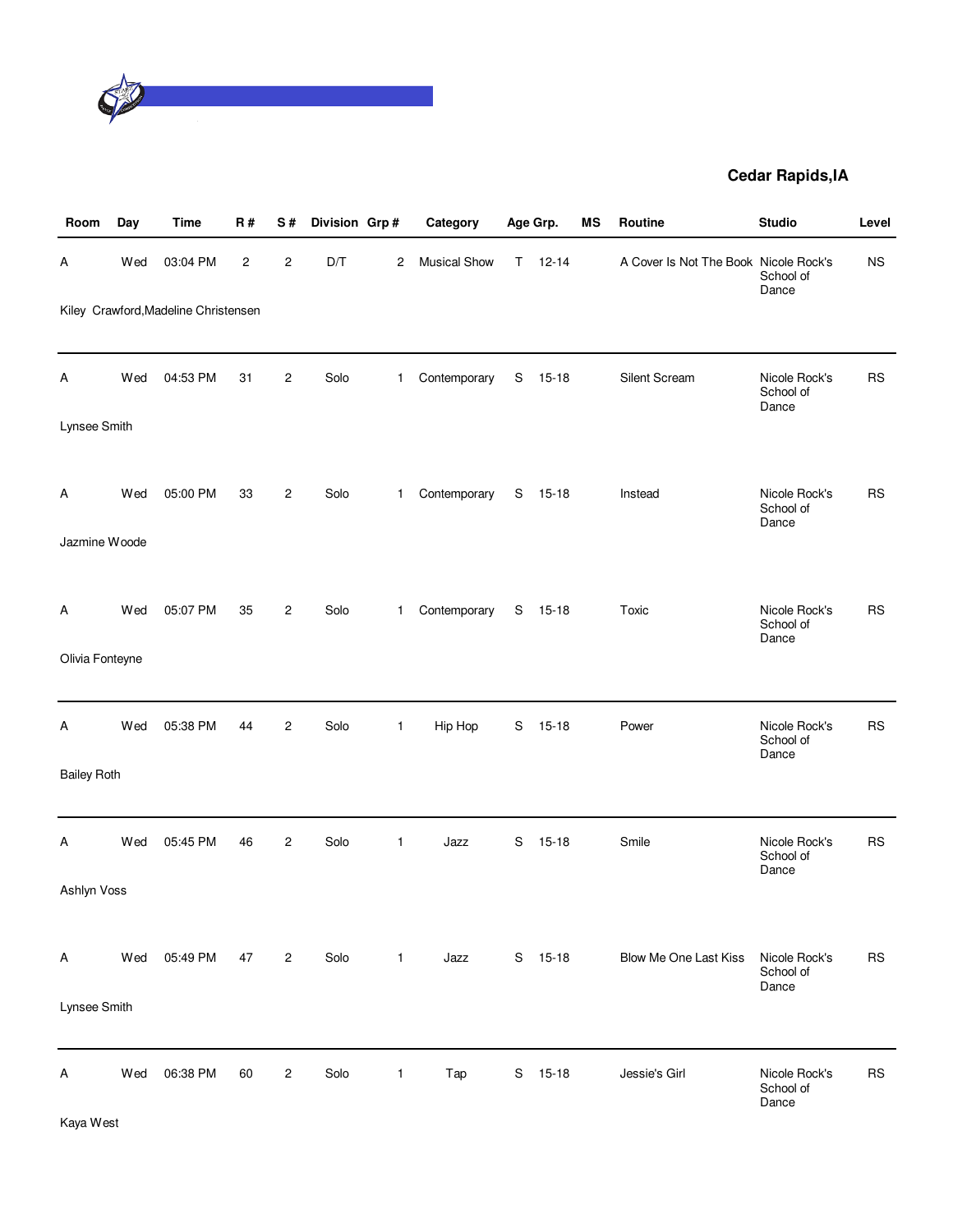**Cedar Rapids,IA**

| Room | Day | Time | R # | S # | Division | Grp # | Category | Age Grp. | | MS | Routine | Studio | Level |
|---|---|---|---|---|---|---|---|---|---|---|---|---|---|
| A | Wed | 03:04 PM | 2 | 2 | D/T | 2 | Musical Show | T | 12-14 | | A Cover Is Not The Book | Nicole Rock's School of Dance | NS |
| Kiley Crawford,Madeline Christensen | | | | | | | | | | | | | |
| A | Wed | 04:53 PM | 31 | 2 | Solo | 1 | Contemporary | S | 15-18 | | Silent Scream | Nicole Rock's School of Dance | RS |
| Lynsee Smith | | | | | | | | | | | | | |
| A | Wed | 05:00 PM | 33 | 2 | Solo | 1 | Contemporary | S | 15-18 | | Instead | Nicole Rock's School of Dance | RS |
| Jazmine Woode | | | | | | | | | | | | | |
| A | Wed | 05:07 PM | 35 | 2 | Solo | 1 | Contemporary | S | 15-18 | | Toxic | Nicole Rock's School of Dance | RS |
| Olivia Fonteyne | | | | | | | | | | | | | |
| A | Wed | 05:38 PM | 44 | 2 | Solo | 1 | Hip Hop | S | 15-18 | | Power | Nicole Rock's School of Dance | RS |
| Bailey Roth | | | | | | | | | | | | | |
| A | Wed | 05:45 PM | 46 | 2 | Solo | 1 | Jazz | S | 15-18 | | Smile | Nicole Rock's School of Dance | RS |
| Ashlyn Voss | | | | | | | | | | | | | |
| A | Wed | 05:49 PM | 47 | 2 | Solo | 1 | Jazz | S | 15-18 | | Blow Me One Last Kiss | Nicole Rock's School of Dance | RS |
| Lynsee Smith | | | | | | | | | | | | | |
| A | Wed | 06:38 PM | 60 | 2 | Solo | 1 | Tap | S | 15-18 | | Jessie's Girl | Nicole Rock's School of Dance | RS |
| Kaya West | | | | | | | | | | | | | |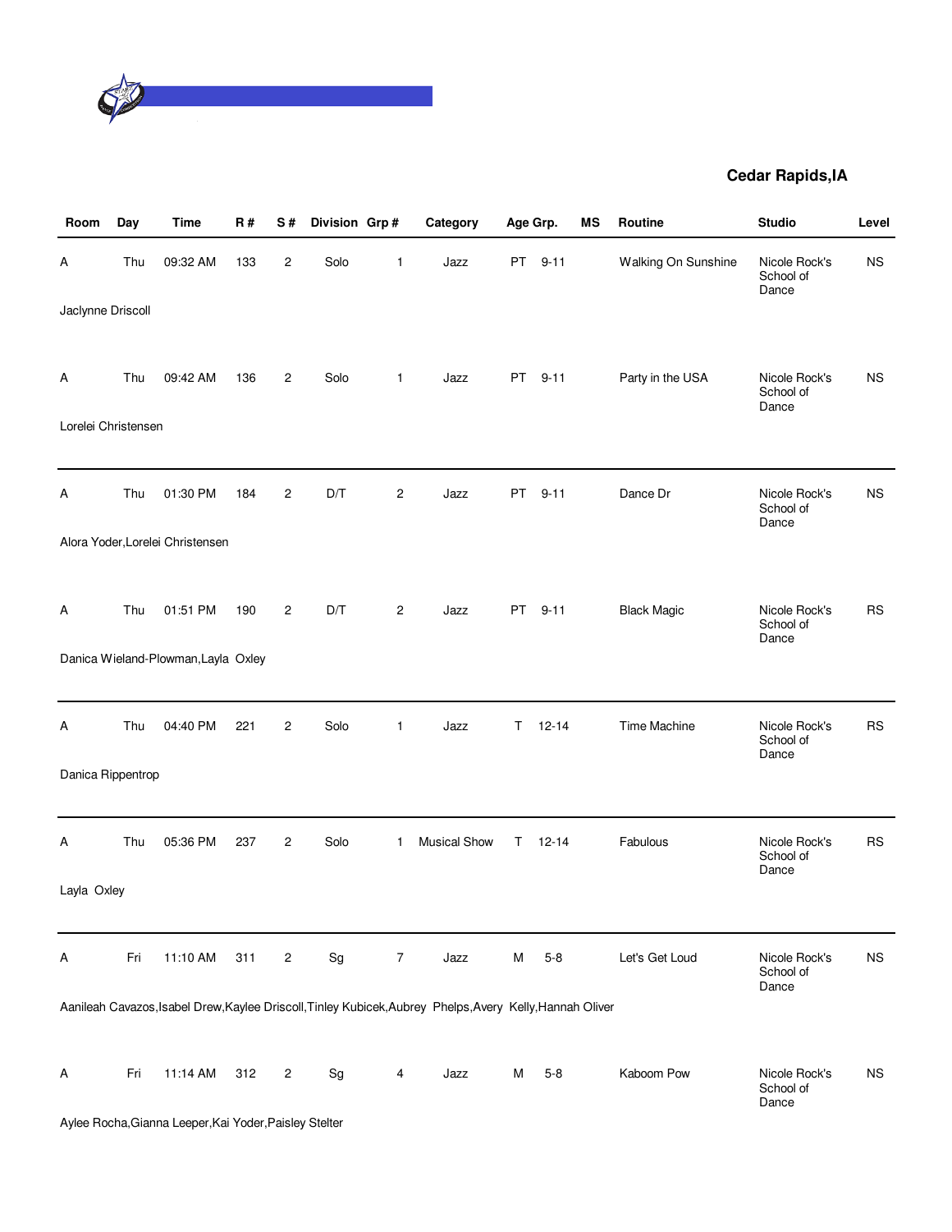**Cedar Rapids,IA**

| Room | Day | Time | R # | S # | Division | Grp # | Category | Age Grp. | | MS | Routine | Studio | Level |
|---|---|---|---|---|---|---|---|---|---|---|---|---|---|
| A | Thu | 09:32 AM | 133 | 2 | Solo | 1 | Jazz | PT | 9-11 | | Walking On Sunshine | Nicole Rock's School of Dance | NS |
| Jaclynne Driscoll | | | | | | | | | | | | | |
| A | Thu | 09:42 AM | 136 | 2 | Solo | 1 | Jazz | PT | 9-11 | | Party in the USA | Nicole Rock's School of Dance | NS |
| Lorelei Christensen | | | | | | | | | | | | | |
| A | Thu | 01:30 PM | 184 | 2 | D/T | 2 | Jazz | PT | 9-11 | | Dance Dr | Nicole Rock's School of Dance | NS |
| Alora Yoder,Lorelei Christensen | | | | | | | | | | | | | |
| A | Thu | 01:51 PM | 190 | 2 | D/T | 2 | Jazz | PT | 9-11 | | Black Magic | Nicole Rock's School of Dance | RS |
| Danica Wieland-Plowman,Layla Oxley | | | | | | | | | | | | | |
| A | Thu | 04:40 PM | 221 | 2 | Solo | 1 | Jazz | T | 12-14 | | Time Machine | Nicole Rock's School of Dance | RS |
| Danica Rippentrop | | | | | | | | | | | | | |
| A | Thu | 05:36 PM | 237 | 2 | Solo | 1 | Musical Show | T | 12-14 | | Fabulous | Nicole Rock's School of Dance | RS |
| Layla Oxley | | | | | | | | | | | | | |
| A | Fri | 11:10 AM | 311 | 2 | Sg | 7 | Jazz | M | 5-8 | | Let's Get Loud | Nicole Rock's School of Dance | NS |
| Aanileah Cavazos,Isabel Drew,Kaylee Driscoll,Tinley Kubicek,Aubrey Phelps,Avery Kelly,Hannah Oliver | | | | | | | | | | | | | |
| A | Fri | 11:14 AM | 312 | 2 | Sg | 4 | Jazz | M | 5-8 | | Kaboom Pow | Nicole Rock's School of Dance | NS |
| Aylee Rocha,Gianna Leeper,Kai Yoder,Paisley Stelter | | | | | | | | | | | | | |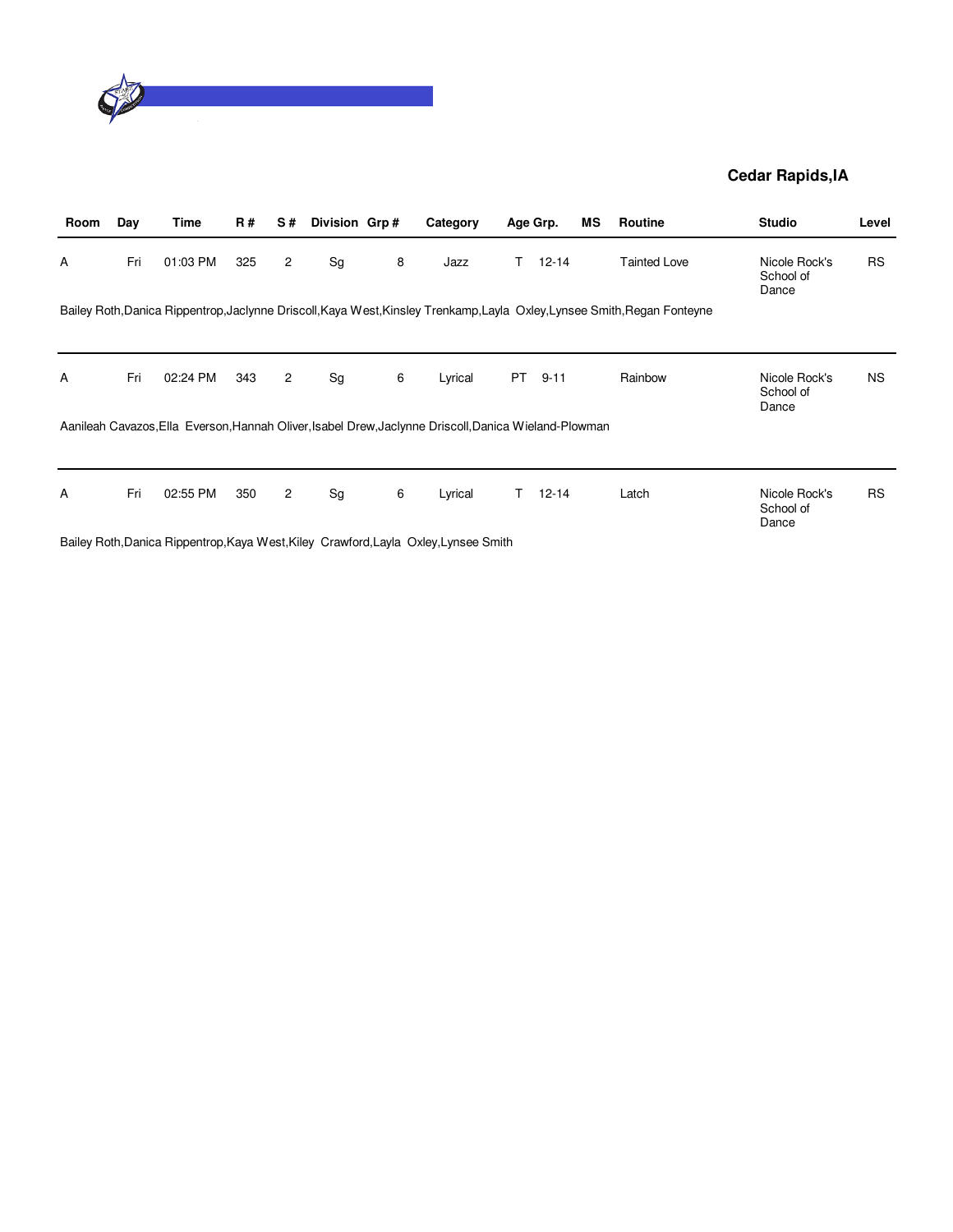**Cedar Rapids,IA**

| Room | Day | Time | R # | S # | Division | Grp # | Category | Age Grp. | | MS | Routine | Studio | Level |
|---|---|---|---|---|---|---|---|---|---|---|---|---|---|
| A | Fri | 01:03 PM | 325 | 2 | Sg | 8 | Jazz | T | 12-14 | | Tainted Love | Nicole Rock's School of Dance | RS |
| Bailey Roth,Danica Rippentrop,Jaclynne Driscoll,Kaya West,Kinsley Trenkamp,Layla Oxley,Lynsee Smith,Regan Fonteyne | | | | | | | | | | | | | |
| A | Fri | 02:24 PM | 343 | 2 | Sg | 6 | Lyrical | PT | 9-11 | | Rainbow | Nicole Rock's School of Dance | NS |
| Aanileah Cavazos,Ella Everson,Hannah Oliver,Isabel Drew,Jaclynne Driscoll,Danica Wieland-Plowman | | | | | | | | | | | | | |
| A | Fri | 02:55 PM | 350 | 2 | Sg | 6 | Lyrical | T | 12-14 | | Latch | Nicole Rock's School of Dance | RS |
| Bailey Roth,Danica Rippentrop,Kaya West,Kiley Crawford,Layla Oxley,Lynsee Smith | | | | | | | | | | | | | |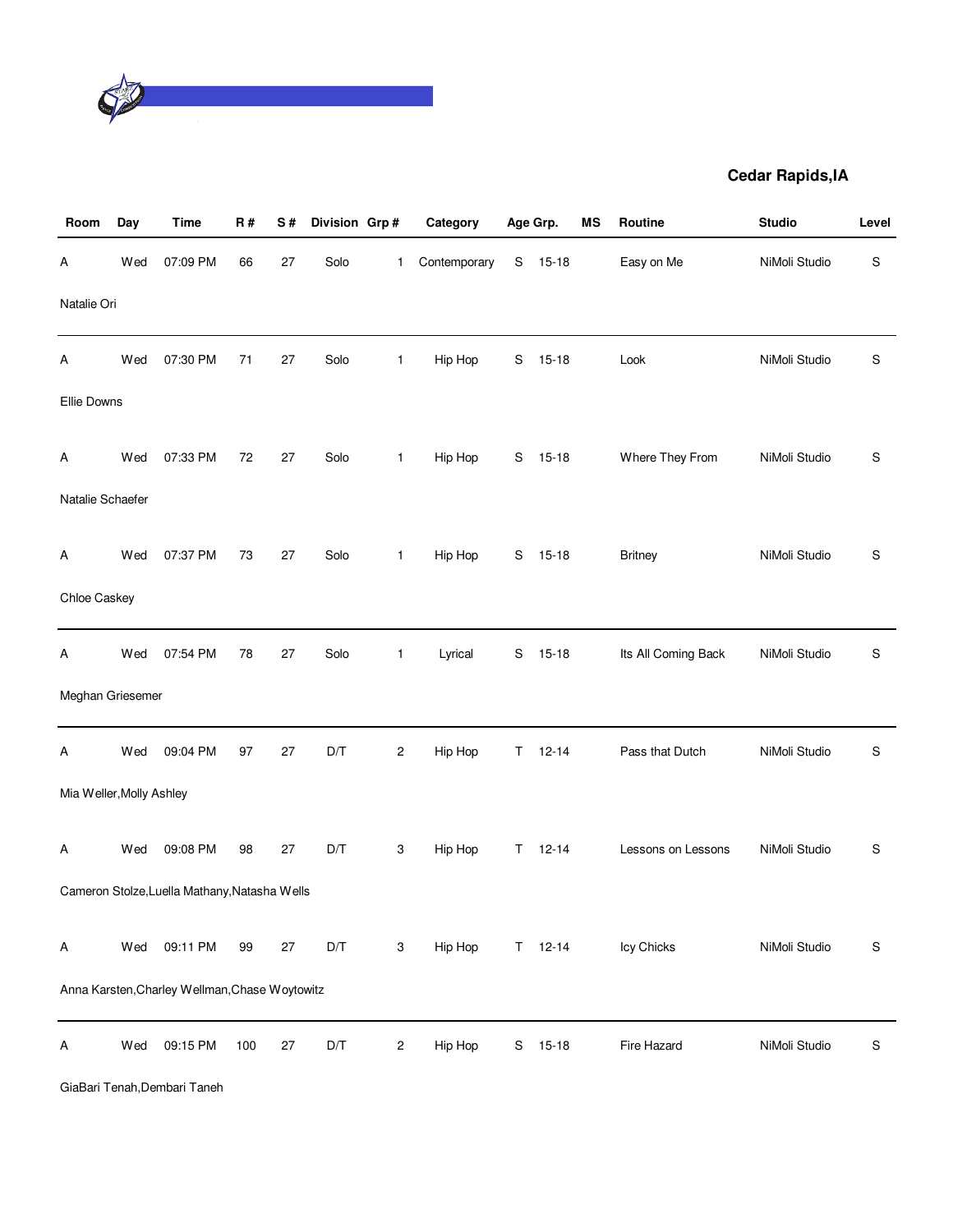**Cedar Rapids,IA**

| Room | Day | Time | R # | S # | Division | Grp # | Category | Age Grp. | | MS | Routine | Studio | Level |
|---|---|---|---|---|---|---|---|---|---|---|---|---|---|
| A | Wed | 07:09 PM | 66 | 27 | Solo | 1 | Contemporary | S | 15-18 | | Easy on Me | NiMoli Studio | S |
| Natalie Ori | | | | | | | | | | | | | |
| A | Wed | 07:30 PM | 71 | 27 | Solo | 1 | Hip Hop | S | 15-18 | | Look | NiMoli Studio | S |
| Ellie Downs | | | | | | | | | | | | | |
| A | Wed | 07:33 PM | 72 | 27 | Solo | 1 | Hip Hop | S | 15-18 | | Where They From | NiMoli Studio | S |
| Natalie Schaefer | | | | | | | | | | | | | |
| A | Wed | 07:37 PM | 73 | 27 | Solo | 1 | Hip Hop | S | 15-18 | | Britney | NiMoli Studio | S |
| Chloe Caskey | | | | | | | | | | | | | |
| A | Wed | 07:54 PM | 78 | 27 | Solo | 1 | Lyrical | S | 15-18 | | Its All Coming Back | NiMoli Studio | S |
| Meghan Griesemer | | | | | | | | | | | | | |
| A | Wed | 09:04 PM | 97 | 27 | D/T | 2 | Hip Hop | T | 12-14 | | Pass that Dutch | NiMoli Studio | S |
| Mia Weller,Molly Ashley | | | | | | | | | | | | | |
| A | Wed | 09:08 PM | 98 | 27 | D/T | 3 | Hip Hop | T | 12-14 | | Lessons on Lessons | NiMoli Studio | S |
| Cameron Stolze,Luella Mathany,Natasha Wells | | | | | | | | | | | | | |
| A | Wed | 09:11 PM | 99 | 27 | D/T | 3 | Hip Hop | T | 12-14 | | Icy Chicks | NiMoli Studio | S |
| Anna Karsten,Charley Wellman,Chase Woytowitz | | | | | | | | | | | | | |
| A | Wed | 09:15 PM | 100 | 27 | D/T | 2 | Hip Hop | S | 15-18 | | Fire Hazard | NiMoli Studio | S |
| GiaBari Tenah,Dembari Taneh | | | | | | | | | | | | | |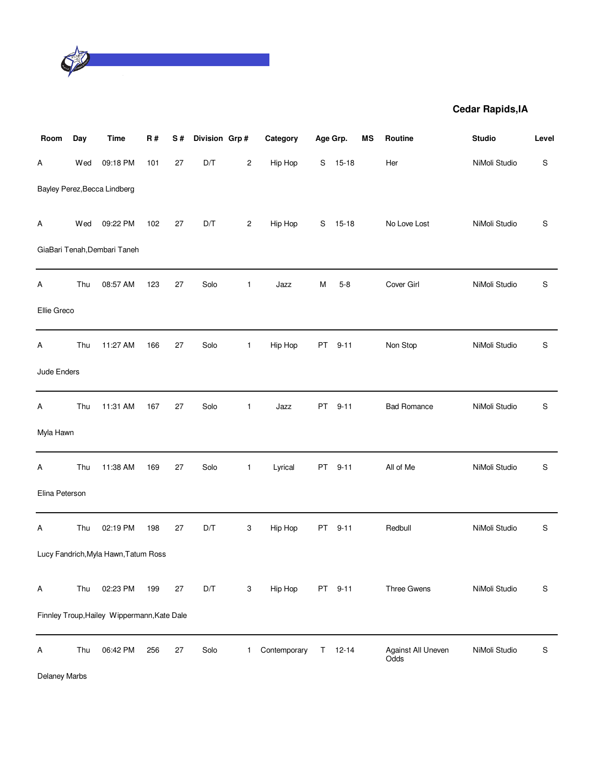**Cedar Rapids,IA**

| Room | Day | Time | R # | S # | Division | Grp # | Category | Age Grp. | | MS | Routine | Studio | Level |
|---|---|---|---|---|---|---|---|---|---|---|---|---|---|
| A | Wed | 09:18 PM | 101 | 27 | D/T | 2 | Hip Hop | S | 15-18 | | Her | NiMoli Studio | S |
| Bayley Perez,Becca Lindberg | | | | | | | | | | | | | |
| A | Wed | 09:22 PM | 102 | 27 | D/T | 2 | Hip Hop | S | 15-18 | | No Love Lost | NiMoli Studio | S |
| GiaBari Tenah,Dembari Taneh | | | | | | | | | | | | | |
| A | Thu | 08:57 AM | 123 | 27 | Solo | 1 | Jazz | M | 5-8 | | Cover Girl | NiMoli Studio | S |
| Ellie Greco | | | | | | | | | | | | | |
| A | Thu | 11:27 AM | 166 | 27 | Solo | 1 | Hip Hop | PT | 9-11 | | Non Stop | NiMoli Studio | S |
| Jude Enders | | | | | | | | | | | | | |
| A | Thu | 11:31 AM | 167 | 27 | Solo | 1 | Jazz | PT | 9-11 | | Bad Romance | NiMoli Studio | S |
| Myla Hawn | | | | | | | | | | | | | |
| A | Thu | 11:38 AM | 169 | 27 | Solo | 1 | Lyrical | PT | 9-11 | | All of Me | NiMoli Studio | S |
| Elina Peterson | | | | | | | | | | | | | |
| A | Thu | 02:19 PM | 198 | 27 | D/T | 3 | Hip Hop | PT | 9-11 | | Redbull | NiMoli Studio | S |
| Lucy Fandrich,Myla Hawn,Tatum Ross | | | | | | | | | | | | | |
| A | Thu | 02:23 PM | 199 | 27 | D/T | 3 | Hip Hop | PT | 9-11 | | Three Gwens | NiMoli Studio | S |
| Finnley Troup,Hailey Wippermann,Kate Dale | | | | | | | | | | | | | |
| A | Thu | 06:42 PM | 256 | 27 | Solo | 1 | Contemporary | T | 12-14 | | Against All Uneven Odds | NiMoli Studio | S |
| Delaney Marbs | | | | | | | | | | | | | |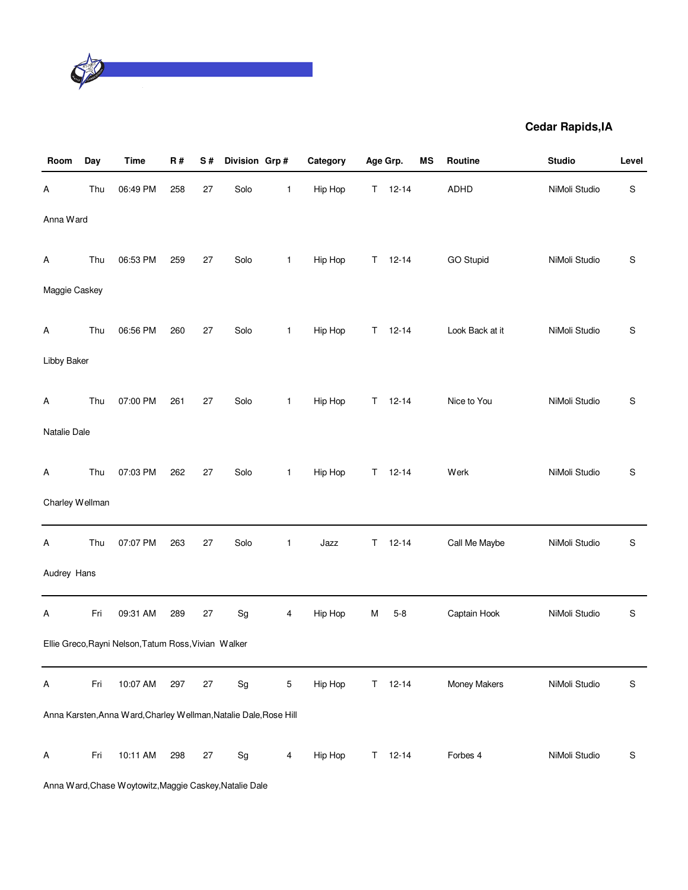**Cedar Rapids,IA**

| Room | Day | Time | R # | S # | Division | Grp # | Category | Age Grp. | | MS | Routine | Studio | Level |
|---|---|---|---|---|---|---|---|---|---|---|---|---|---|
| A | Thu | 06:49 PM | 258 | 27 | Solo | 1 | Hip Hop | T | 12-14 | | ADHD | NiMoli Studio | S |
| Anna Ward | | | | | | | | | | | | | |
| A | Thu | 06:53 PM | 259 | 27 | Solo | 1 | Hip Hop | T | 12-14 | | GO Stupid | NiMoli Studio | S |
| Maggie Caskey | | | | | | | | | | | | | |
| A | Thu | 06:56 PM | 260 | 27 | Solo | 1 | Hip Hop | T | 12-14 | | Look Back at it | NiMoli Studio | S |
| Libby Baker | | | | | | | | | | | | | |
| A | Thu | 07:00 PM | 261 | 27 | Solo | 1 | Hip Hop | T | 12-14 | | Nice to You | NiMoli Studio | S |
| Natalie Dale | | | | | | | | | | | | | |
| A | Thu | 07:03 PM | 262 | 27 | Solo | 1 | Hip Hop | T | 12-14 | | Werk | NiMoli Studio | S |
| Charley Wellman | | | | | | | | | | | | | |
| A | Thu | 07:07 PM | 263 | 27 | Solo | 1 | Jazz | T | 12-14 | | Call Me Maybe | NiMoli Studio | S |
| Audrey Hans | | | | | | | | | | | | | |
| A | Fri | 09:31 AM | 289 | 27 | Sg | 4 | Hip Hop | M | 5-8 | | Captain Hook | NiMoli Studio | S |
| Ellie Greco,Rayni Nelson,Tatum Ross,Vivian Walker | | | | | | | | | | | | | |
| A | Fri | 10:07 AM | 297 | 27 | Sg | 5 | Hip Hop | T | 12-14 | | Money Makers | NiMoli Studio | S |
| Anna Karsten,Anna Ward,Charley Wellman,Natalie Dale,Rose Hill | | | | | | | | | | | | | |
| A | Fri | 10:11 AM | 298 | 27 | Sg | 4 | Hip Hop | T | 12-14 | | Forbes 4 | NiMoli Studio | S |
| Anna Ward,Chase Woytowitz,Maggie Caskey,Natalie Dale | | | | | | | | | | | | | |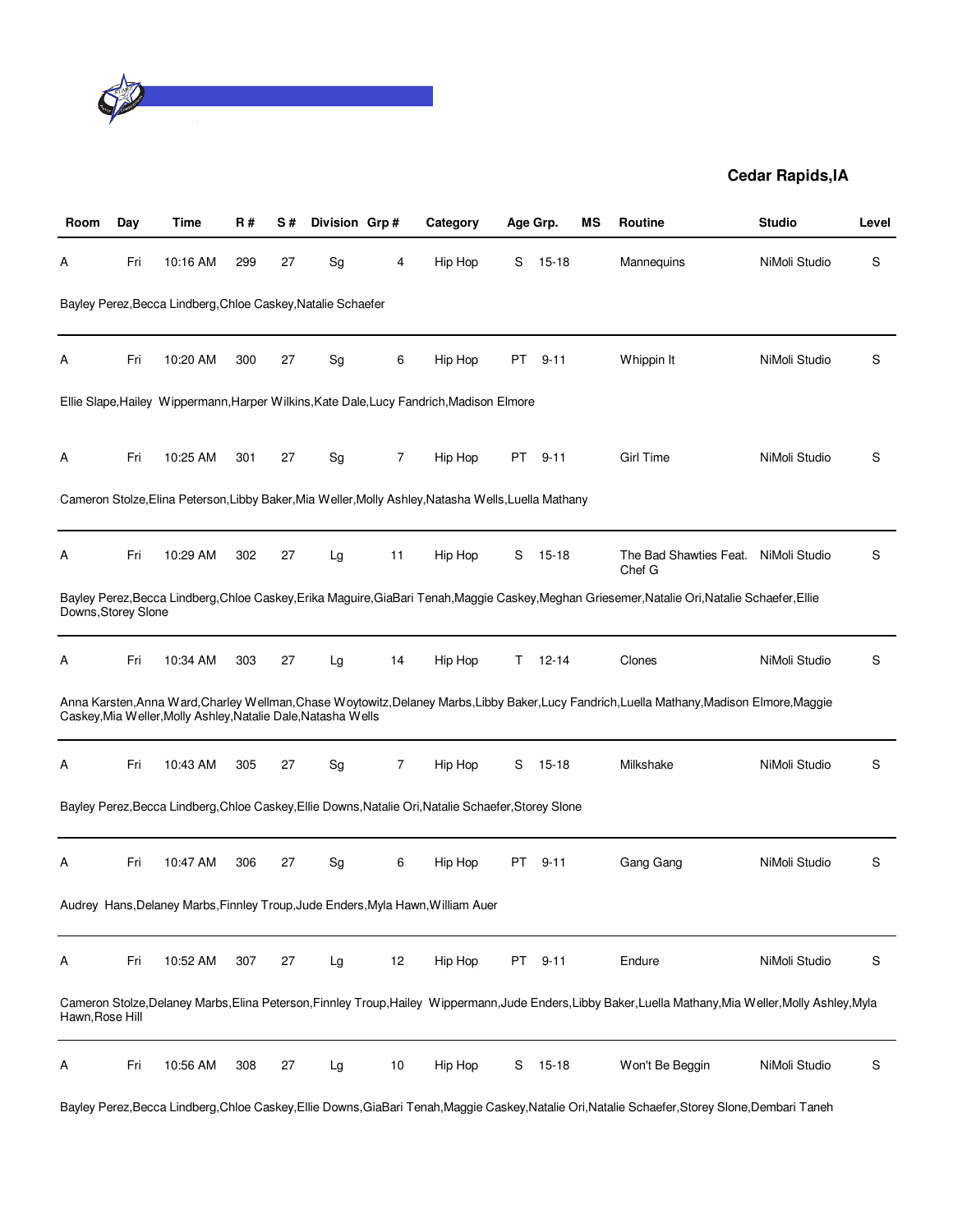**Cedar Rapids,IA**

| Room | Day | Time | R # | S # | Division | Grp # | Category | Age Grp. | | MS | Routine | Studio | Level |
|---|---|---|---|---|---|---|---|---|---|---|---|---|---|
| A | Fri | 10:16 AM | 299 | 27 | Sg | 4 | Hip Hop | S | 15-18 | | Mannequins | NiMoli Studio | S |
| Bayley Perez,Becca Lindberg,Chloe Caskey,Natalie Schaefer | | | | | | | | | | | | | |
| A | Fri | 10:20 AM | 300 | 27 | Sg | 6 | Hip Hop | PT | 9-11 | | Whippin It | NiMoli Studio | S |
| Ellie Slape,Hailey Wippermann,Harper Wilkins,Kate Dale,Lucy Fandrich,Madison Elmore | | | | | | | | | | | | | |
| A | Fri | 10:25 AM | 301 | 27 | Sg | 7 | Hip Hop | PT | 9-11 | | Girl Time | NiMoli Studio | S |
| Cameron Stolze,Elina Peterson,Libby Baker,Mia Weller,Molly Ashley,Natasha Wells,Luella Mathany | | | | | | | | | | | | | |
| A | Fri | 10:29 AM | 302 | 27 | Lg | 11 | Hip Hop | S | 15-18 | | The Bad Shawties Feat. Chef G | NiMoli Studio | S |
| Bayley Perez,Becca Lindberg,Chloe Caskey,Erika Maguire,GiaBari Tenah,Maggie Caskey,Meghan Griesemer,Natalie Ori,Natalie Schaefer,Ellie Downs,Storey Slone | | | | | | | | | | | | | |
| A | Fri | 10:34 AM | 303 | 27 | Lg | 14 | Hip Hop | T | 12-14 | | Clones | NiMoli Studio | S |
| Anna Karsten,Anna Ward,Charley Wellman,Chase Woytowitz,Delaney Marbs,Libby Baker,Lucy Fandrich,Luella Mathany,Madison Elmore,Maggie Caskey,Mia Weller,Molly Ashley,Natalie Dale,Natasha Wells | | | | | | | | | | | | | |
| A | Fri | 10:43 AM | 305 | 27 | Sg | 7 | Hip Hop | S | 15-18 | | Milkshake | NiMoli Studio | S |
| Bayley Perez,Becca Lindberg,Chloe Caskey,Ellie Downs,Natalie Ori,Natalie Schaefer,Storey Slone | | | | | | | | | | | | | |
| A | Fri | 10:47 AM | 306 | 27 | Sg | 6 | Hip Hop | PT | 9-11 | | Gang Gang | NiMoli Studio | S |
| Audrey Hans,Delaney Marbs,Finnley Troup,Jude Enders,Myla Hawn,William Auer | | | | | | | | | | | | | |
| A | Fri | 10:52 AM | 307 | 27 | Lg | 12 | Hip Hop | PT | 9-11 | | Endure | NiMoli Studio | S |
| Cameron Stolze,Delaney Marbs,Elina Peterson,Finnley Troup,Hailey Wippermann,Jude Enders,Libby Baker,Luella Mathany,Mia Weller,Molly Ashley,Myla Hawn,Rose Hill | | | | | | | | | | | | | |
| A | Fri | 10:56 AM | 308 | 27 | Lg | 10 | Hip Hop | S | 15-18 | | Won't Be Beggin | NiMoli Studio | S |
| Bayley Perez,Becca Lindberg,Chloe Caskey,Ellie Downs,GiaBari Tenah,Maggie Caskey,Natalie Ori,Natalie Schaefer,Storey Slone,Dembari Taneh | | | | | | | | | | | | | |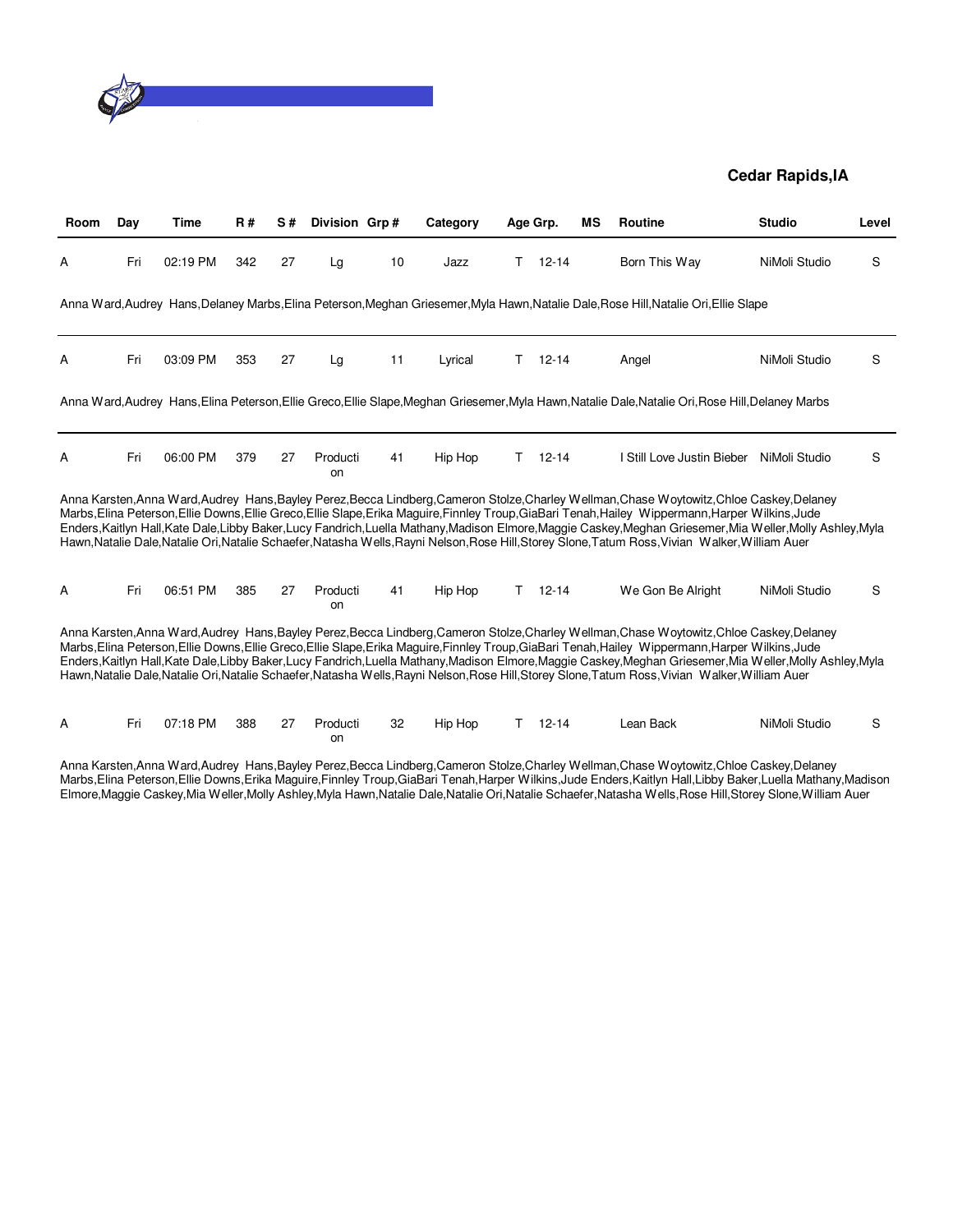**Cedar Rapids,IA**

| Room | Day | Time | R # | S # | Division | Grp # | Category | Age Grp. | MS | Routine | Studio | Level |
|---|---|---|---|---|---|---|---|---|---|---|---|---|
| A | Fri | 02:19 PM | 342 | 27 | Lg | 10 | Jazz | T 12-14 | | Born This Way | NiMoli Studio | S |

Anna Ward,Audrey Hans,Delaney Marbs,Elina Peterson,Meghan Griesemer,Myla Hawn,Natalie Dale,Rose Hill,Natalie Ori,Ellie Slape

| Room | Day | Time | R # | S # | Division | Grp # | Category | Age Grp. | MS | Routine | Studio | Level |
|---|---|---|---|---|---|---|---|---|---|---|---|---|
| A | Fri | 03:09 PM | 353 | 27 | Lg | 11 | Lyrical | T 12-14 | | Angel | NiMoli Studio | S |

Anna Ward,Audrey Hans,Elina Peterson,Ellie Greco,Ellie Slape,Meghan Griesemer,Myla Hawn,Natalie Dale,Natalie Ori,Rose Hill,Delaney Marbs

| Room | Day | Time | R # | S # | Division | Grp # | Category | Age Grp. | MS | Routine | Studio | Level |
|---|---|---|---|---|---|---|---|---|---|---|---|---|
| A | Fri | 06:00 PM | 379 | 27 | Production | 41 | Hip Hop | T 12-14 | | I Still Love Justin Bieber | NiMoli Studio | S |

Anna Karsten,Anna Ward,Audrey Hans,Bayley Perez,Becca Lindberg,Cameron Stolze,Charley Wellman,Chase Woytowitz,Chloe Caskey,Delaney Marbs,Elina Peterson,Ellie Downs,Ellie Greco,Ellie Slape,Erika Maguire,Finnley Troup,GiaBari Tenah,Hailey Wippermann,Harper Wilkins,Jude Enders,Kaitlyn Hall,Kate Dale,Libby Baker,Lucy Fandrich,Luella Mathany,Madison Elmore,Maggie Caskey,Meghan Griesemer,Mia Weller,Molly Ashley,Myla Hawn,Natalie Dale,Natalie Ori,Natalie Schaefer,Natasha Wells,Rayni Nelson,Rose Hill,Storey Slone,Tatum Ross,Vivian Walker,William Auer

| Room | Day | Time | R # | S # | Division | Grp # | Category | Age Grp. | MS | Routine | Studio | Level |
|---|---|---|---|---|---|---|---|---|---|---|---|---|
| A | Fri | 06:51 PM | 385 | 27 | Production | 41 | Hip Hop | T 12-14 | | We Gon Be Alright | NiMoli Studio | S |

Anna Karsten,Anna Ward,Audrey Hans,Bayley Perez,Becca Lindberg,Cameron Stolze,Charley Wellman,Chase Woytowitz,Chloe Caskey,Delaney Marbs,Elina Peterson,Ellie Downs,Ellie Greco,Ellie Slape,Erika Maguire,Finnley Troup,GiaBari Tenah,Hailey Wippermann,Harper Wilkins,Jude Enders,Kaitlyn Hall,Kate Dale,Libby Baker,Lucy Fandrich,Luella Mathany,Madison Elmore,Maggie Caskey,Meghan Griesemer,Mia Weller,Molly Ashley,Myla Hawn,Natalie Dale,Natalie Ori,Natalie Schaefer,Natasha Wells,Rayni Nelson,Rose Hill,Storey Slone,Tatum Ross,Vivian Walker,William Auer

| Room | Day | Time | R # | S # | Division | Grp # | Category | Age Grp. | MS | Routine | Studio | Level |
|---|---|---|---|---|---|---|---|---|---|---|---|---|
| A | Fri | 07:18 PM | 388 | 27 | Production | 32 | Hip Hop | T 12-14 | | Lean Back | NiMoli Studio | S |

Anna Karsten,Anna Ward,Audrey Hans,Bayley Perez,Becca Lindberg,Cameron Stolze,Charley Wellman,Chase Woytowitz,Chloe Caskey,Delaney Marbs,Elina Peterson,Ellie Downs,Erika Maguire,Finnley Troup,GiaBari Tenah,Harper Wilkins,Jude Enders,Kaitlyn Hall,Libby Baker,Luella Mathany,Madison Elmore,Maggie Caskey,Mia Weller,Molly Ashley,Myla Hawn,Natalie Dale,Natalie Ori,Natalie Schaefer,Natasha Wells,Rose Hill,Storey Slone,William Auer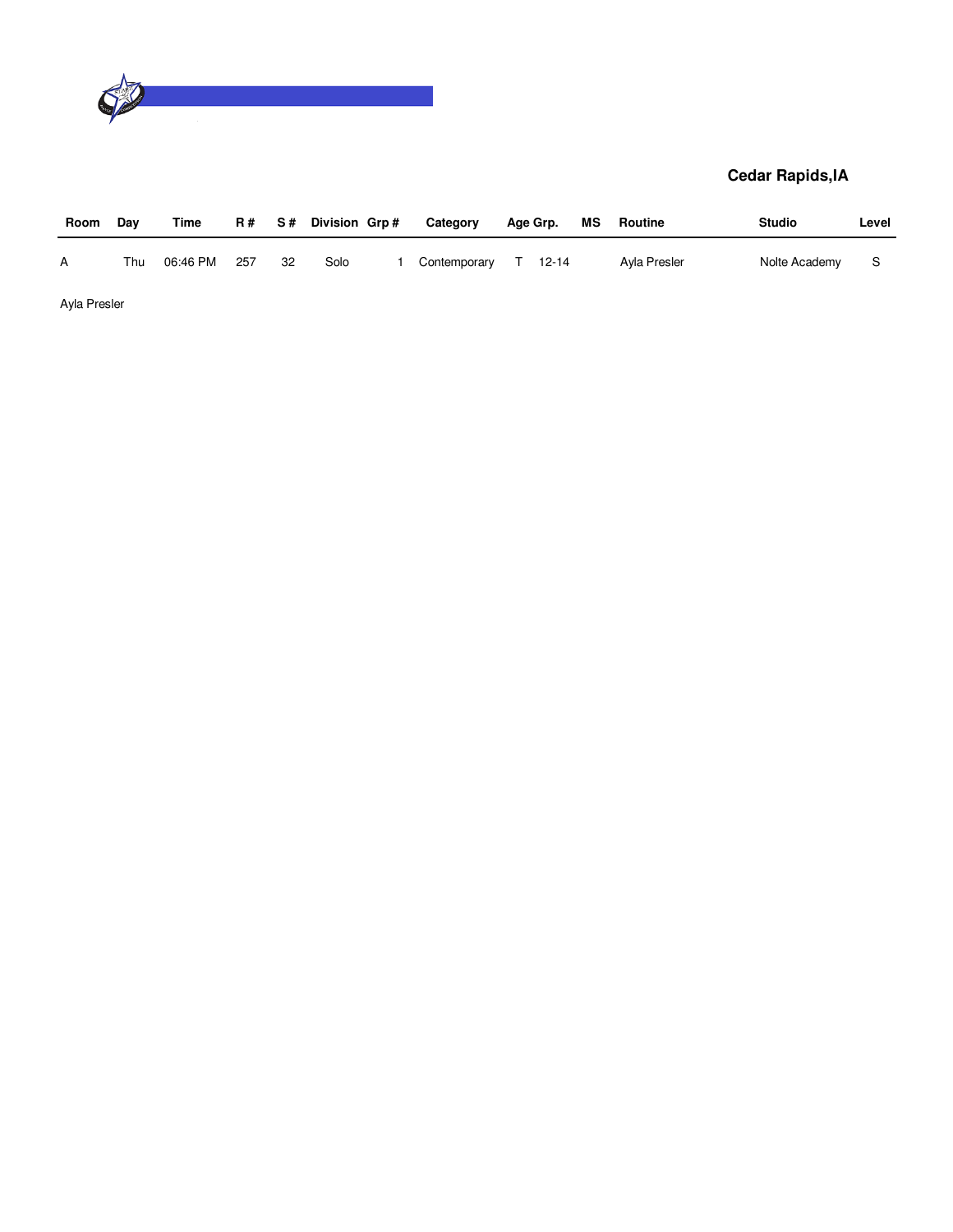**Cedar Rapids,IA**

| Room | Day | Time | R # | S # | Division | Grp # | Category | Age Grp. | MS | Routine | Studio | Level |
|---|---|---|---|---|---|---|---|---|---|---|---|---|
| A | Thu | 06:46 PM | 257 | 32 | Solo | 1 | Contemporary | T 12-14 | | Ayla Presler | Nolte Academy | S |

Ayla Presler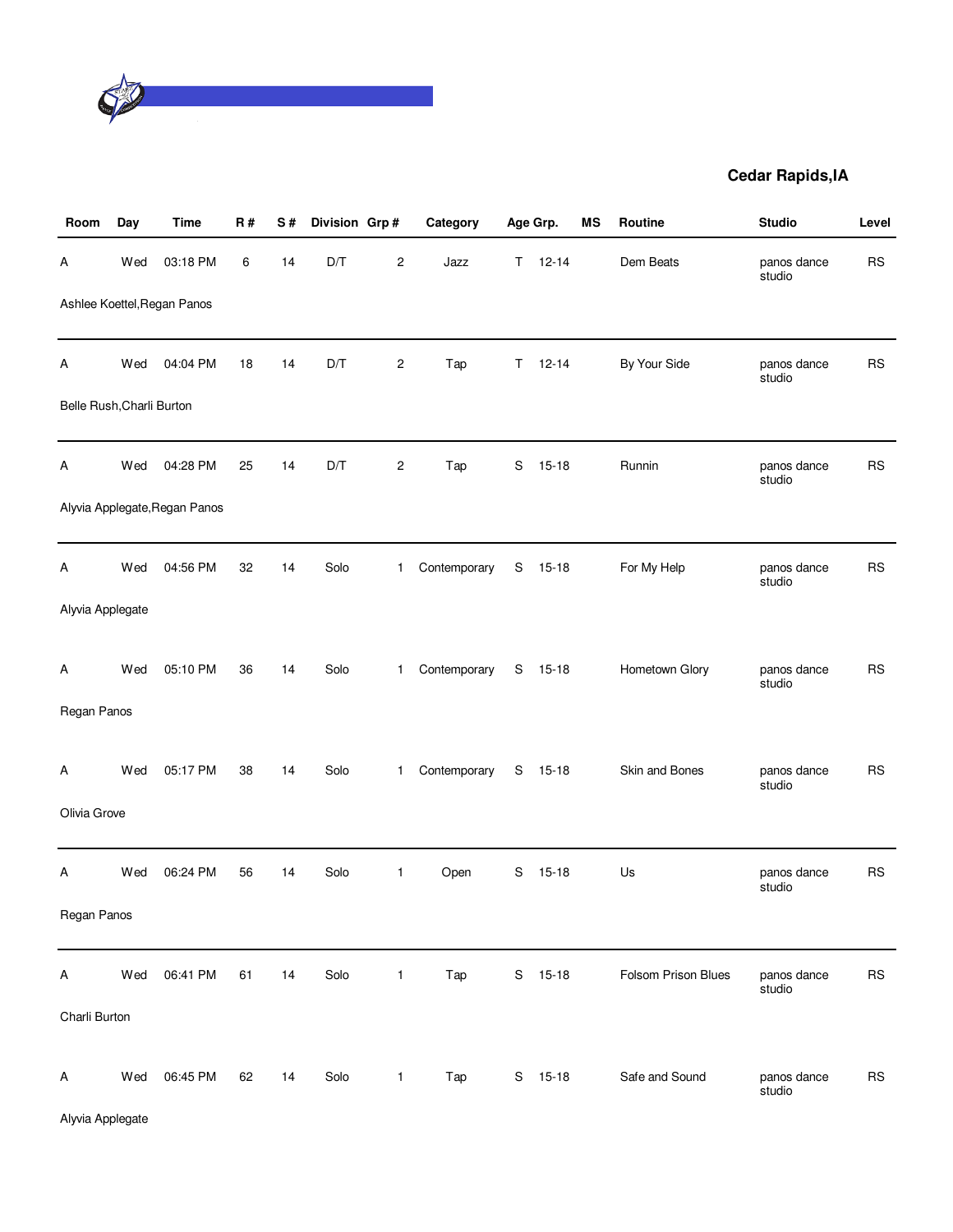**Cedar Rapids,IA**

| Room | Day | Time | R # | S # | Division | Grp # | Category | Age Grp. | | MS | Routine | Studio | Level |
|---|---|---|---|---|---|---|---|---|---|---|---|---|---|
| A | Wed | 03:18 PM | 6 | 14 | D/T | 2 | Jazz | T | 12-14 | | Dem Beats | panos dance studio | RS |
| Ashlee Koettel,Regan Panos | | | | | | | | | | | | | |
| A | Wed | 04:04 PM | 18 | 14 | D/T | 2 | Tap | T | 12-14 | | By Your Side | panos dance studio | RS |
| Belle Rush,Charli Burton | | | | | | | | | | | | | |
| A | Wed | 04:28 PM | 25 | 14 | D/T | 2 | Tap | S | 15-18 | | Runnin | panos dance studio | RS |
| Alyvia Applegate,Regan Panos | | | | | | | | | | | | | |
| A | Wed | 04:56 PM | 32 | 14 | Solo | 1 | Contemporary | S | 15-18 | | For My Help | panos dance studio | RS |
| Alyvia Applegate | | | | | | | | | | | | | |
| A | Wed | 05:10 PM | 36 | 14 | Solo | 1 | Contemporary | S | 15-18 | | Hometown Glory | panos dance studio | RS |
| Regan Panos | | | | | | | | | | | | | |
| A | Wed | 05:17 PM | 38 | 14 | Solo | 1 | Contemporary | S | 15-18 | | Skin and Bones | panos dance studio | RS |
| Olivia Grove | | | | | | | | | | | | | |
| A | Wed | 06:24 PM | 56 | 14 | Solo | 1 | Open | S | 15-18 | | Us | panos dance studio | RS |
| Regan Panos | | | | | | | | | | | | | |
| A | Wed | 06:41 PM | 61 | 14 | Solo | 1 | Tap | S | 15-18 | | Folsom Prison Blues | panos dance studio | RS |
| Charli Burton | | | | | | | | | | | | | |
| A | Wed | 06:45 PM | 62 | 14 | Solo | 1 | Tap | S | 15-18 | | Safe and Sound | panos dance studio | RS |
| Alyvia Applegate | | | | | | | | | | | | | |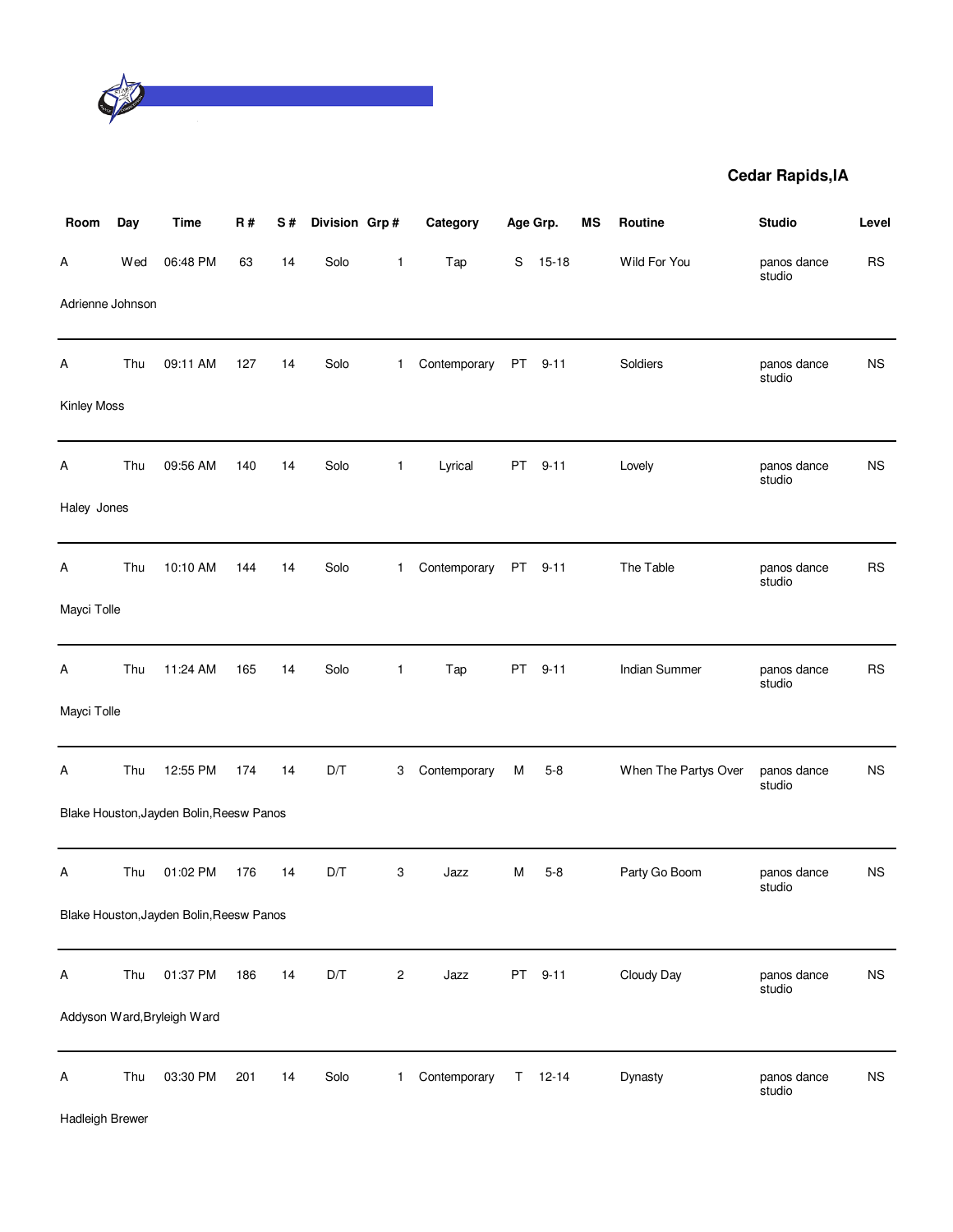**Cedar Rapids,IA**

| Room | Day | Time | R # | S # | Division | Grp # | Category | Age Grp. | | MS | Routine | Studio | Level |
|---|---|---|---|---|---|---|---|---|---|---|---|---|---|
| A | Wed | 06:48 PM | 63 | 14 | Solo | 1 | Tap | S | 15-18 | | Wild For You | panos dance studio | RS |
| Adrienne Johnson | | | | | | | | | | | | | |
| A | Thu | 09:11 AM | 127 | 14 | Solo | 1 | Contemporary | PT | 9-11 | | Soldiers | panos dance studio | NS |
| Kinley Moss | | | | | | | | | | | | | |
| A | Thu | 09:56 AM | 140 | 14 | Solo | 1 | Lyrical | PT | 9-11 | | Lovely | panos dance studio | NS |
| Haley Jones | | | | | | | | | | | | | |
| A | Thu | 10:10 AM | 144 | 14 | Solo | 1 | Contemporary | PT | 9-11 | | The Table | panos dance studio | RS |
| Mayci Tolle | | | | | | | | | | | | | |
| A | Thu | 11:24 AM | 165 | 14 | Solo | 1 | Tap | PT | 9-11 | | Indian Summer | panos dance studio | RS |
| Mayci Tolle | | | | | | | | | | | | | |
| A | Thu | 12:55 PM | 174 | 14 | D/T | 3 | Contemporary | M | 5-8 | | When The Partys Over | panos dance studio | NS |
| Blake Houston,Jayden Bolin,Reesw Panos | | | | | | | | | | | | | |
| A | Thu | 01:02 PM | 176 | 14 | D/T | 3 | Jazz | M | 5-8 | | Party Go Boom | panos dance studio | NS |
| Blake Houston,Jayden Bolin,Reesw Panos | | | | | | | | | | | | | |
| A | Thu | 01:37 PM | 186 | 14 | D/T | 2 | Jazz | PT | 9-11 | | Cloudy Day | panos dance studio | NS |
| Addyson Ward,Bryleigh Ward | | | | | | | | | | | | | |
| A | Thu | 03:30 PM | 201 | 14 | Solo | 1 | Contemporary | T | 12-14 | | Dynasty | panos dance studio | NS |
| Hadleigh Brewer | | | | | | | | | | | | | |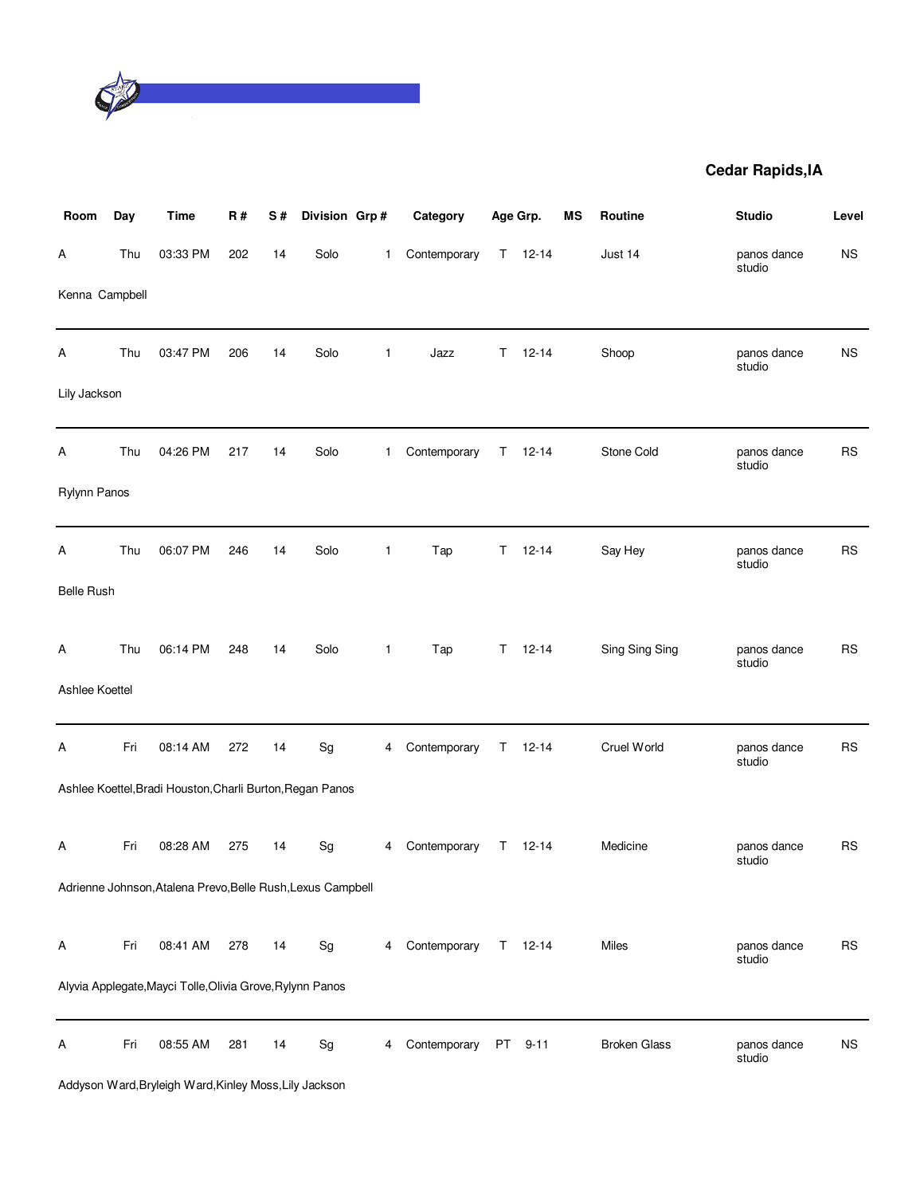**Cedar Rapids,IA**

| Room | Day | Time | R # | S # | Division | Grp # | Category | Age Grp. | | MS | Routine | Studio | Level |
|---|---|---|---|---|---|---|---|---|---|---|---|---|---|
| A | Thu | 03:33 PM | 202 | 14 | Solo | 1 | Contemporary | T | 12-14 | | Just 14 | panos dance studio | NS |
| Kenna Campbell | | | | | | | | | | | | | |
| A | Thu | 03:47 PM | 206 | 14 | Solo | 1 | Jazz | T | 12-14 | | Shoop | panos dance studio | NS |
| Lily Jackson | | | | | | | | | | | | | |
| A | Thu | 04:26 PM | 217 | 14 | Solo | 1 | Contemporary | T | 12-14 | | Stone Cold | panos dance studio | RS |
| Rylynn Panos | | | | | | | | | | | | | |
| A | Thu | 06:07 PM | 246 | 14 | Solo | 1 | Tap | T | 12-14 | | Say Hey | panos dance studio | RS |
| Belle Rush | | | | | | | | | | | | | |
| A | Thu | 06:14 PM | 248 | 14 | Solo | 1 | Tap | T | 12-14 | | Sing Sing Sing | panos dance studio | RS |
| Ashlee Koettel | | | | | | | | | | | | | |
| A | Fri | 08:14 AM | 272 | 14 | Sg | 4 | Contemporary | T | 12-14 | | Cruel World | panos dance studio | RS |
| Ashlee Koettel,Bradi Houston,Charli Burton,Regan Panos | | | | | | | | | | | | | |
| A | Fri | 08:28 AM | 275 | 14 | Sg | 4 | Contemporary | T | 12-14 | | Medicine | panos dance studio | RS |
| Adrienne Johnson,Atalena Prevo,Belle Rush,Lexus Campbell | | | | | | | | | | | | | |
| A | Fri | 08:41 AM | 278 | 14 | Sg | 4 | Contemporary | T | 12-14 | | Miles | panos dance studio | RS |
| Alyvia Applegate,Mayci Tolle,Olivia Grove,Rylynn Panos | | | | | | | | | | | | | |
| A | Fri | 08:55 AM | 281 | 14 | Sg | 4 | Contemporary | PT | 9-11 | | Broken Glass | panos dance studio | NS |
| Addyson Ward,Bryleigh Ward,Kinley Moss,Lily Jackson | | | | | | | | | | | | | |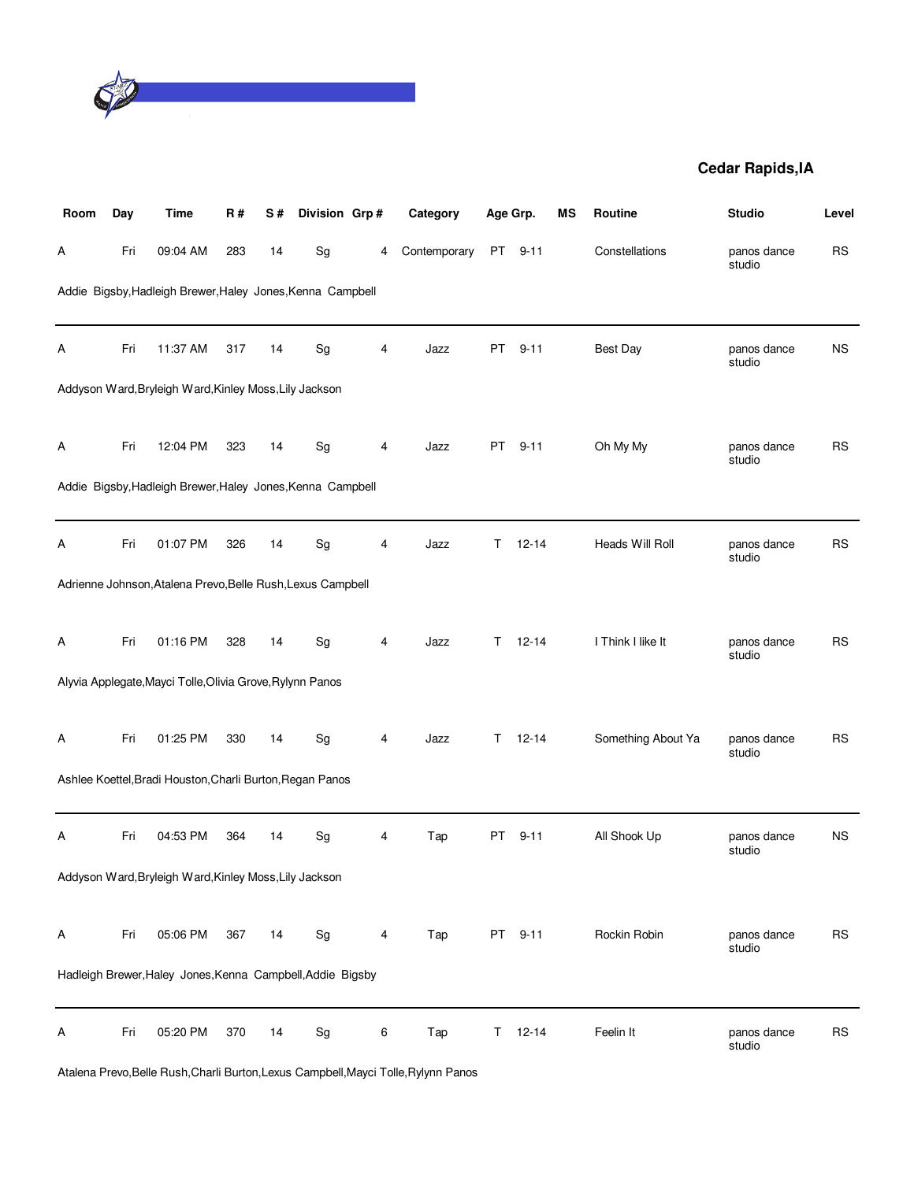**Cedar Rapids,IA**

| Room | Day | Time | R # | S # | Division | Grp # | Category | Age Grp. | | MS | Routine | Studio | Level |
|---|---|---|---|---|---|---|---|---|---|---|---|---|---|
| A | Fri | 09:04 AM | 283 | 14 | Sg | 4 | Contemporary | PT | 9-11 | | Constellations | panos dance studio | RS |
| Addie Bigsby,Hadleigh Brewer,Haley Jones,Kenna Campbell | | | | | | | | | | | | | |
| A | Fri | 11:37 AM | 317 | 14 | Sg | 4 | Jazz | PT | 9-11 | | Best Day | panos dance studio | NS |
| Addyson Ward,Bryleigh Ward,Kinley Moss,Lily Jackson | | | | | | | | | | | | | |
| A | Fri | 12:04 PM | 323 | 14 | Sg | 4 | Jazz | PT | 9-11 | | Oh My My | panos dance studio | RS |
| Addie Bigsby,Hadleigh Brewer,Haley Jones,Kenna Campbell | | | | | | | | | | | | | |
| A | Fri | 01:07 PM | 326 | 14 | Sg | 4 | Jazz | T | 12-14 | | Heads Will Roll | panos dance studio | RS |
| Adrienne Johnson,Atalena Prevo,Belle Rush,Lexus Campbell | | | | | | | | | | | | | |
| A | Fri | 01:16 PM | 328 | 14 | Sg | 4 | Jazz | T | 12-14 | | I Think I like It | panos dance studio | RS |
| Alyvia Applegate,Mayci Tolle,Olivia Grove,Rylynn Panos | | | | | | | | | | | | | |
| A | Fri | 01:25 PM | 330 | 14 | Sg | 4 | Jazz | T | 12-14 | | Something About Ya | panos dance studio | RS |
| Ashlee Koettel,Bradi Houston,Charli Burton,Regan Panos | | | | | | | | | | | | | |
| A | Fri | 04:53 PM | 364 | 14 | Sg | 4 | Tap | PT | 9-11 | | All Shook Up | panos dance studio | NS |
| Addyson Ward,Bryleigh Ward,Kinley Moss,Lily Jackson | | | | | | | | | | | | | |
| A | Fri | 05:06 PM | 367 | 14 | Sg | 4 | Tap | PT | 9-11 | | Rockin Robin | panos dance studio | RS |
| Hadleigh Brewer,Haley Jones,Kenna Campbell,Addie Bigsby | | | | | | | | | | | | | |
| A | Fri | 05:20 PM | 370 | 14 | Sg | 6 | Tap | T | 12-14 | | Feelin It | panos dance studio | RS |
| Atalena Prevo,Belle Rush,Charli Burton,Lexus Campbell,Mayci Tolle,Rylynn Panos | | | | | | | | | | | | | |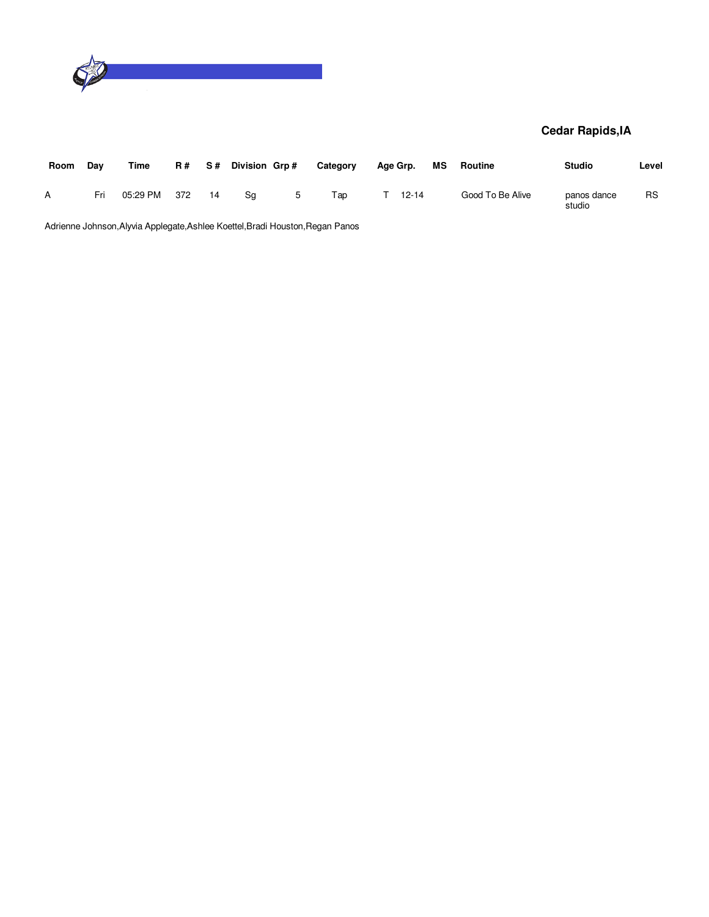**Cedar Rapids,IA**

| Room | Day | Time | R # | S # | Division | Grp # | Category | Age Grp. | MS | Routine | Studio | Level |
|---|---|---|---|---|---|---|---|---|---|---|---|---|
| A | Fri | 05:29 PM | 372 | 14 | Sg | 5 | Tap | T 12-14 | | Good To Be Alive | panos dance studio | RS |

Adrienne Johnson,Alyvia Applegate,Ashlee Koettel,Bradi Houston,Regan Panos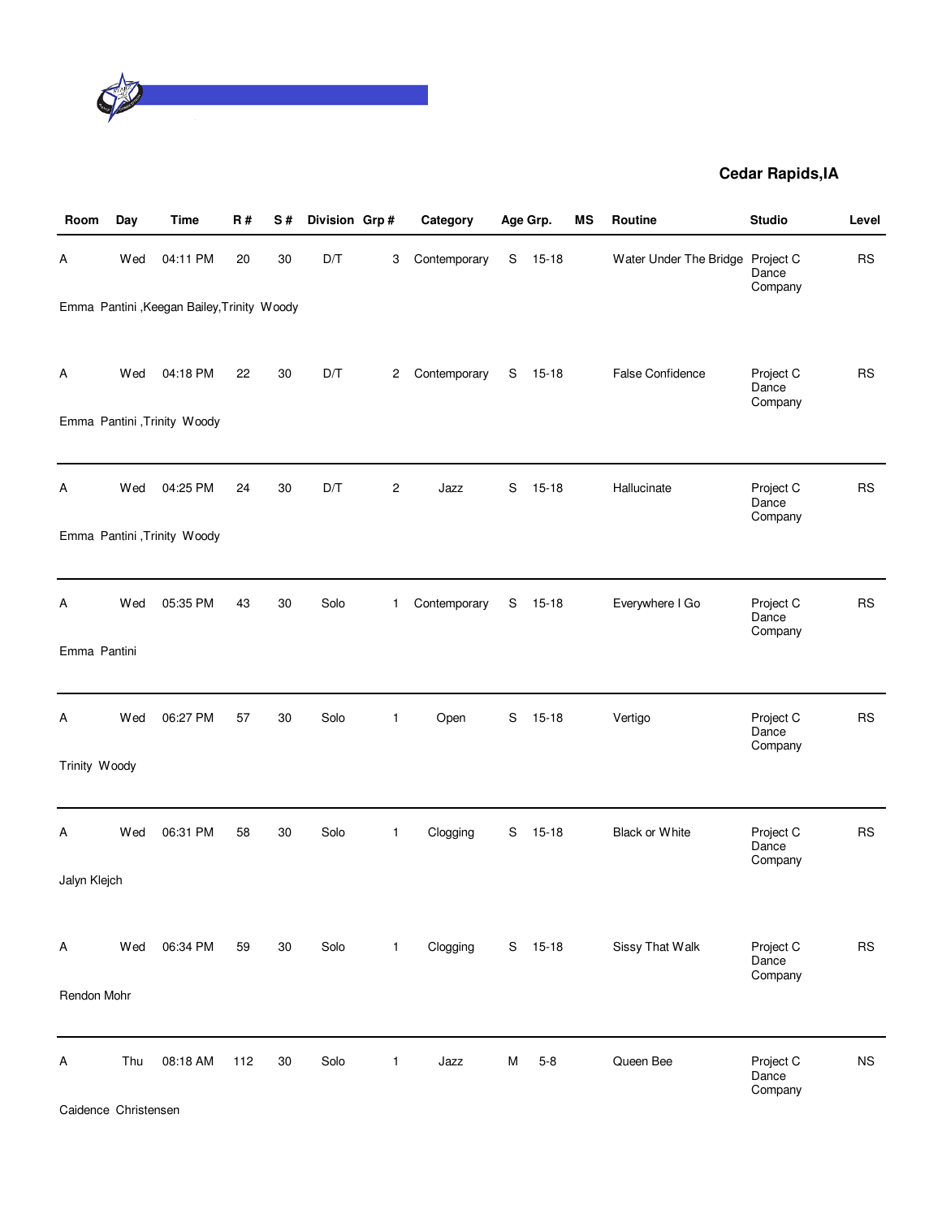**Cedar Rapids,IA**

| Room | Day | Time | R # | S # | Division | Grp # | Category | Age Grp. | | MS | Routine | Studio | Level |
|---|---|---|---|---|---|---|---|---|---|---|---|---|---|
| A | Wed | 04:11 PM | 20 | 30 | D/T | 3 | Contemporary | S | 15-18 | | Water Under The Bridge | Project C Dance Company | RS |
| Emma Pantini ,Keegan Bailey,Trinity Woody | | | | | | | | | | | | | |
| A | Wed | 04:18 PM | 22 | 30 | D/T | 2 | Contemporary | S | 15-18 | | False Confidence | Project C Dance Company | RS |
| Emma Pantini ,Trinity Woody | | | | | | | | | | | | | |
| A | Wed | 04:25 PM | 24 | 30 | D/T | 2 | Jazz | S | 15-18 | | Hallucinate | Project C Dance Company | RS |
| Emma Pantini ,Trinity Woody | | | | | | | | | | | | | |
| A | Wed | 05:35 PM | 43 | 30 | Solo | 1 | Contemporary | S | 15-18 | | Everywhere I Go | Project C Dance Company | RS |
| Emma Pantini | | | | | | | | | | | | | |
| A | Wed | 06:27 PM | 57 | 30 | Solo | 1 | Open | S | 15-18 | | Vertigo | Project C Dance Company | RS |
| Trinity Woody | | | | | | | | | | | | | |
| A | Wed | 06:31 PM | 58 | 30 | Solo | 1 | Clogging | S | 15-18 | | Black or White | Project C Dance Company | RS |
| Jalyn Klejch | | | | | | | | | | | | | |
| A | Wed | 06:34 PM | 59 | 30 | Solo | 1 | Clogging | S | 15-18 | | Sissy That Walk | Project C Dance Company | RS |
| Rendon Mohr | | | | | | | | | | | | | |
| A | Thu | 08:18 AM | 112 | 30 | Solo | 1 | Jazz | M | 5-8 | | Queen Bee | Project C Dance Company | NS |
| Caidence Christensen | | | | | | | | | | | | | |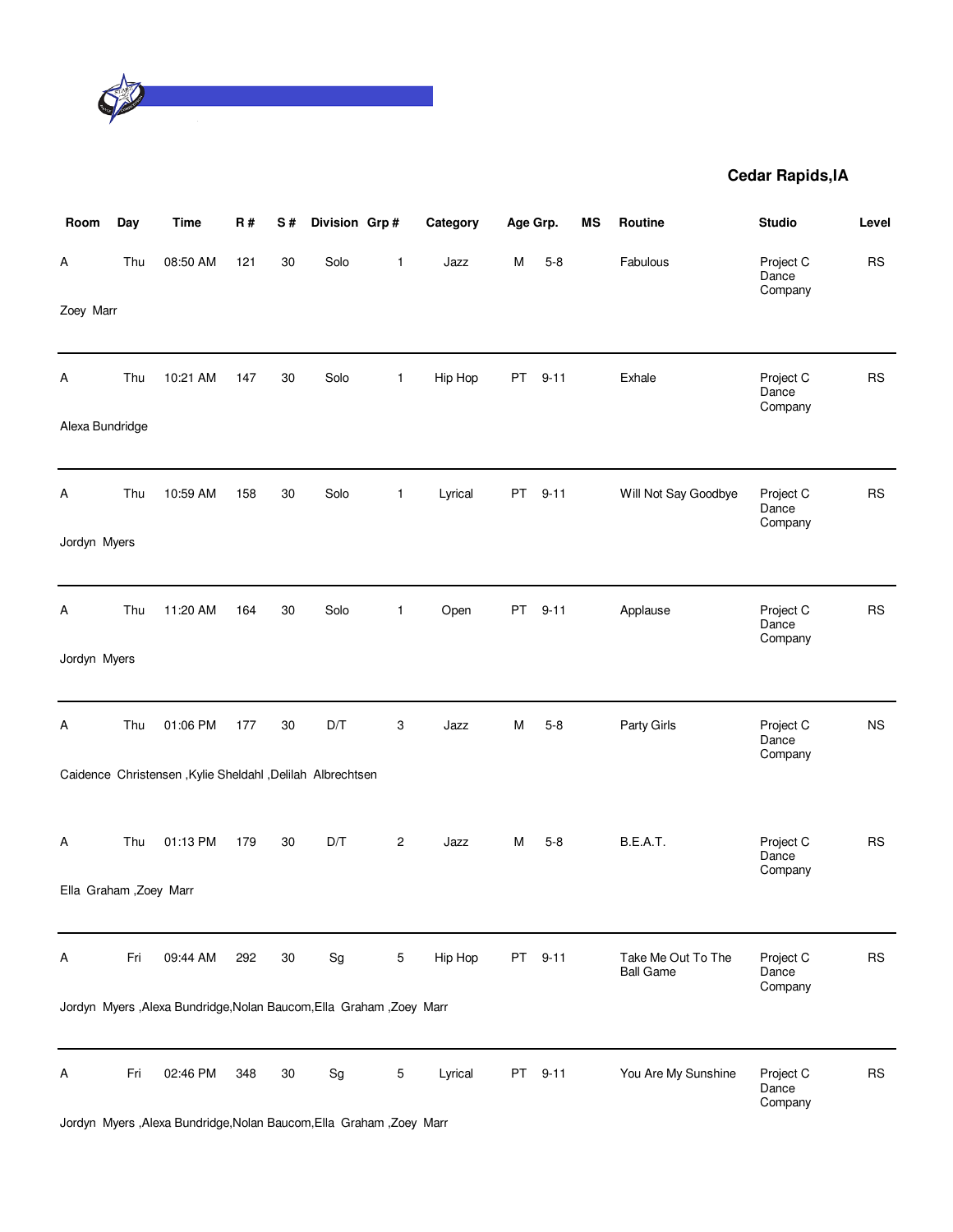**Cedar Rapids,IA**

| Room | Day | Time | R # | S # | Division | Grp # | Category | Age Grp. | | MS | Routine | Studio | Level |
|---|---|---|---|---|---|---|---|---|---|---|---|---|---|
| A | Thu | 08:50 AM | 121 | 30 | Solo | 1 | Jazz | M | 5-8 | | Fabulous | Project C Dance Company | RS |
| Zoey Marr | | | | | | | | | | | | | |
| A | Thu | 10:21 AM | 147 | 30 | Solo | 1 | Hip Hop | PT | 9-11 | | Exhale | Project C Dance Company | RS |
| Alexa Bundridge | | | | | | | | | | | | | |
| A | Thu | 10:59 AM | 158 | 30 | Solo | 1 | Lyrical | PT | 9-11 | | Will Not Say Goodbye | Project C Dance Company | RS |
| Jordyn Myers | | | | | | | | | | | | | |
| A | Thu | 11:20 AM | 164 | 30 | Solo | 1 | Open | PT | 9-11 | | Applause | Project C Dance Company | RS |
| Jordyn Myers | | | | | | | | | | | | | |
| A | Thu | 01:06 PM | 177 | 30 | D/T | 3 | Jazz | M | 5-8 | | Party Girls | Project C Dance Company | NS |
| Caidence Christensen ,Kylie Sheldahl ,Delilah Albrechtsen | | | | | | | | | | | | | |
| A | Thu | 01:13 PM | 179 | 30 | D/T | 2 | Jazz | M | 5-8 | | B.E.A.T. | Project C Dance Company | RS |
| Ella Graham ,Zoey Marr | | | | | | | | | | | | | |
| A | Fri | 09:44 AM | 292 | 30 | Sg | 5 | Hip Hop | PT | 9-11 | | Take Me Out To The Ball Game | Project C Dance Company | RS |
| Jordyn Myers ,Alexa Bundridge,Nolan Baucom,Ella Graham ,Zoey Marr | | | | | | | | | | | | | |
| A | Fri | 02:46 PM | 348 | 30 | Sg | 5 | Lyrical | PT | 9-11 | | You Are My Sunshine | Project C Dance Company | RS |
| Jordyn Myers ,Alexa Bundridge,Nolan Baucom,Ella Graham ,Zoey Marr | | | | | | | | | | | | | |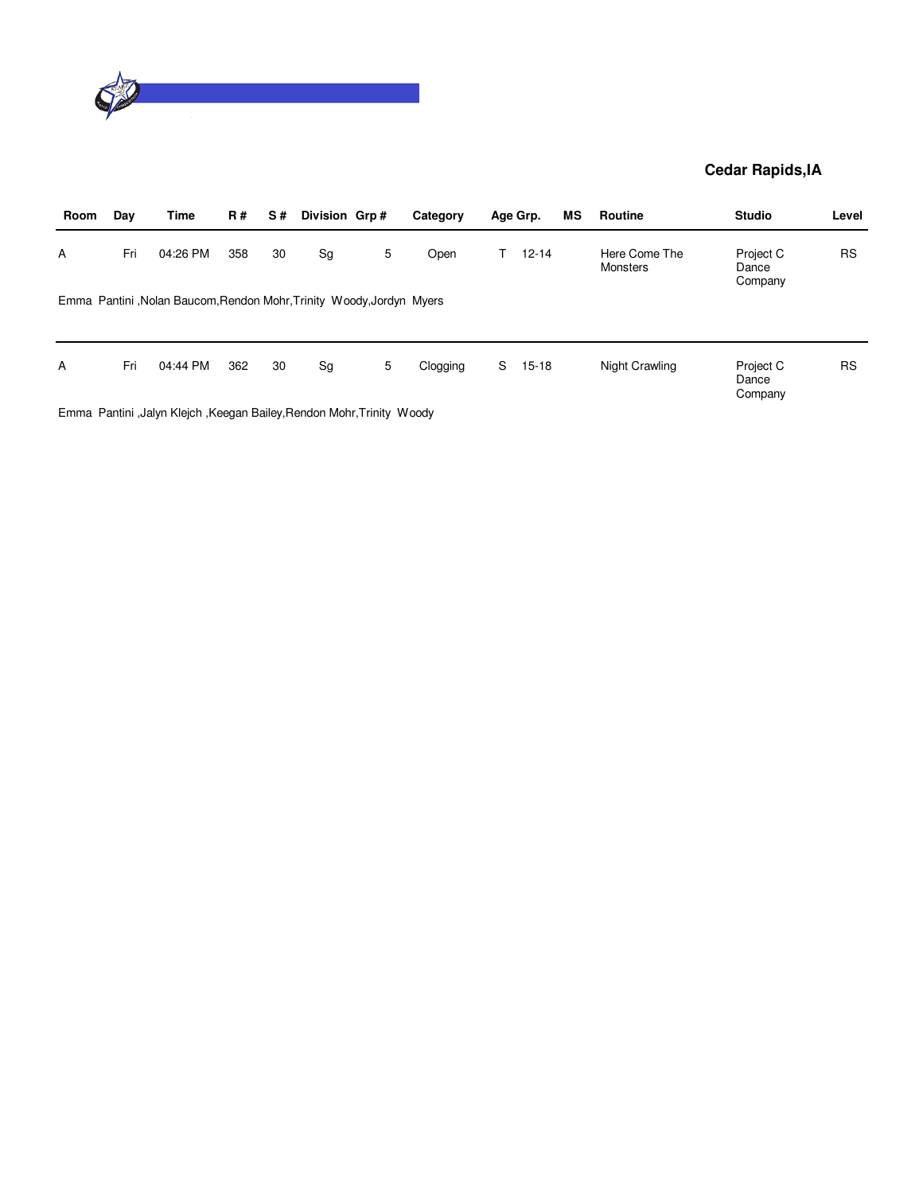**Cedar Rapids,IA**

| Room | Day | Time | R # | S # | Division | Grp # | Category | Age Grp. | | MS | Routine | Studio | Level |
|---|---|---|---|---|---|---|---|---|---|---|---|---|---|
| A | Fri | 04:26 PM | 358 | 30 | Sg | 5 | Open | T | 12-14 | | Here Come The Monsters | Project C Dance Company | RS |
| Emma Pantini ,Nolan Baucom,Rendon Mohr,Trinity Woody,Jordyn Myers | | | | | | | | | | | | | |
| A | Fri | 04:44 PM | 362 | 30 | Sg | 5 | Clogging | S | 15-18 | | Night Crawling | Project C Dance Company | RS |
| Emma Pantini ,Jalyn Klejch ,Keegan Bailey,Rendon Mohr,Trinity Woody | | | | | | | | | | | | | |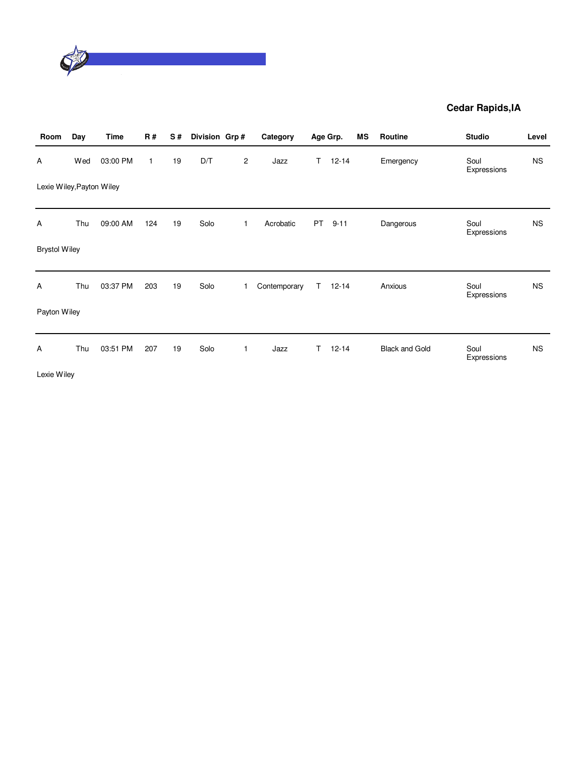**Cedar Rapids,IA**

| Room | Day | Time | R # | S # | Division | Grp # | Category | Age Grp. | | MS | Routine | Studio | Level |
|---|---|---|---|---|---|---|---|---|---|---|---|---|---|
| A | Wed | 03:00 PM | 1 | 19 | D/T | 2 | Jazz | T | 12-14 | | Emergency | Soul Expressions | NS |
| Lexie Wiley,Payton Wiley | | | | | | | | | | | | | |
| A | Thu | 09:00 AM | 124 | 19 | Solo | 1 | Acrobatic | PT | 9-11 | | Dangerous | Soul Expressions | NS |
| Brystol Wiley | | | | | | | | | | | | | |
| A | Thu | 03:37 PM | 203 | 19 | Solo | 1 | Contemporary | T | 12-14 | | Anxious | Soul Expressions | NS |
| Payton Wiley | | | | | | | | | | | | | |
| A | Thu | 03:51 PM | 207 | 19 | Solo | 1 | Jazz | T | 12-14 | | Black and Gold | Soul Expressions | NS |
| Lexie Wiley | | | | | | | | | | | | | |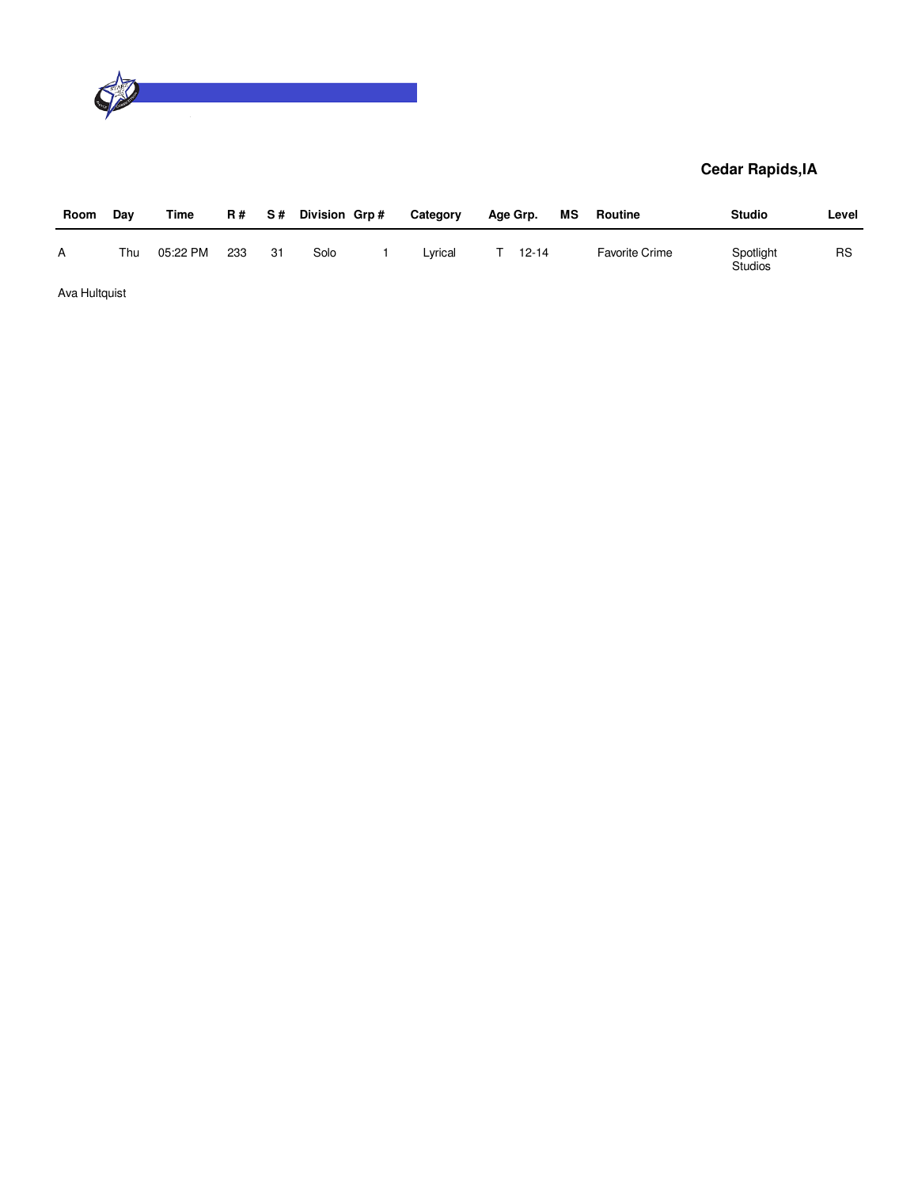**Cedar Rapids,IA**

| Room | Day | Time | R # | S # | Division | Grp # | Category | Age Grp. | | MS | Routine | Studio | Level |
|---|---|---|---|---|---|---|---|---|---|---|---|---|---|
| A | Thu | 05:22 PM | 233 | 31 | Solo | 1 | Lyrical | T | 12-14 | | Favorite Crime | Spotlight Studios | RS |

Ava Hultquist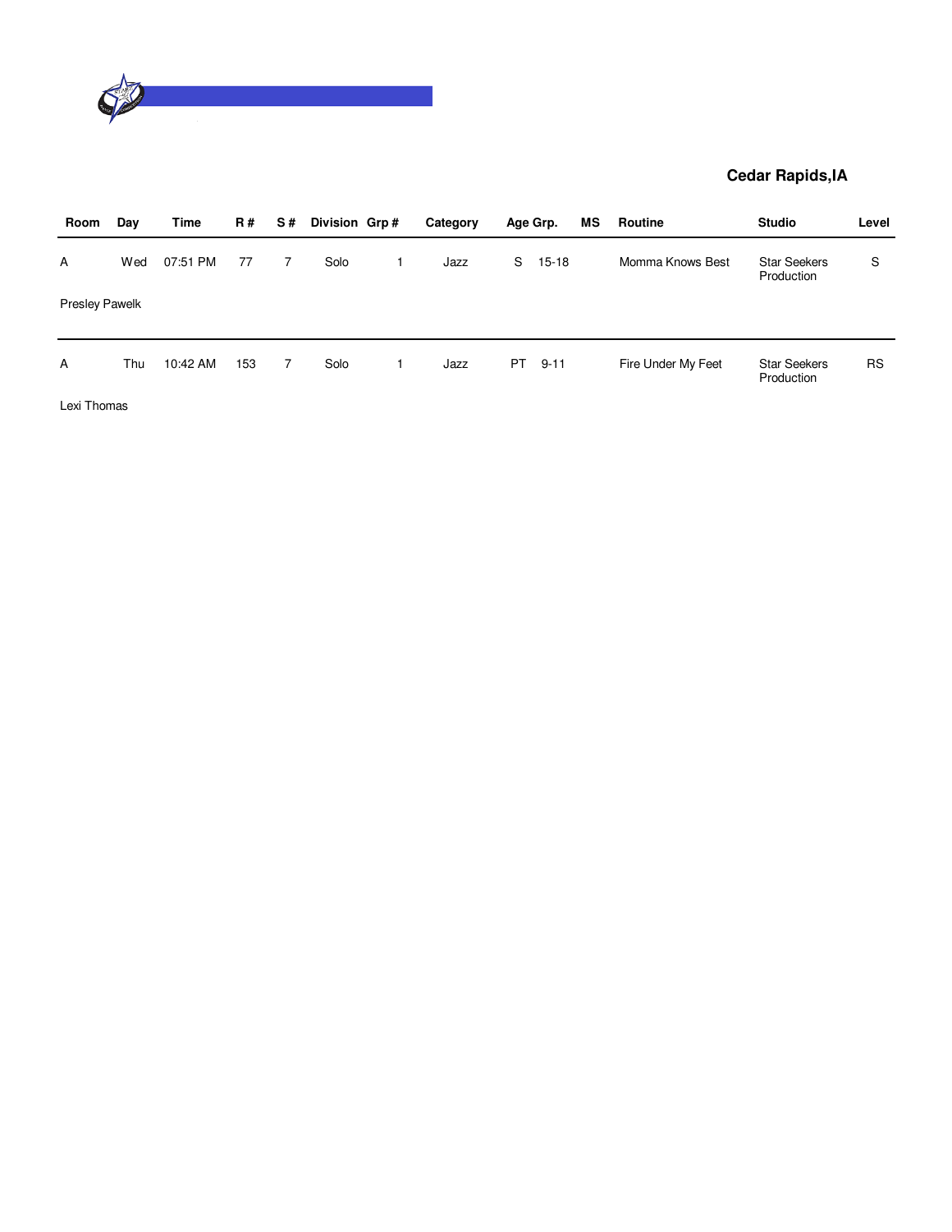**Cedar Rapids,IA**

| Room | Day | Time | R # | S # | Division | Grp # | Category | Age Grp. | | MS | Routine | Studio | Level |
|---|---|---|---|---|---|---|---|---|---|---|---|---|---|
| A | Wed | 07:51 PM | 77 | 7 | Solo | 1 | Jazz | S | 15-18 | | Momma Knows Best | Star Seekers Production | S |
| Presley Pawelk | | | | | | | | | | | | | |
| A | Thu | 10:42 AM | 153 | 7 | Solo | 1 | Jazz | PT | 9-11 | | Fire Under My Feet | Star Seekers Production | RS |
| Lexi Thomas | | | | | | | | | | | | | |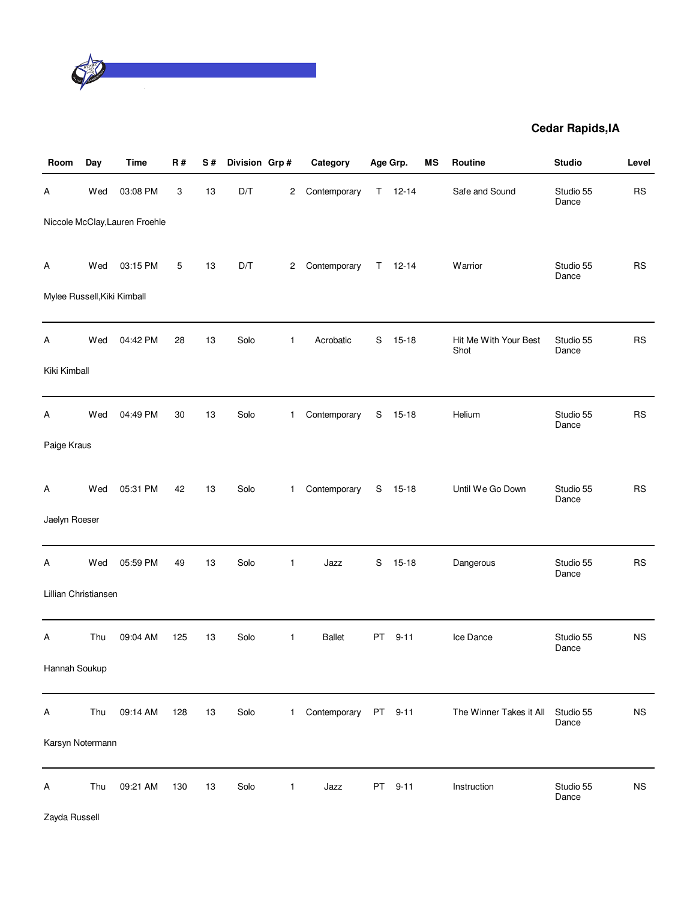**Cedar Rapids,IA**

| Room | Day | Time | R # | S # | Division | Grp # | Category | Age Grp. | | MS | Routine | Studio | Level |
|---|---|---|---|---|---|---|---|---|---|---|---|---|---|
| A | Wed | 03:08 PM | 3 | 13 | D/T | 2 | Contemporary | T | 12-14 | | Safe and Sound | Studio 55 Dance | RS |
| Niccole McClay,Lauren Froehle | | | | | | | | | | | | | |
| A | Wed | 03:15 PM | 5 | 13 | D/T | 2 | Contemporary | T | 12-14 | | Warrior | Studio 55 Dance | RS |
| Mylee Russell,Kiki Kimball | | | | | | | | | | | | | |
| A | Wed | 04:42 PM | 28 | 13 | Solo | 1 | Acrobatic | S | 15-18 | | Hit Me With Your Best Shot | Studio 55 Dance | RS |
| Kiki Kimball | | | | | | | | | | | | | |
| A | Wed | 04:49 PM | 30 | 13 | Solo | 1 | Contemporary | S | 15-18 | | Helium | Studio 55 Dance | RS |
| Paige Kraus | | | | | | | | | | | | | |
| A | Wed | 05:31 PM | 42 | 13 | Solo | 1 | Contemporary | S | 15-18 | | Until We Go Down | Studio 55 Dance | RS |
| Jaelyn Roeser | | | | | | | | | | | | | |
| A | Wed | 05:59 PM | 49 | 13 | Solo | 1 | Jazz | S | 15-18 | | Dangerous | Studio 55 Dance | RS |
| Lillian Christiansen | | | | | | | | | | | | | |
| A | Thu | 09:04 AM | 125 | 13 | Solo | 1 | Ballet | PT | 9-11 | | Ice Dance | Studio 55 Dance | NS |
| Hannah Soukup | | | | | | | | | | | | | |
| A | Thu | 09:14 AM | 128 | 13 | Solo | 1 | Contemporary | PT | 9-11 | | The Winner Takes it All | Studio 55 Dance | NS |
| Karsyn Notermann | | | | | | | | | | | | | |
| A | Thu | 09:21 AM | 130 | 13 | Solo | 1 | Jazz | PT | 9-11 | | Instruction | Studio 55 Dance | NS |
| Zayda Russell | | | | | | | | | | | | | |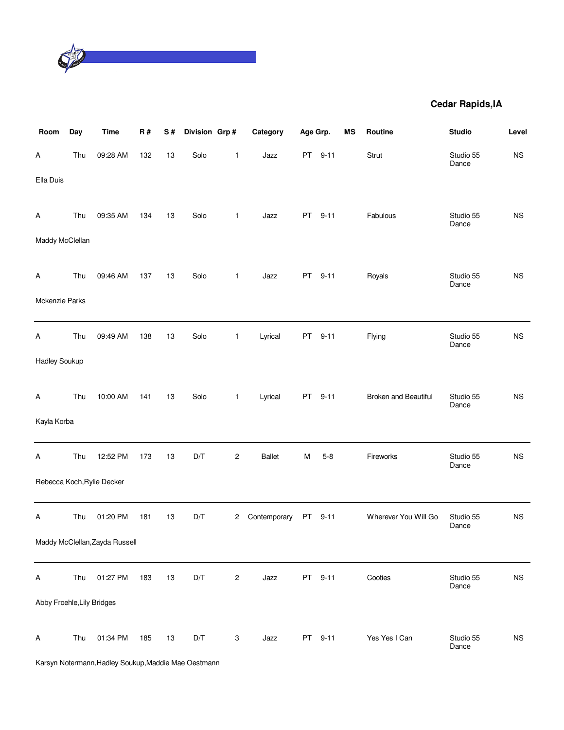**Cedar Rapids,IA**

| Room | Day | Time | R # | S # | Division | Grp # | Category | Age Grp. | | MS | Routine | Studio | Level |
|---|---|---|---|---|---|---|---|---|---|---|---|---|---|
| A | Thu | 09:28 AM | 132 | 13 | Solo | 1 | Jazz | PT | 9-11 | | Strut | Studio 55 Dance | NS |
| Ella Duis | | | | | | | | | | | | | |
| A | Thu | 09:35 AM | 134 | 13 | Solo | 1 | Jazz | PT | 9-11 | | Fabulous | Studio 55 Dance | NS |
| Maddy McClellan | | | | | | | | | | | | | |
| A | Thu | 09:46 AM | 137 | 13 | Solo | 1 | Jazz | PT | 9-11 | | Royals | Studio 55 Dance | NS |
| Mckenzie Parks | | | | | | | | | | | | | |
| A | Thu | 09:49 AM | 138 | 13 | Solo | 1 | Lyrical | PT | 9-11 | | Flying | Studio 55 Dance | NS |
| Hadley Soukup | | | | | | | | | | | | | |
| A | Thu | 10:00 AM | 141 | 13 | Solo | 1 | Lyrical | PT | 9-11 | | Broken and Beautiful | Studio 55 Dance | NS |
| Kayla Korba | | | | | | | | | | | | | |
| A | Thu | 12:52 PM | 173 | 13 | D/T | 2 | Ballet | M | 5-8 | | Fireworks | Studio 55 Dance | NS |
| Rebecca Koch,Rylie Decker | | | | | | | | | | | | | |
| A | Thu | 01:20 PM | 181 | 13 | D/T | 2 | Contemporary | PT | 9-11 | | Wherever You Will Go | Studio 55 Dance | NS |
| Maddy McClellan,Zayda Russell | | | | | | | | | | | | | |
| A | Thu | 01:27 PM | 183 | 13 | D/T | 2 | Jazz | PT | 9-11 | | Cooties | Studio 55 Dance | NS |
| Abby Froehle,Lily Bridges | | | | | | | | | | | | | |
| A | Thu | 01:34 PM | 185 | 13 | D/T | 3 | Jazz | PT | 9-11 | | Yes Yes I Can | Studio 55 Dance | NS |
| Karsyn Notermann,Hadley Soukup,Maddie Mae Oestmann | | | | | | | | | | | | | |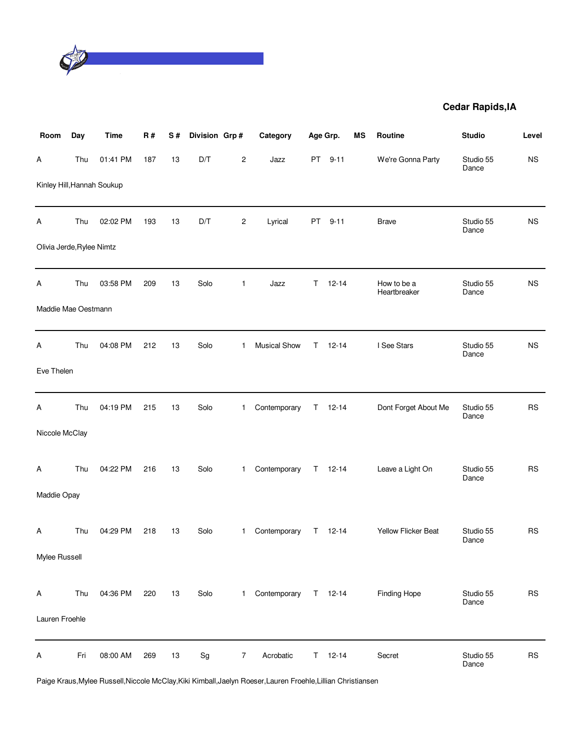**Cedar Rapids,IA**

| Room | Day | Time | R # | S # | Division | Grp # | Category | Age Grp. | | MS | Routine | Studio | Level |
|---|---|---|---|---|---|---|---|---|---|---|---|---|---|
| A | Thu | 01:41 PM | 187 | 13 | D/T | 2 | Jazz | PT | 9-11 | | We're Gonna Party | Studio 55 Dance | NS |
| Kinley Hill,Hannah Soukup | | | | | | | | | | | | | |
| A | Thu | 02:02 PM | 193 | 13 | D/T | 2 | Lyrical | PT | 9-11 | | Brave | Studio 55 Dance | NS |
| Olivia Jerde,Rylee Nimtz | | | | | | | | | | | | | |
| A | Thu | 03:58 PM | 209 | 13 | Solo | 1 | Jazz | T | 12-14 | | How to be a Heartbreaker | Studio 55 Dance | NS |
| Maddie Mae Oestmann | | | | | | | | | | | | | |
| A | Thu | 04:08 PM | 212 | 13 | Solo | 1 | Musical Show | T | 12-14 | | I See Stars | Studio 55 Dance | NS |
| Eve Thelen | | | | | | | | | | | | | |
| A | Thu | 04:19 PM | 215 | 13 | Solo | 1 | Contemporary | T | 12-14 | | Dont Forget About Me | Studio 55 Dance | RS |
| Niccole McClay | | | | | | | | | | | | | |
| A | Thu | 04:22 PM | 216 | 13 | Solo | 1 | Contemporary | T | 12-14 | | Leave a Light On | Studio 55 Dance | RS |
| Maddie Opay | | | | | | | | | | | | | |
| A | Thu | 04:29 PM | 218 | 13 | Solo | 1 | Contemporary | T | 12-14 | | Yellow Flicker Beat | Studio 55 Dance | RS |
| Mylee Russell | | | | | | | | | | | | | |
| A | Thu | 04:36 PM | 220 | 13 | Solo | 1 | Contemporary | T | 12-14 | | Finding Hope | Studio 55 Dance | RS |
| Lauren Froehle | | | | | | | | | | | | | |
| A | Fri | 08:00 AM | 269 | 13 | Sg | 7 | Acrobatic | T | 12-14 | | Secret | Studio 55 Dance | RS |
| Paige Kraus,Mylee Russell,Niccole McClay,Kiki Kimball,Jaelyn Roeser,Lauren Froehle,Lillian Christiansen | | | | | | | | | | | | | |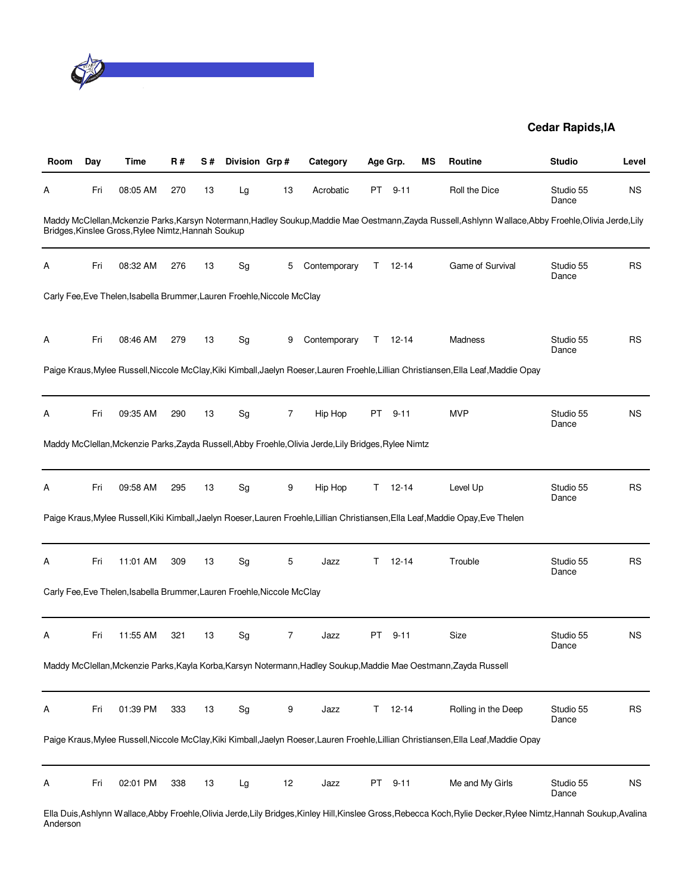**Cedar Rapids,IA**

| Room | Day | Time | R # | S # | Division | Grp # | Category | Age Grp. | | MS | Routine | Studio | Level |
|---|---|---|---|---|---|---|---|---|---|---|---|---|---|
| A | Fri | 08:05 AM | 270 | 13 | Lg | 13 | Acrobatic | PT | 9-11 | | Roll the Dice | Studio 55 Dance | NS |
| Maddy McClellan,Mckenzie Parks,Karsyn Notermann,Hadley Soukup,Maddie Mae Oestmann,Zayda Russell,Ashlynn Wallace,Abby Froehle,Olivia Jerde,Lily Bridges,Kinslee Gross,Rylee Nimtz,Hannah Soukup | | | | | | | | | | | | | |
| A | Fri | 08:32 AM | 276 | 13 | Sg | 5 | Contemporary | T | 12-14 | | Game of Survival | Studio 55 Dance | RS |
| Carly Fee,Eve Thelen,Isabella Brummer,Lauren Froehle,Niccole McClay | | | | | | | | | | | | | |
| A | Fri | 08:46 AM | 279 | 13 | Sg | 9 | Contemporary | T | 12-14 | | Madness | Studio 55 Dance | RS |
| Paige Kraus,Mylee Russell,Niccole McClay,Kiki Kimball,Jaelyn Roeser,Lauren Froehle,Lillian Christiansen,Ella Leaf,Maddie Opay | | | | | | | | | | | | | |
| A | Fri | 09:35 AM | 290 | 13 | Sg | 7 | Hip Hop | PT | 9-11 | | MVP | Studio 55 Dance | NS |
| Maddy McClellan,Mckenzie Parks,Zayda Russell,Abby Froehle,Olivia Jerde,Lily Bridges,Rylee Nimtz | | | | | | | | | | | | | |
| A | Fri | 09:58 AM | 295 | 13 | Sg | 9 | Hip Hop | T | 12-14 | | Level Up | Studio 55 Dance | RS |
| Paige Kraus,Mylee Russell,Kiki Kimball,Jaelyn Roeser,Lauren Froehle,Lillian Christiansen,Ella Leaf,Maddie Opay,Eve Thelen | | | | | | | | | | | | | |
| A | Fri | 11:01 AM | 309 | 13 | Sg | 5 | Jazz | T | 12-14 | | Trouble | Studio 55 Dance | RS |
| Carly Fee,Eve Thelen,Isabella Brummer,Lauren Froehle,Niccole McClay | | | | | | | | | | | | | |
| A | Fri | 11:55 AM | 321 | 13 | Sg | 7 | Jazz | PT | 9-11 | | Size | Studio 55 Dance | NS |
| Maddy McClellan,Mckenzie Parks,Kayla Korba,Karsyn Notermann,Hadley Soukup,Maddie Mae Oestmann,Zayda Russell | | | | | | | | | | | | | |
| A | Fri | 01:39 PM | 333 | 13 | Sg | 9 | Jazz | T | 12-14 | | Rolling in the Deep | Studio 55 Dance | RS |
| Paige Kraus,Mylee Russell,Niccole McClay,Kiki Kimball,Jaelyn Roeser,Lauren Froehle,Lillian Christiansen,Ella Leaf,Maddie Opay | | | | | | | | | | | | | |
| A | Fri | 02:01 PM | 338 | 13 | Lg | 12 | Jazz | PT | 9-11 | | Me and My Girls | Studio 55 Dance | NS |
| Ella Duis,Ashlynn Wallace,Abby Froehle,Olivia Jerde,Lily Bridges,Kinley Hill,Kinslee Gross,Rebecca Koch,Rylie Decker,Rylee Nimtz,Hannah Soukup,Avalina Anderson | | | | | | | | | | | | | |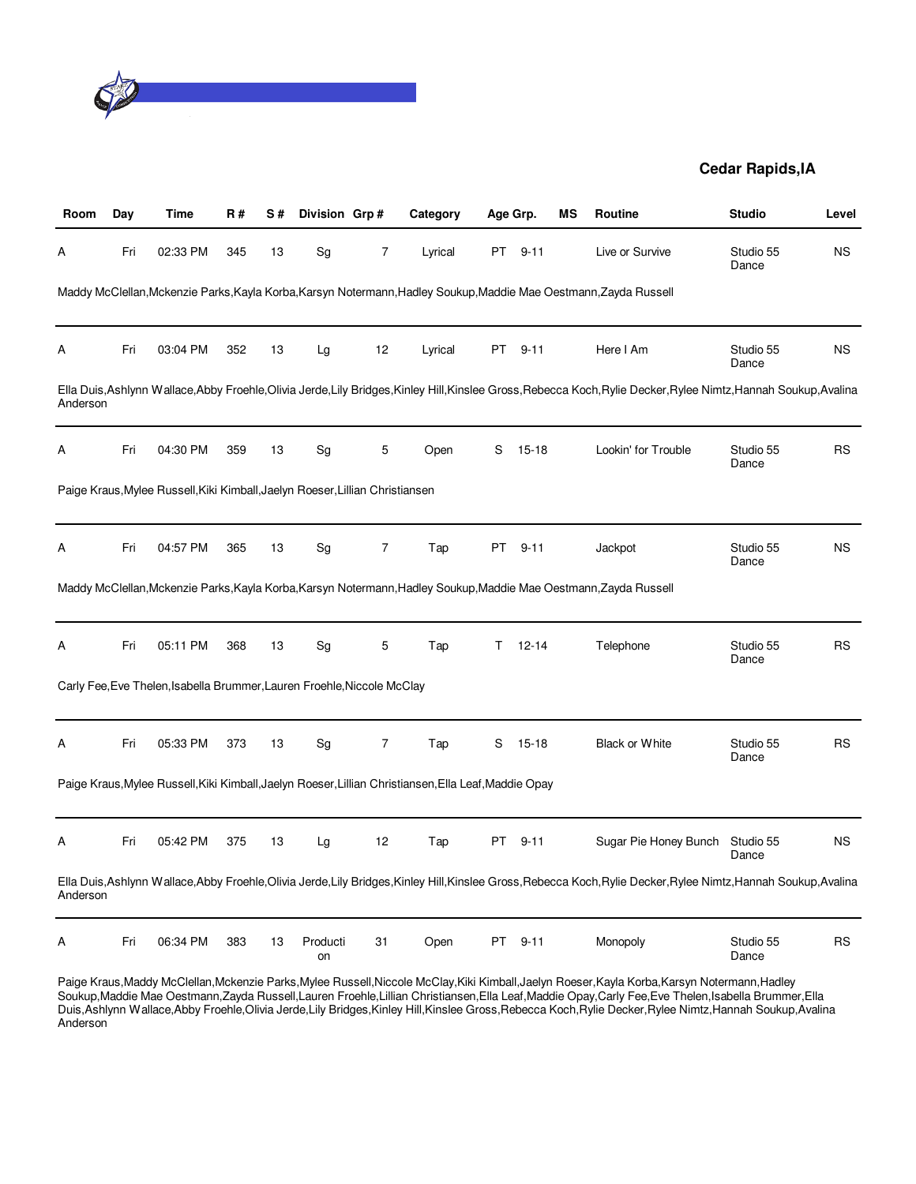**Cedar Rapids,IA**

| Room | Day | Time | R # | S # | Division | Grp # | Category | Age Grp. | | MS | Routine | Studio | Level |
|---|---|---|---|---|---|---|---|---|---|---|---|---|---|
| A | Fri | 02:33 PM | 345 | 13 | Sg | 7 | Lyrical | PT | 9-11 | | Live or Survive | Studio 55 Dance | NS |

Maddy McClellan,Mckenzie Parks,Kayla Korba,Karsyn Notermann,Hadley Soukup,Maddie Mae Oestmann,Zayda Russell

| Room | Day | Time | R # | S # | Division | Grp # | Category | Age Grp. | | MS | Routine | Studio | Level |
|---|---|---|---|---|---|---|---|---|---|---|---|---|---|
| A | Fri | 03:04 PM | 352 | 13 | Lg | 12 | Lyrical | PT | 9-11 | | Here I Am | Studio 55 Dance | NS |

Ella Duis,Ashlynn Wallace,Abby Froehle,Olivia Jerde,Lily Bridges,Kinley Hill,Kinslee Gross,Rebecca Koch,Rylie Decker,Rylee Nimtz,Hannah Soukup,Avalina Anderson

| Room | Day | Time | R # | S # | Division | Grp # | Category | Age Grp. | | MS | Routine | Studio | Level |
|---|---|---|---|---|---|---|---|---|---|---|---|---|---|
| A | Fri | 04:30 PM | 359 | 13 | Sg | 5 | Open | S | 15-18 | | Lookin' for Trouble | Studio 55 Dance | RS |

Paige Kraus,Mylee Russell,Kiki Kimball,Jaelyn Roeser,Lillian Christiansen

| Room | Day | Time | R # | S # | Division | Grp # | Category | Age Grp. | | MS | Routine | Studio | Level |
|---|---|---|---|---|---|---|---|---|---|---|---|---|---|
| A | Fri | 04:57 PM | 365 | 13 | Sg | 7 | Tap | PT | 9-11 | | Jackpot | Studio 55 Dance | NS |

Maddy McClellan,Mckenzie Parks,Kayla Korba,Karsyn Notermann,Hadley Soukup,Maddie Mae Oestmann,Zayda Russell

| Room | Day | Time | R # | S # | Division | Grp # | Category | Age Grp. | | MS | Routine | Studio | Level |
|---|---|---|---|---|---|---|---|---|---|---|---|---|---|
| A | Fri | 05:11 PM | 368 | 13 | Sg | 5 | Tap | T | 12-14 | | Telephone | Studio 55 Dance | RS |

Carly Fee,Eve Thelen,Isabella Brummer,Lauren Froehle,Niccole McClay

| Room | Day | Time | R # | S # | Division | Grp # | Category | Age Grp. | | MS | Routine | Studio | Level |
|---|---|---|---|---|---|---|---|---|---|---|---|---|---|
| A | Fri | 05:33 PM | 373 | 13 | Sg | 7 | Tap | S | 15-18 | | Black or White | Studio 55 Dance | RS |

Paige Kraus,Mylee Russell,Kiki Kimball,Jaelyn Roeser,Lillian Christiansen,Ella Leaf,Maddie Opay

| Room | Day | Time | R # | S # | Division | Grp # | Category | Age Grp. | | MS | Routine | Studio | Level |
|---|---|---|---|---|---|---|---|---|---|---|---|---|---|
| A | Fri | 05:42 PM | 375 | 13 | Lg | 12 | Tap | PT | 9-11 | | Sugar Pie Honey Bunch | Studio 55 Dance | NS |

Ella Duis,Ashlynn Wallace,Abby Froehle,Olivia Jerde,Lily Bridges,Kinley Hill,Kinslee Gross,Rebecca Koch,Rylie Decker,Rylee Nimtz,Hannah Soukup,Avalina Anderson

| Room | Day | Time | R # | S # | Division | Grp # | Category | Age Grp. | | MS | Routine | Studio | Level |
|---|---|---|---|---|---|---|---|---|---|---|---|---|---|
| A | Fri | 06:34 PM | 383 | 13 | Production | 31 | Open | PT | 9-11 | | Monopoly | Studio 55 Dance | RS |

Paige Kraus,Maddy McClellan,Mckenzie Parks,Mylee Russell,Niccole McClay,Kiki Kimball,Jaelyn Roeser,Kayla Korba,Karsyn Notermann,Hadley Soukup,Maddie Mae Oestmann,Zayda Russell,Lauren Froehle,Lillian Christiansen,Ella Leaf,Maddie Opay,Carly Fee,Eve Thelen,Isabella Brummer,Ella Duis,Ashlynn Wallace,Abby Froehle,Olivia Jerde,Lily Bridges,Kinley Hill,Kinslee Gross,Rebecca Koch,Rylie Decker,Rylee Nimtz,Hannah Soukup,Avalina Anderson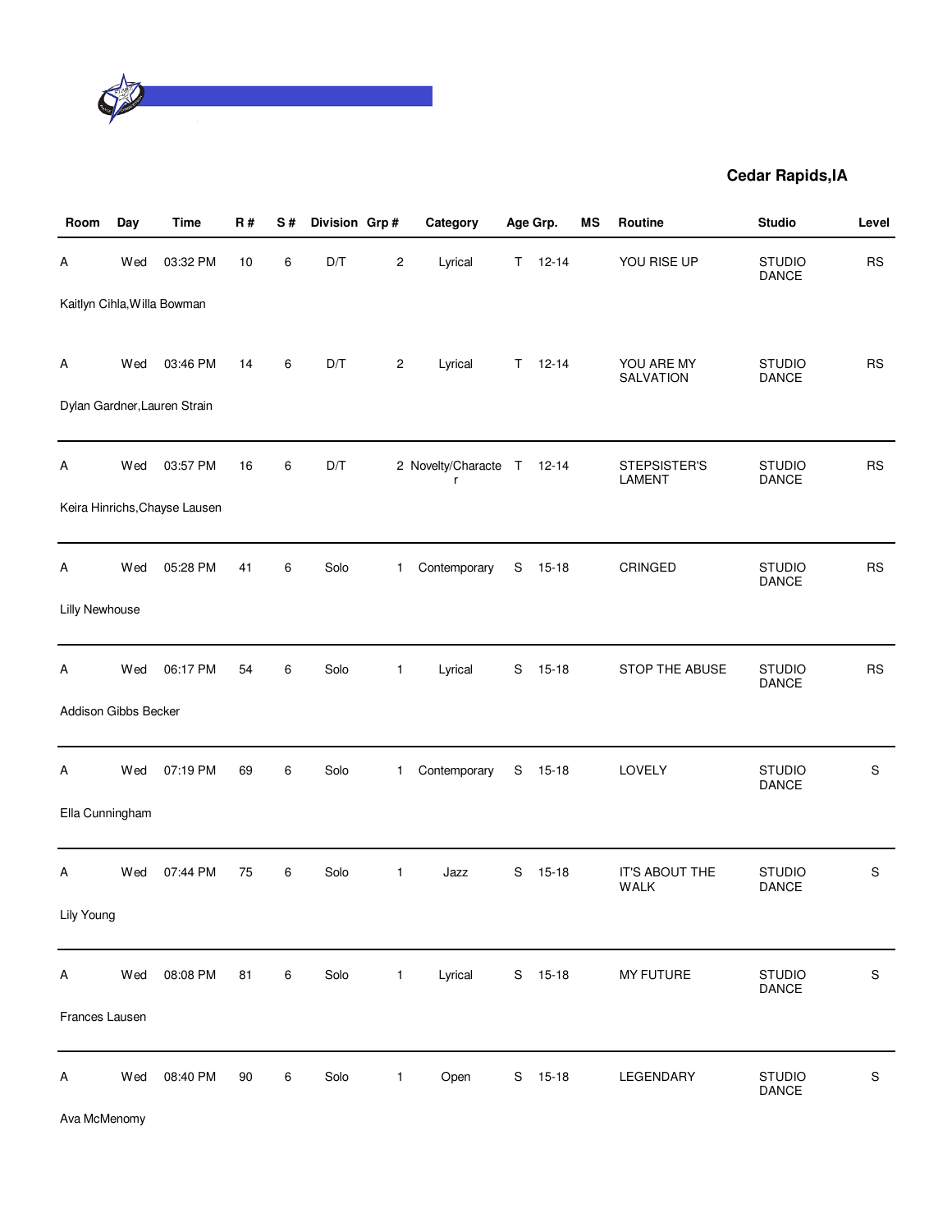**Cedar Rapids,IA**

| Room | Day | Time | R # | S # | Division | Grp # | Category | Age Grp. | | MS | Routine | Studio | Level |
|---|---|---|---|---|---|---|---|---|---|---|---|---|---|
| A | Wed | 03:32 PM | 10 | 6 | D/T | 2 | Lyrical | T | 12-14 | | YOU RISE UP | STUDIO DANCE | RS |
| Kaitlyn Cihla,Willa Bowman | | | | | | | | | | | | | |
| A | Wed | 03:46 PM | 14 | 6 | D/T | 2 | Lyrical | T | 12-14 | | YOU ARE MY SALVATION | STUDIO DANCE | RS |
| Dylan Gardner,Lauren Strain | | | | | | | | | | | | | |
| A | Wed | 03:57 PM | 16 | 6 | D/T | 2 | Novelty/Character | T | 12-14 | | STEPSISTER'S LAMENT | STUDIO DANCE | RS |
| Keira Hinrichs,Chayse Lausen | | | | | | | | | | | | | |
| A | Wed | 05:28 PM | 41 | 6 | Solo | 1 | Contemporary | S | 15-18 | | CRINGED | STUDIO DANCE | RS |
| Lilly Newhouse | | | | | | | | | | | | | |
| A | Wed | 06:17 PM | 54 | 6 | Solo | 1 | Lyrical | S | 15-18 | | STOP THE ABUSE | STUDIO DANCE | RS |
| Addison Gibbs Becker | | | | | | | | | | | | | |
| A | Wed | 07:19 PM | 69 | 6 | Solo | 1 | Contemporary | S | 15-18 | | LOVELY | STUDIO DANCE | S |
| Ella Cunningham | | | | | | | | | | | | | |
| A | Wed | 07:44 PM | 75 | 6 | Solo | 1 | Jazz | S | 15-18 | | IT'S ABOUT THE WALK | STUDIO DANCE | S |
| Lily Young | | | | | | | | | | | | | |
| A | Wed | 08:08 PM | 81 | 6 | Solo | 1 | Lyrical | S | 15-18 | | MY FUTURE | STUDIO DANCE | S |
| Frances Lausen | | | | | | | | | | | | | |
| A | Wed | 08:40 PM | 90 | 6 | Solo | 1 | Open | S | 15-18 | | LEGENDARY | STUDIO DANCE | S |
| Ava McMenomy | | | | | | | | | | | | | |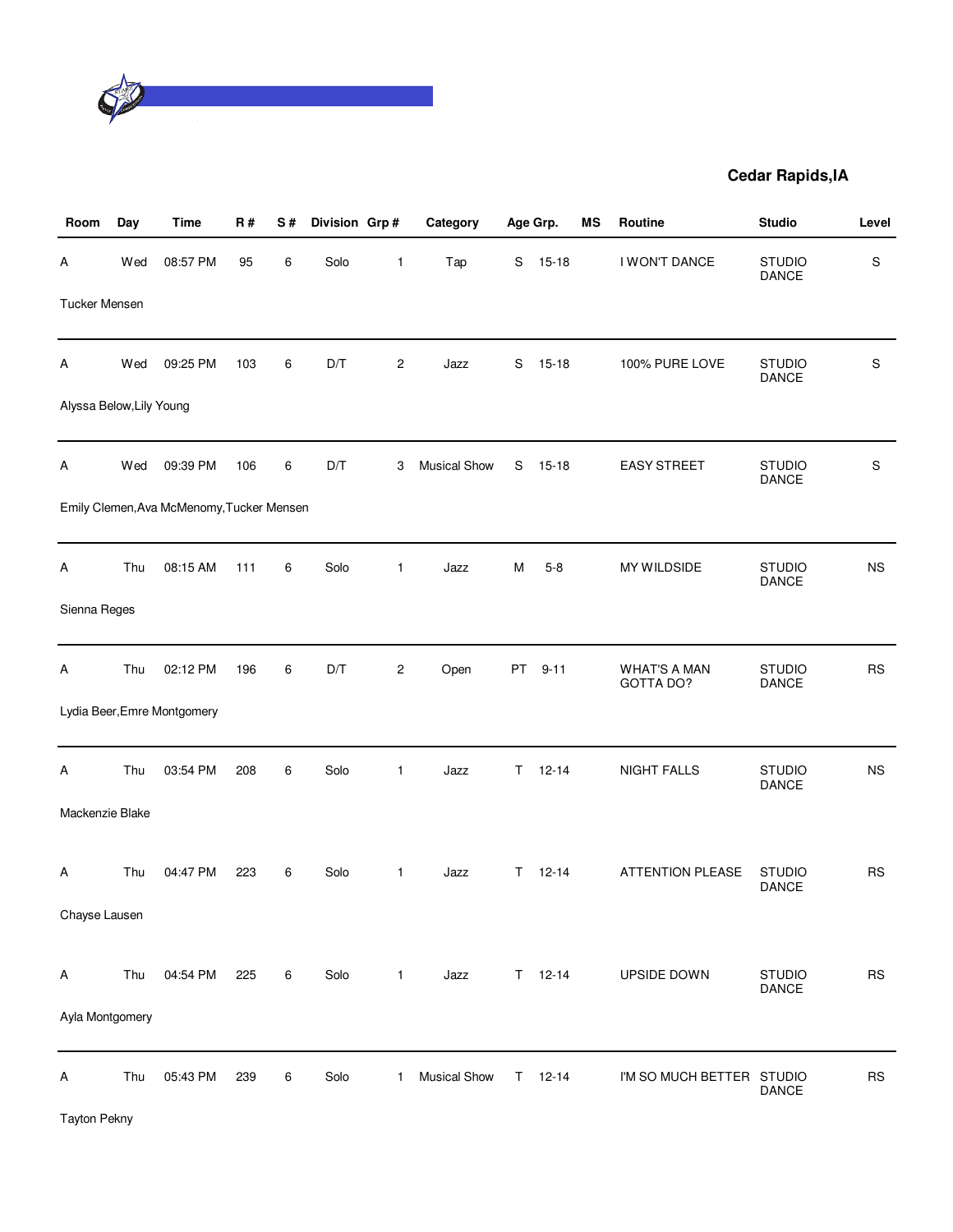**Cedar Rapids,IA**

| Room | Day | Time | R # | S # | Division | Grp # | Category | Age Grp. | | MS | Routine | Studio | Level |
|---|---|---|---|---|---|---|---|---|---|---|---|---|---|
| A | Wed | 08:57 PM | 95 | 6 | Solo | 1 | Tap | S | 15-18 | | I WON'T DANCE | STUDIO DANCE | S |
| Tucker Mensen | | | | | | | | | | | | | |
| A | Wed | 09:25 PM | 103 | 6 | D/T | 2 | Jazz | S | 15-18 | | 100% PURE LOVE | STUDIO DANCE | S |
| Alyssa Below,Lily Young | | | | | | | | | | | | | |
| A | Wed | 09:39 PM | 106 | 6 | D/T | 3 | Musical Show | S | 15-18 | | EASY STREET | STUDIO DANCE | S |
| Emily Clemen,Ava McMenomy,Tucker Mensen | | | | | | | | | | | | | |
| A | Thu | 08:15 AM | 111 | 6 | Solo | 1 | Jazz | M | 5-8 | | MY WILDSIDE | STUDIO DANCE | NS |
| Sienna Reges | | | | | | | | | | | | | |
| A | Thu | 02:12 PM | 196 | 6 | D/T | 2 | Open | PT | 9-11 | | WHAT'S A MAN GOTTA DO? | STUDIO DANCE | RS |
| Lydia Beer,Emre Montgomery | | | | | | | | | | | | | |
| A | Thu | 03:54 PM | 208 | 6 | Solo | 1 | Jazz | T | 12-14 | | NIGHT FALLS | STUDIO DANCE | NS |
| Mackenzie Blake | | | | | | | | | | | | | |
| A | Thu | 04:47 PM | 223 | 6 | Solo | 1 | Jazz | T | 12-14 | | ATTENTION PLEASE | STUDIO DANCE | RS |
| Chayse Lausen | | | | | | | | | | | | | |
| A | Thu | 04:54 PM | 225 | 6 | Solo | 1 | Jazz | T | 12-14 | | UPSIDE DOWN | STUDIO DANCE | RS |
| Ayla Montgomery | | | | | | | | | | | | | |
| A | Thu | 05:43 PM | 239 | 6 | Solo | 1 | Musical Show | T | 12-14 | | I'M SO MUCH BETTER | STUDIO DANCE | RS |
| Tayton Pekny | | | | | | | | | | | | | |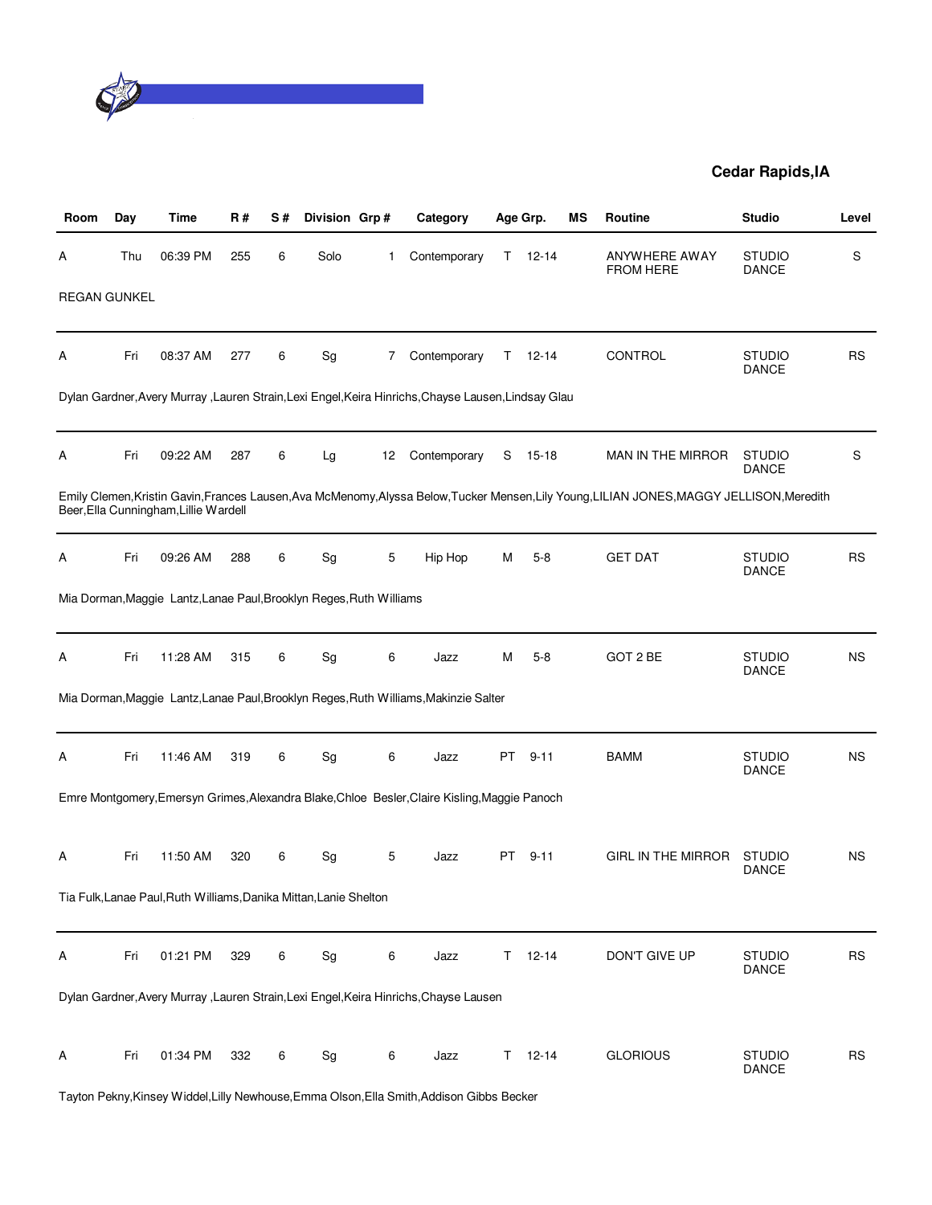**Cedar Rapids,IA**

| Room | Day | Time | R # | S # | Division | Grp # | Category | Age Grp. | | MS | Routine | Studio | Level |
|---|---|---|---|---|---|---|---|---|---|---|---|---|---|
| A | Thu | 06:39 PM | 255 | 6 | Solo | 1 | Contemporary | T | 12-14 | | ANYWHERE AWAY FROM HERE | STUDIO DANCE | S |

REGAN GUNKEL

| Room | Day | Time | R # | S # | Division | Grp # | Category | Age Grp. | | MS | Routine | Studio | Level |
|---|---|---|---|---|---|---|---|---|---|---|---|---|---|
| A | Fri | 08:37 AM | 277 | 6 | Sg | 7 | Contemporary | T | 12-14 | | CONTROL | STUDIO DANCE | RS |

Dylan Gardner,Avery Murray ,Lauren Strain,Lexi Engel,Keira Hinrichs,Chayse Lausen,Lindsay Glau

| Room | Day | Time | R # | S # | Division | Grp # | Category | Age Grp. | | MS | Routine | Studio | Level |
|---|---|---|---|---|---|---|---|---|---|---|---|---|---|
| A | Fri | 09:22 AM | 287 | 6 | Lg | 12 | Contemporary | S | 15-18 | | MAN IN THE MIRROR | STUDIO DANCE | S |

Emily Clemen,Kristin Gavin,Frances Lausen,Ava McMenomy,Alyssa Below,Tucker Mensen,Lily Young,LILIAN JONES,MAGGY JELLISON,Meredith Beer,Ella Cunningham,Lillie Wardell

| Room | Day | Time | R # | S # | Division | Grp # | Category | Age Grp. | | MS | Routine | Studio | Level |
|---|---|---|---|---|---|---|---|---|---|---|---|---|---|
| A | Fri | 09:26 AM | 288 | 6 | Sg | 5 | Hip Hop | M | 5-8 | | GET DAT | STUDIO DANCE | RS |

Mia Dorman,Maggie Lantz,Lanae Paul,Brooklyn Reges,Ruth Williams

| Room | Day | Time | R # | S # | Division | Grp # | Category | Age Grp. | | MS | Routine | Studio | Level |
|---|---|---|---|---|---|---|---|---|---|---|---|---|---|
| A | Fri | 11:28 AM | 315 | 6 | Sg | 6 | Jazz | M | 5-8 | | GOT 2 BE | STUDIO DANCE | NS |

Mia Dorman,Maggie Lantz,Lanae Paul,Brooklyn Reges,Ruth Williams,Makinzie Salter

| Room | Day | Time | R # | S # | Division | Grp # | Category | Age Grp. | | MS | Routine | Studio | Level |
|---|---|---|---|---|---|---|---|---|---|---|---|---|---|
| A | Fri | 11:46 AM | 319 | 6 | Sg | 6 | Jazz | PT | 9-11 | | BAMM | STUDIO DANCE | NS |

Emre Montgomery,Emersyn Grimes,Alexandra Blake,Chloe Besler,Claire Kisling,Maggie Panoch

| Room | Day | Time | R # | S # | Division | Grp # | Category | Age Grp. | | MS | Routine | Studio | Level |
|---|---|---|---|---|---|---|---|---|---|---|---|---|---|
| A | Fri | 11:50 AM | 320 | 6 | Sg | 5 | Jazz | PT | 9-11 | | GIRL IN THE MIRROR | STUDIO DANCE | NS |

Tia Fulk,Lanae Paul,Ruth Williams,Danika Mittan,Lanie Shelton

| Room | Day | Time | R # | S # | Division | Grp # | Category | Age Grp. | | MS | Routine | Studio | Level |
|---|---|---|---|---|---|---|---|---|---|---|---|---|---|
| A | Fri | 01:21 PM | 329 | 6 | Sg | 6 | Jazz | T | 12-14 | | DON'T GIVE UP | STUDIO DANCE | RS |

Dylan Gardner,Avery Murray ,Lauren Strain,Lexi Engel,Keira Hinrichs,Chayse Lausen

| Room | Day | Time | R # | S # | Division | Grp # | Category | Age Grp. | | MS | Routine | Studio | Level |
|---|---|---|---|---|---|---|---|---|---|---|---|---|---|
| A | Fri | 01:34 PM | 332 | 6 | Sg | 6 | Jazz | T | 12-14 | | GLORIOUS | STUDIO DANCE | RS |

Tayton Pekny,Kinsey Widdel,Lilly Newhouse,Emma Olson,Ella Smith,Addison Gibbs Becker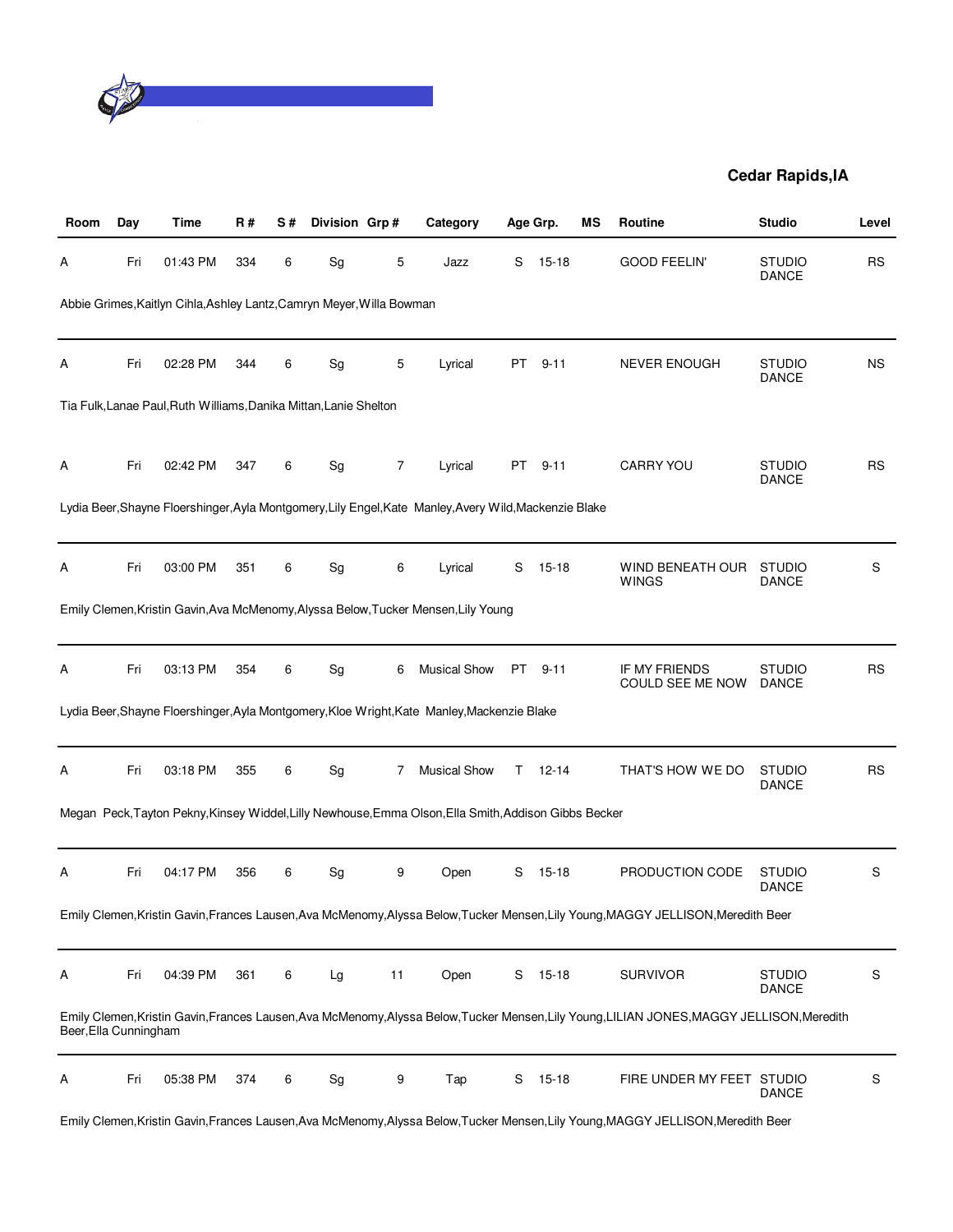**Cedar Rapids,IA**

| Room | Day | Time | R # | S # | Division | Grp # | Category | Age Grp. | | MS | Routine | Studio | Level |
|---|---|---|---|---|---|---|---|---|---|---|---|---|---|
| A | Fri | 01:43 PM | 334 | 6 | Sg | 5 | Jazz | S | 15-18 | | GOOD FEELIN' | STUDIO DANCE | RS |
| Abbie Grimes,Kaitlyn Cihla,Ashley Lantz,Camryn Meyer,Willa Bowman | | | | | | | | | | | | | |
| A | Fri | 02:28 PM | 344 | 6 | Sg | 5 | Lyrical | PT | 9-11 | | NEVER ENOUGH | STUDIO DANCE | NS |
| Tia Fulk,Lanae Paul,Ruth Williams,Danika Mittan,Lanie Shelton | | | | | | | | | | | | | |
| A | Fri | 02:42 PM | 347 | 6 | Sg | 7 | Lyrical | PT | 9-11 | | CARRY YOU | STUDIO DANCE | RS |
| Lydia Beer,Shayne Floershinger,Ayla Montgomery,Lily Engel,Kate Manley,Avery Wild,Mackenzie Blake | | | | | | | | | | | | | |
| A | Fri | 03:00 PM | 351 | 6 | Sg | 6 | Lyrical | S | 15-18 | | WIND BENEATH OUR WINGS | STUDIO DANCE | S |
| Emily Clemen,Kristin Gavin,Ava McMenomy,Alyssa Below,Tucker Mensen,Lily Young | | | | | | | | | | | | | |
| A | Fri | 03:13 PM | 354 | 6 | Sg | 6 | Musical Show | PT | 9-11 | | IF MY FRIENDS COULD SEE ME NOW | STUDIO DANCE | RS |
| Lydia Beer,Shayne Floershinger,Ayla Montgomery,Kloe Wright,Kate Manley,Mackenzie Blake | | | | | | | | | | | | | |
| A | Fri | 03:18 PM | 355 | 6 | Sg | 7 | Musical Show | T | 12-14 | | THAT'S HOW WE DO | STUDIO DANCE | RS |
| Megan Peck,Tayton Pekny,Kinsey Widdel,Lilly Newhouse,Emma Olson,Ella Smith,Addison Gibbs Becker | | | | | | | | | | | | | |
| A | Fri | 04:17 PM | 356 | 6 | Sg | 9 | Open | S | 15-18 | | PRODUCTION CODE | STUDIO DANCE | S |
| Emily Clemen,Kristin Gavin,Frances Lausen,Ava McMenomy,Alyssa Below,Tucker Mensen,Lily Young,MAGGY JELLISON,Meredith Beer | | | | | | | | | | | | | |
| A | Fri | 04:39 PM | 361 | 6 | Lg | 11 | Open | S | 15-18 | | SURVIVOR | STUDIO DANCE | S |
| Emily Clemen,Kristin Gavin,Frances Lausen,Ava McMenomy,Alyssa Below,Tucker Mensen,Lily Young,LILIAN JONES,MAGGY JELLISON,Meredith Beer,Ella Cunningham | | | | | | | | | | | | | |
| A | Fri | 05:38 PM | 374 | 6 | Sg | 9 | Tap | S | 15-18 | | FIRE UNDER MY FEET | STUDIO DANCE | S |
| Emily Clemen,Kristin Gavin,Frances Lausen,Ava McMenomy,Alyssa Below,Tucker Mensen,Lily Young,MAGGY JELLISON,Meredith Beer | | | | | | | | | | | | | |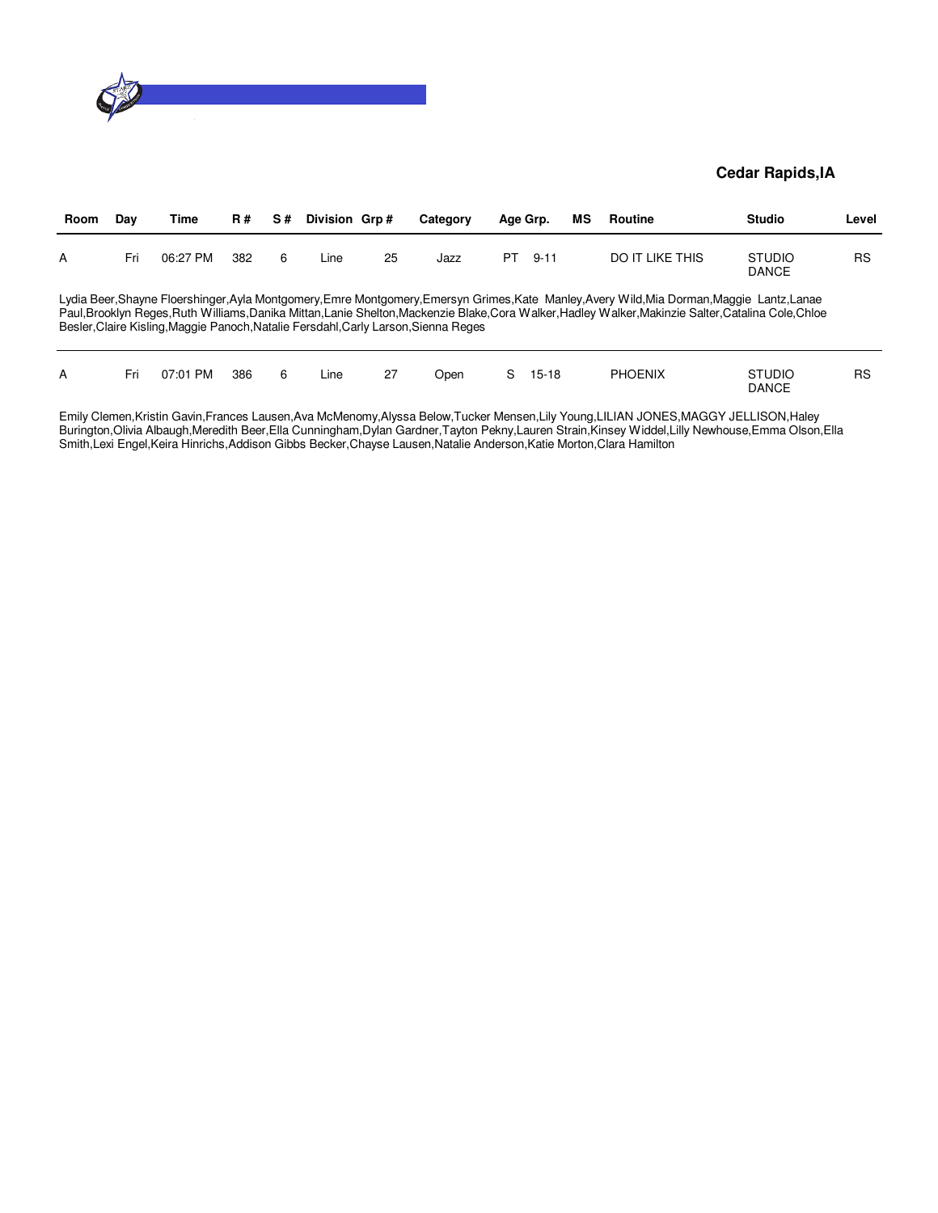**Cedar Rapids,IA**

| Room | Day | Time | R # | S # | Division | Grp # | Category | Age Grp. | MS | Routine | Studio | Level |
|---|---|---|---|---|---|---|---|---|---|---|---|---|
| A | Fri | 06:27 PM | 382 | 6 | Line | 25 | Jazz | PT 9-11 | | DO IT LIKE THIS | STUDIO DANCE | RS |

Lydia Beer,Shayne Floershinger,Ayla Montgomery,Emre Montgomery,Emersyn Grimes,Kate Manley,Avery Wild,Mia Dorman,Maggie Lantz,Lanae Paul,Brooklyn Reges,Ruth Williams,Danika Mittan,Lanie Shelton,Mackenzie Blake,Cora Walker,Hadley Walker,Makinzie Salter,Catalina Cole,Chloe Besler,Claire Kisling,Maggie Panoch,Natalie Fersdahl,Carly Larson,Sienna Reges

| Room | Day | Time | R # | S # | Division | Grp # | Category | Age Grp. | MS | Routine | Studio | Level |
|---|---|---|---|---|---|---|---|---|---|---|---|---|
| A | Fri | 07:01 PM | 386 | 6 | Line | 27 | Open | S 15-18 | | PHOENIX | STUDIO DANCE | RS |

Emily Clemen,Kristin Gavin,Frances Lausen,Ava McMenomy,Alyssa Below,Tucker Mensen,Lily Young,LILIAN JONES,MAGGY JELLISON,Haley Burington,Olivia Albaugh,Meredith Beer,Ella Cunningham,Dylan Gardner,Tayton Pekny,Lauren Strain,Kinsey Widdel,Lilly Newhouse,Emma Olson,Ella Smith,Lexi Engel,Keira Hinrichs,Addison Gibbs Becker,Chayse Lausen,Natalie Anderson,Katie Morton,Clara Hamilton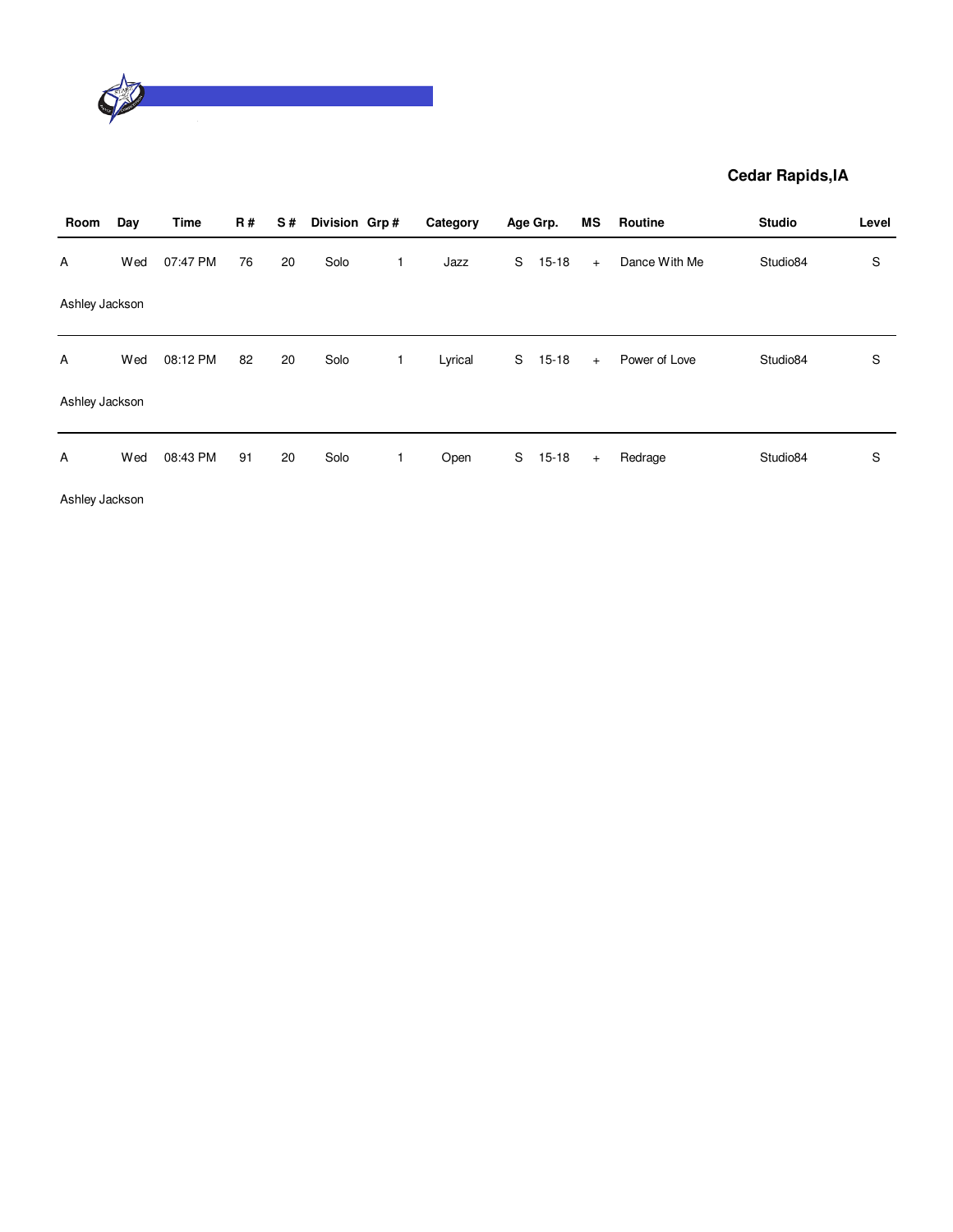**Cedar Rapids,IA**

| Room | Day | Time | R # | S # | Division | Grp # | Category | Age Grp. | | MS | Routine | Studio | Level |
|---|---|---|---|---|---|---|---|---|---|---|---|---|---|
| A | Wed | 07:47 PM | 76 | 20 | Solo | 1 | Jazz | S | 15-18 | + | Dance With Me | Studio84 | S |
| Ashley Jackson | | | | | | | | | | | | | |
| A | Wed | 08:12 PM | 82 | 20 | Solo | 1 | Lyrical | S | 15-18 | + | Power of Love | Studio84 | S |
| Ashley Jackson | | | | | | | | | | | | | |
| A | Wed | 08:43 PM | 91 | 20 | Solo | 1 | Open | S | 15-18 | + | Redrage | Studio84 | S |
| Ashley Jackson | | | | | | | | | | | | | |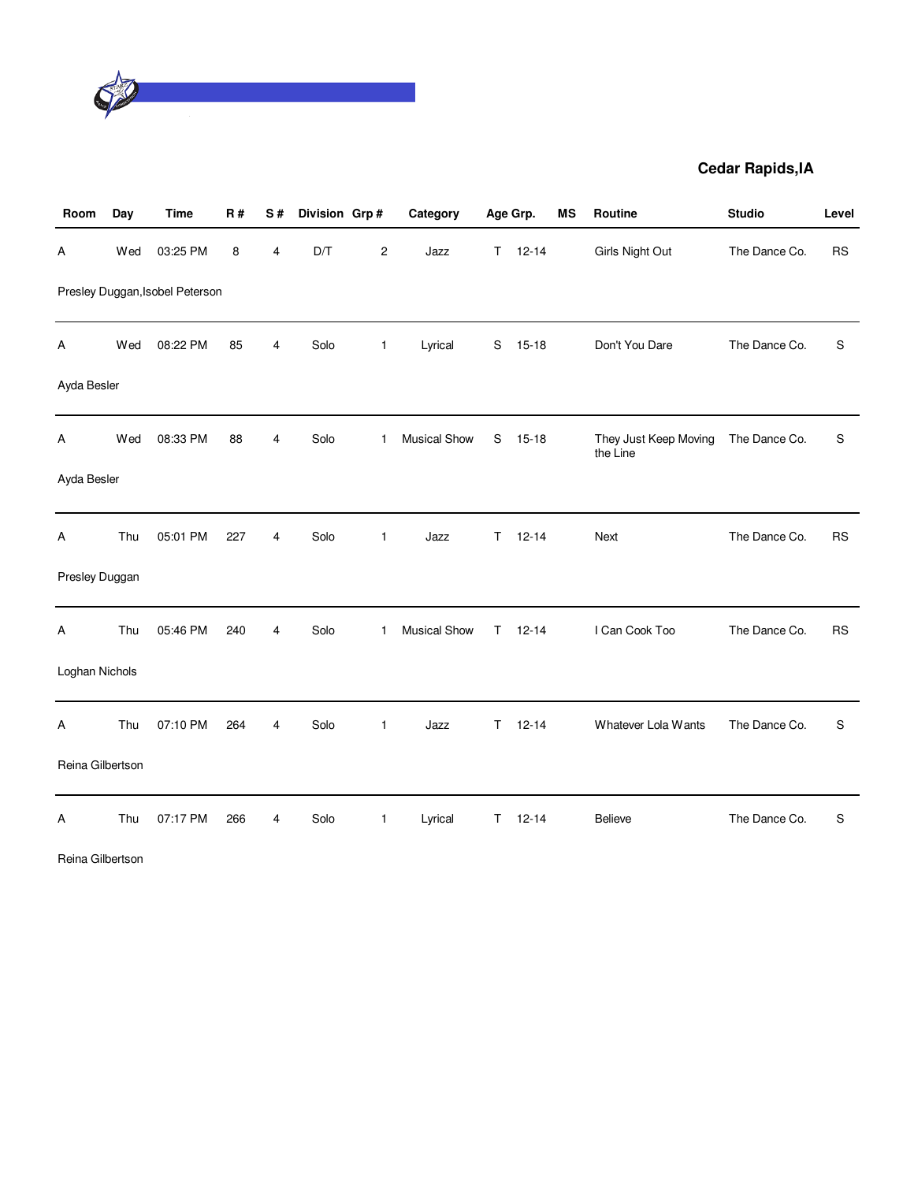**Cedar Rapids,IA**

| Room | Day | Time | R # | S # | Division | Grp # | Category | Age Grp. | | MS | Routine | Studio | Level |
|---|---|---|---|---|---|---|---|---|---|---|---|---|---|
| A | Wed | 03:25 PM | 8 | 4 | D/T | 2 | Jazz | T | 12-14 | | Girls Night Out | The Dance Co. | RS |
| Presley Duggan,Isobel Peterson | | | | | | | | | | | | | |
| A | Wed | 08:22 PM | 85 | 4 | Solo | 1 | Lyrical | S | 15-18 | | Don't You Dare | The Dance Co. | S |
| Ayda Besler | | | | | | | | | | | | | |
| A | Wed | 08:33 PM | 88 | 4 | Solo | 1 | Musical Show | S | 15-18 | | They Just Keep Moving the Line | The Dance Co. | S |
| Ayda Besler | | | | | | | | | | | | | |
| A | Thu | 05:01 PM | 227 | 4 | Solo | 1 | Jazz | T | 12-14 | | Next | The Dance Co. | RS |
| Presley Duggan | | | | | | | | | | | | | |
| A | Thu | 05:46 PM | 240 | 4 | Solo | 1 | Musical Show | T | 12-14 | | I Can Cook Too | The Dance Co. | RS |
| Loghan Nichols | | | | | | | | | | | | | |
| A | Thu | 07:10 PM | 264 | 4 | Solo | 1 | Jazz | T | 12-14 | | Whatever Lola Wants | The Dance Co. | S |
| Reina Gilbertson | | | | | | | | | | | | | |
| A | Thu | 07:17 PM | 266 | 4 | Solo | 1 | Lyrical | T | 12-14 | | Believe | The Dance Co. | S |
| Reina Gilbertson | | | | | | | | | | | | | |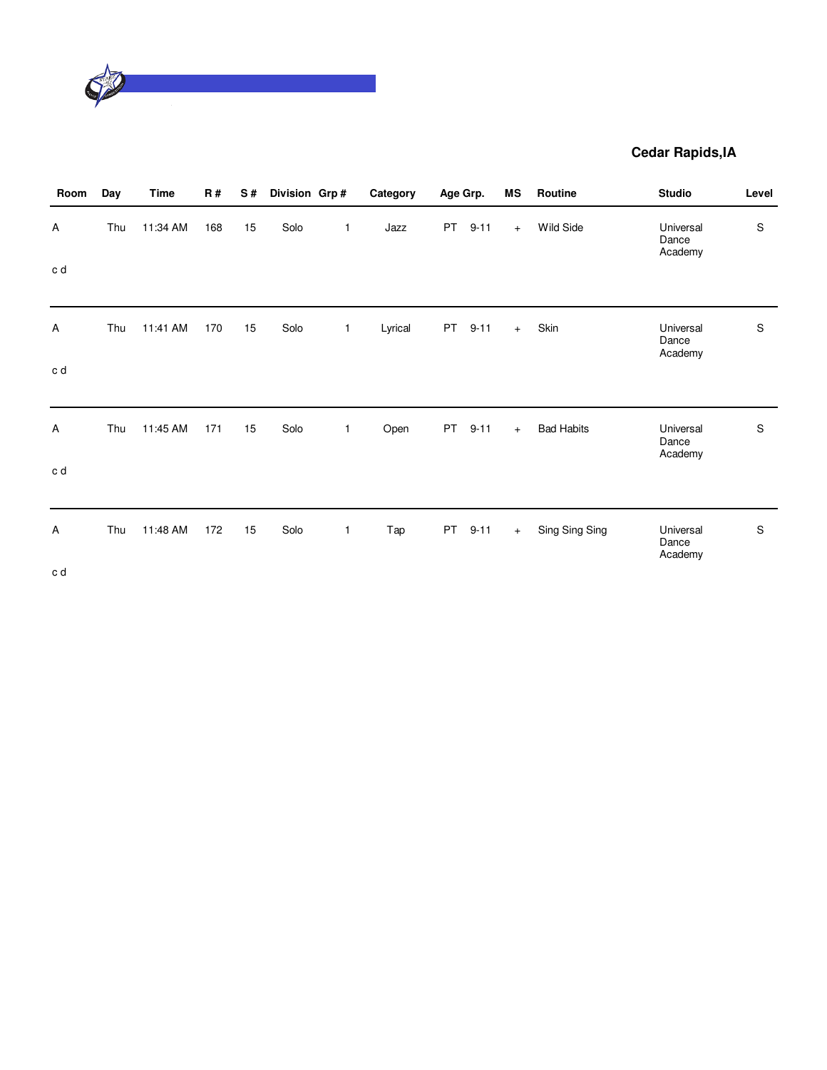**Cedar Rapids,IA**

| Room | Day | Time | R # | S # | Division | Grp # | Category | Age Grp. | | MS | Routine | Studio | Level |
|---|---|---|---|---|---|---|---|---|---|---|---|---|---|
| A | Thu | 11:34 AM | 168 | 15 | Solo | 1 | Jazz | PT | 9-11 | + | Wild Side | Universal Dance Academy | S |
| c d | | | | | | | | | | | | | |
| A | Thu | 11:41 AM | 170 | 15 | Solo | 1 | Lyrical | PT | 9-11 | + | Skin | Universal Dance Academy | S |
| c d | | | | | | | | | | | | | |
| A | Thu | 11:45 AM | 171 | 15 | Solo | 1 | Open | PT | 9-11 | + | Bad Habits | Universal Dance Academy | S |
| c d | | | | | | | | | | | | | |
| A | Thu | 11:48 AM | 172 | 15 | Solo | 1 | Tap | PT | 9-11 | + | Sing Sing Sing | Universal Dance Academy | S |
| c d | | | | | | | | | | | | | |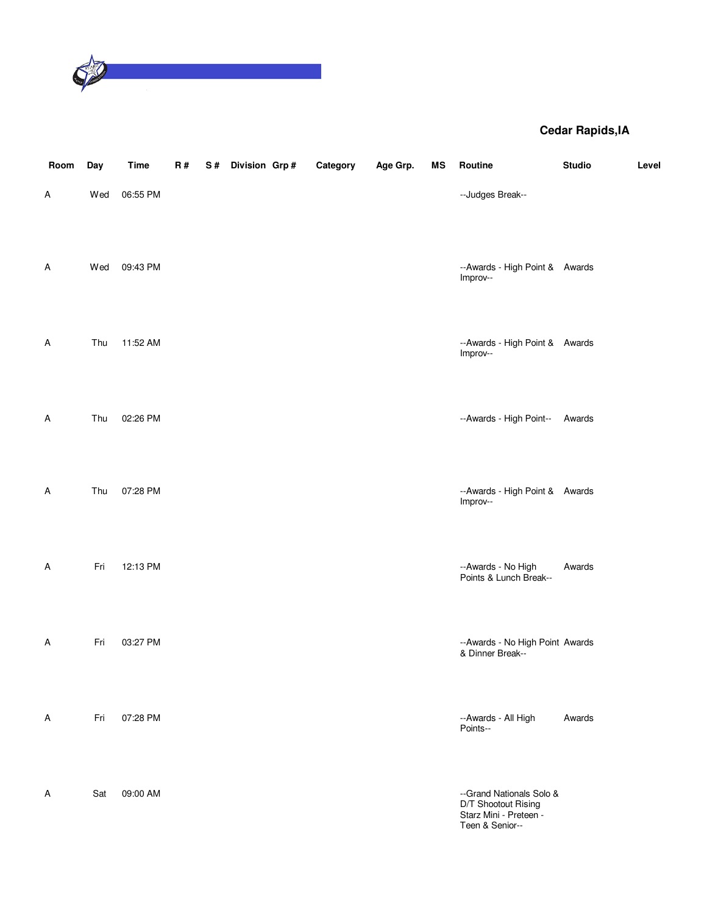**Cedar Rapids,IA**

| Room | Day | Time | R # | S # | Division | Grp # | Category | Age Grp. | MS | Routine | Studio | Level |
|---|---|---|---|---|---|---|---|---|---|---|---|---|
| A | Wed | 06:55 PM | | | | | | | | --Judges Break-- | | |
| A | Wed | 09:43 PM | | | | | | | | --Awards - High Point & Improv-- | Awards | |
| A | Thu | 11:52 AM | | | | | | | | --Awards - High Point & Improv-- | Awards | |
| A | Thu | 02:26 PM | | | | | | | | --Awards - High Point-- | Awards | |
| A | Thu | 07:28 PM | | | | | | | | --Awards - High Point & Improv-- | Awards | |
| A | Fri | 12:13 PM | | | | | | | | --Awards - No High Points & Lunch Break-- | Awards | |
| A | Fri | 03:27 PM | | | | | | | | --Awards - No High Point & Dinner Break-- | Awards | |
| A | Fri | 07:28 PM | | | | | | | | --Awards - All High Points-- | Awards | |
| A | Sat | 09:00 AM | | | | | | | | --Grand Nationals Solo & D/T Shootout Rising Starz Mini - Preteen - Teen & Senior-- | | |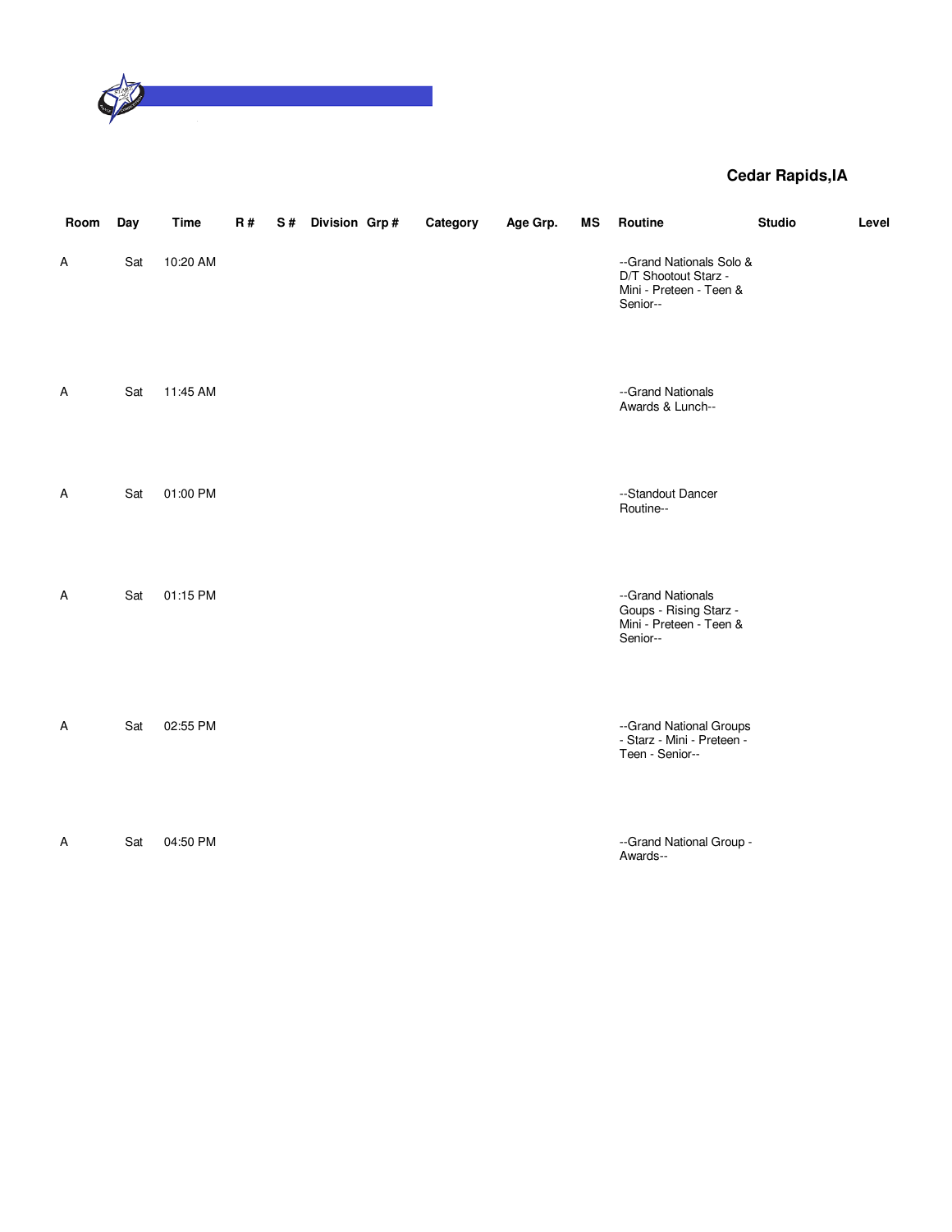Cedar Rapids,IA

| Room | Day | Time | R # | S # | Division | Grp # | Category | Age Grp. | MS | Routine | Studio | Level |
|---|---|---|---|---|---|---|---|---|---|---|---|---|
| A | Sat | 10:20 AM | | | | | | | | --Grand Nationals Solo & D/T Shootout Starz - Mini - Preteen - Teen & Senior-- | | |
| A | Sat | 11:45 AM | | | | | | | | --Grand Nationals Awards & Lunch-- | | |
| A | Sat | 01:00 PM | | | | | | | | --Standout Dancer Routine-- | | |
| A | Sat | 01:15 PM | | | | | | | | --Grand Nationals Goups - Rising Starz - Mini - Preteen - Teen & Senior-- | | |
| A | Sat | 02:55 PM | | | | | | | | --Grand National Groups - Starz - Mini - Preteen - Teen - Senior-- | | |
| A | Sat | 04:50 PM | | | | | | | | --Grand National Group - Awards-- | | |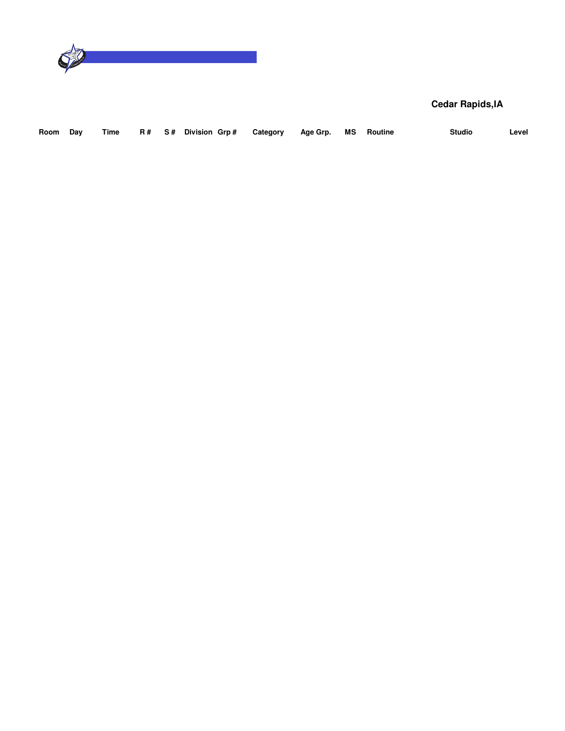Cedar Rapids,IA

| Room | Day | Time | R # | S # | Division | Grp # | Category | Age Grp. | MS | Routine | Studio | Level |
|---|---|---|---|---|---|---|---|---|---|---|---|---|